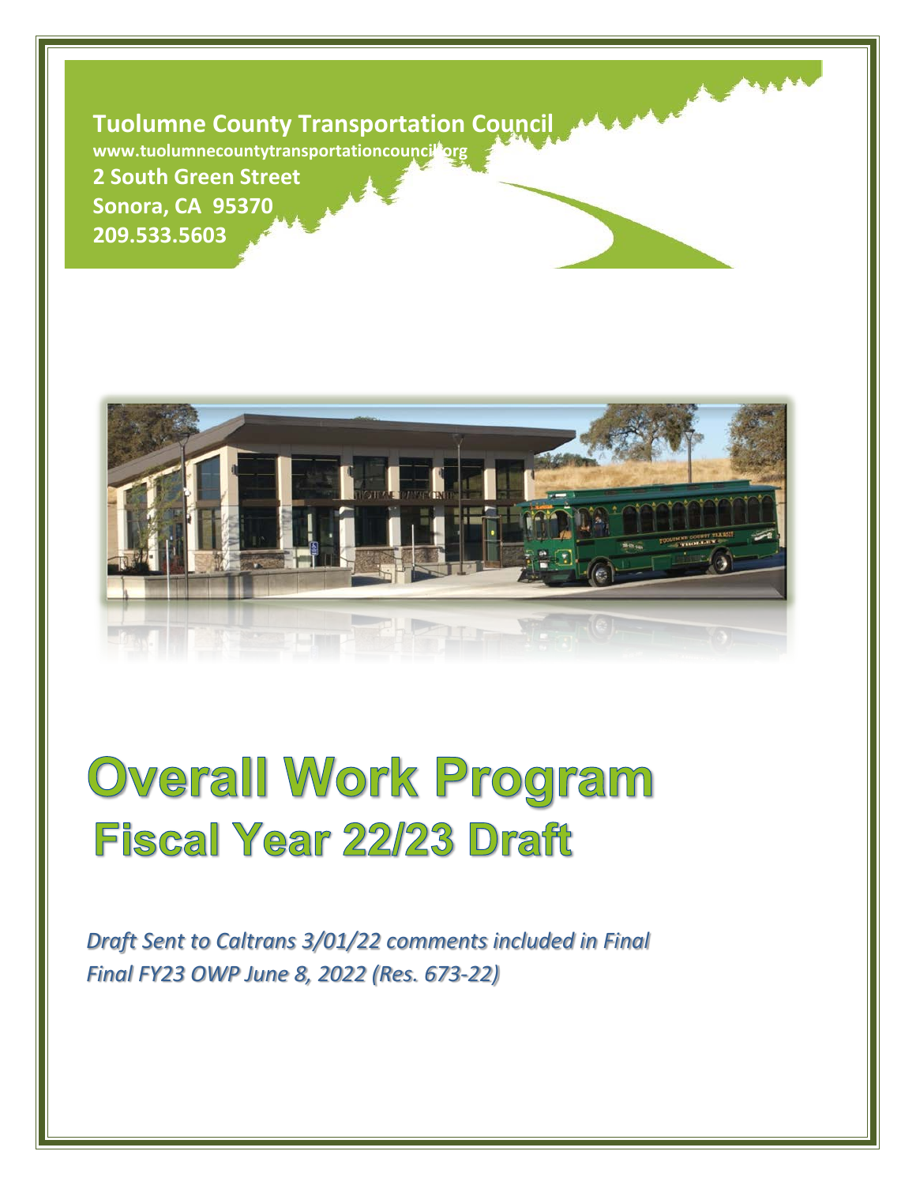**Tuolumne County Transportation Council**
www.tuolumnecountytransportationcouncil.org
2 South Green Street
Sonora, CA 95370
209.533.5603

# Overall Work Program

## Fiscal Year 22/23 Draft

*Draft Sent to Caltrans 3/01/22 comments included in Final*
*Final FY23 OWP June 8, 2022 (Res. 673-22)*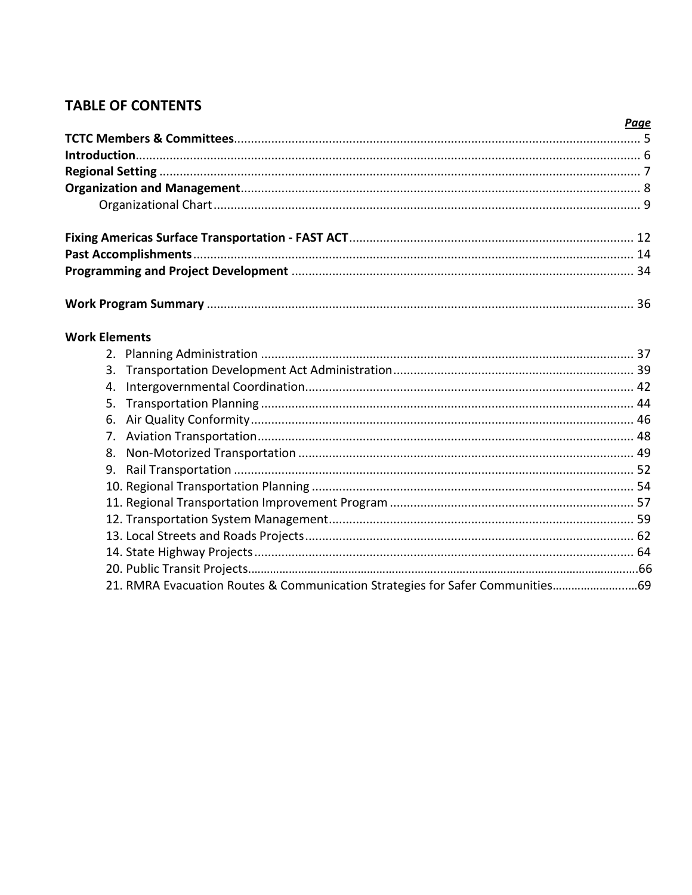## TABLE OF CONTENTS

| | *Page* |
|---|---|
| **TCTC Members & Committees** | 5 |
| **Introduction** | 6 |
| **Regional Setting** | 7 |
| **Organization and Management** | 8 |
| Organizational Chart | 9 |
| **Fixing Americas Surface Transportation - FAST ACT** | 12 |
| **Past Accomplishments** | 14 |
| **Programming and Project Development** | 34 |
| **Work Program Summary** | 36 |

**Work Elements**

| | |
|---|---|
| 2. Planning Administration | 37 |
| 3. Transportation Development Act Administration | 39 |
| 4. Intergovernmental Coordination | 42 |
| 5. Transportation Planning | 44 |
| 6. Air Quality Conformity | 46 |
| 7. Aviation Transportation | 48 |
| 8. Non-Motorized Transportation | 49 |
| 9. Rail Transportation | 52 |
| 10. Regional Transportation Planning | 54 |
| 11. Regional Transportation Improvement Program | 57 |
| 12. Transportation System Management | 59 |
| 13. Local Streets and Roads Projects | 62 |
| 14. State Highway Projects | 64 |
| 20. Public Transit Projects | 66 |
| 21. RMRA Evacuation Routes & Communication Strategies for Safer Communities | 69 |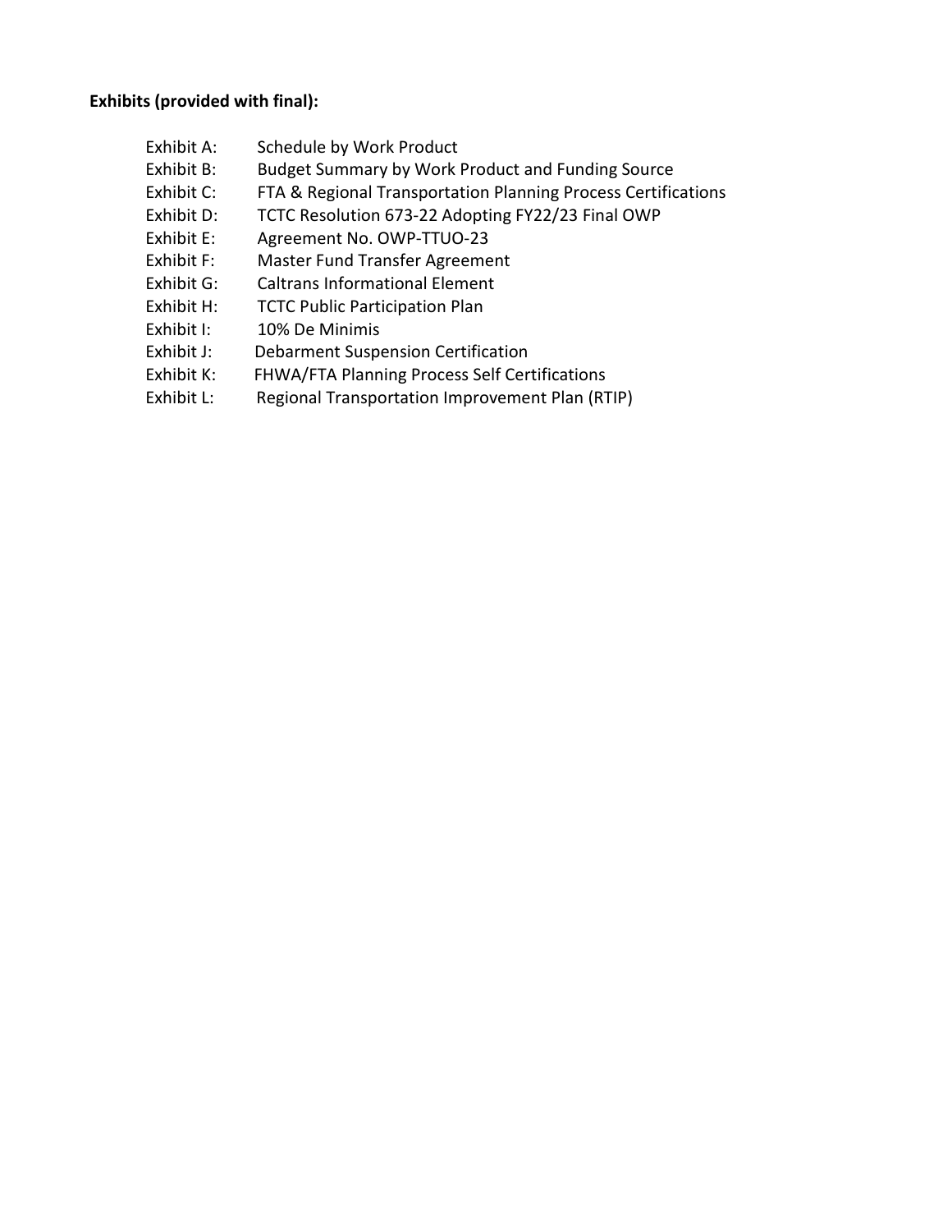**Exhibits (provided with final):**

- Exhibit A: Schedule by Work Product
- Exhibit B: Budget Summary by Work Product and Funding Source
- Exhibit C: FTA & Regional Transportation Planning Process Certifications
- Exhibit D: TCTC Resolution 673-22 Adopting FY22/23 Final OWP
- Exhibit E: Agreement No. OWP-TTUO-23
- Exhibit F: Master Fund Transfer Agreement
- Exhibit G: Caltrans Informational Element
- Exhibit H: TCTC Public Participation Plan
- Exhibit I: 10% De Minimis
- Exhibit J: Debarment Suspension Certification
- Exhibit K: FHWA/FTA Planning Process Self Certifications
- Exhibit L: Regional Transportation Improvement Plan (RTIP)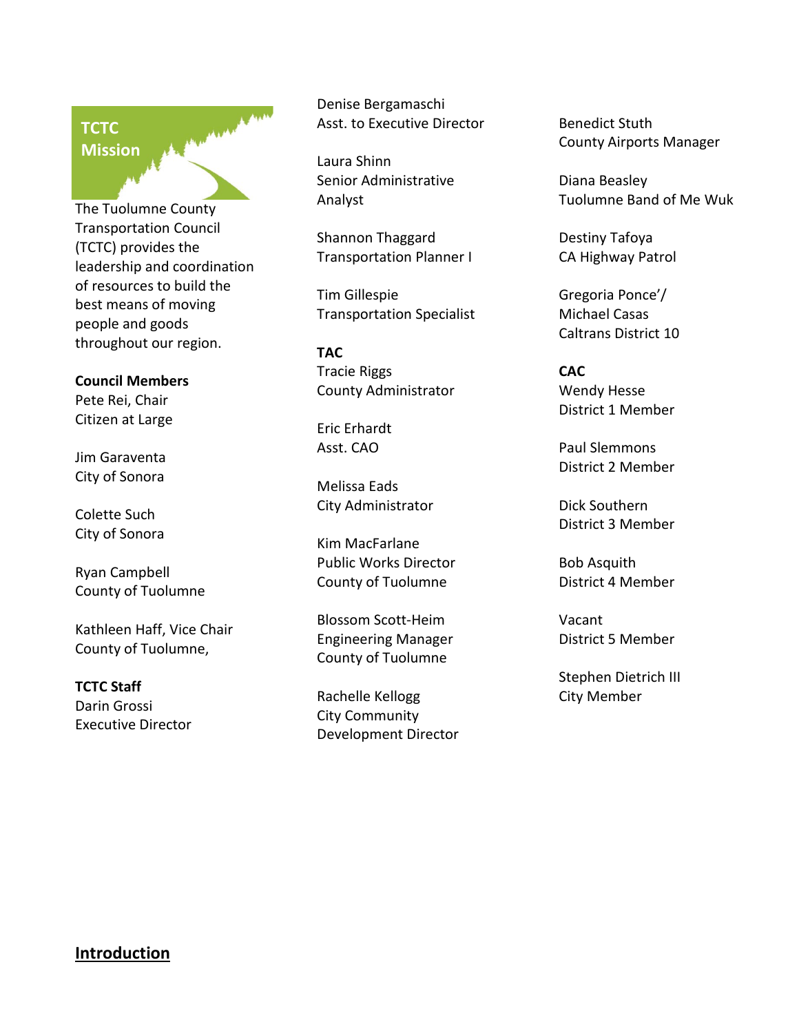**TCTC Mission**

The Tuolumne County Transportation Council (TCTC) provides the leadership and coordination of resources to build the best means of moving people and goods throughout our region.

**Council Members**

Pete Rei, Chair
Citizen at Large

Jim Garaventa
City of Sonora

Colette Such
City of Sonora

Ryan Campbell
County of Tuolumne

Kathleen Haff, Vice Chair
County of Tuolumne,

**TCTC Staff**

Darin Grossi
Executive Director

Denise Bergamaschi
Asst. to Executive Director

Laura Shinn
Senior Administrative Analyst

Shannon Thaggard
Transportation Planner I

Tim Gillespie
Transportation Specialist

**TAC**

Tracie Riggs
County Administrator

Eric Erhardt
Asst. CAO

Melissa Eads
City Administrator

Kim MacFarlane
Public Works Director
County of Tuolumne

Blossom Scott-Heim
Engineering Manager
County of Tuolumne

Rachelle Kellogg
City Community Development Director

Benedict Stuth
County Airports Manager

Diana Beasley
Tuolumne Band of Me Wuk

Destiny Tafoya
CA Highway Patrol

Gregoria Ponce'/
Michael Casas
Caltrans District 10

**CAC**

Wendy Hesse
District 1 Member

Paul Slemmons
District 2 Member

Dick Southern
District 3 Member

Bob Asquith
District 4 Member

Vacant
District 5 Member

Stephen Dietrich III
City Member

## Introduction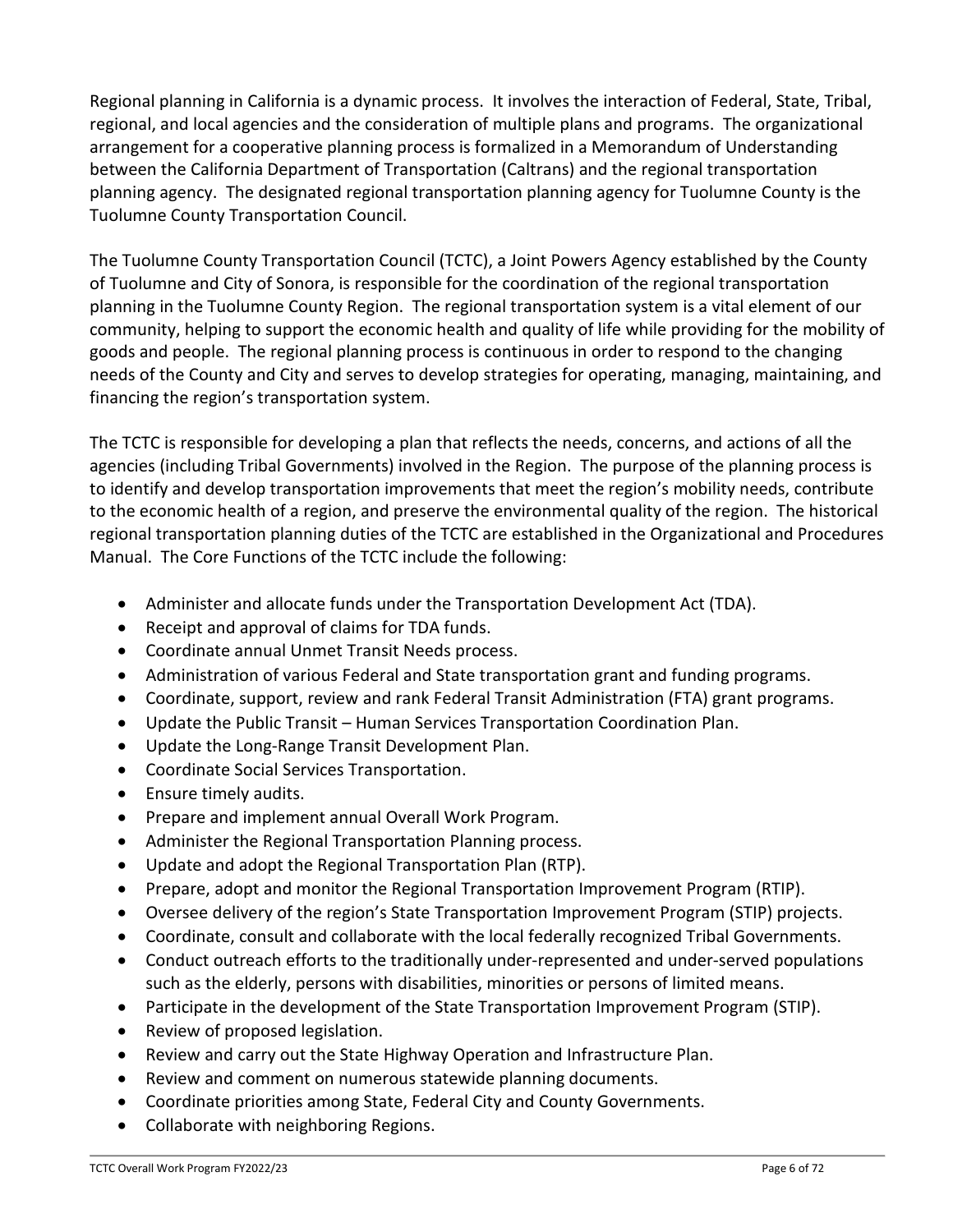Regional planning in California is a dynamic process. It involves the interaction of Federal, State, Tribal, regional, and local agencies and the consideration of multiple plans and programs. The organizational arrangement for a cooperative planning process is formalized in a Memorandum of Understanding between the California Department of Transportation (Caltrans) and the regional transportation planning agency. The designated regional transportation planning agency for Tuolumne County is the Tuolumne County Transportation Council.

The Tuolumne County Transportation Council (TCTC), a Joint Powers Agency established by the County of Tuolumne and City of Sonora, is responsible for the coordination of the regional transportation planning in the Tuolumne County Region. The regional transportation system is a vital element of our community, helping to support the economic health and quality of life while providing for the mobility of goods and people. The regional planning process is continuous in order to respond to the changing needs of the County and City and serves to develop strategies for operating, managing, maintaining, and financing the region's transportation system.

The TCTC is responsible for developing a plan that reflects the needs, concerns, and actions of all the agencies (including Tribal Governments) involved in the Region. The purpose of the planning process is to identify and develop transportation improvements that meet the region's mobility needs, contribute to the economic health of a region, and preserve the environmental quality of the region. The historical regional transportation planning duties of the TCTC are established in the Organizational and Procedures Manual. The Core Functions of the TCTC include the following:

- Administer and allocate funds under the Transportation Development Act (TDA).
- Receipt and approval of claims for TDA funds.
- Coordinate annual Unmet Transit Needs process.
- Administration of various Federal and State transportation grant and funding programs.
- Coordinate, support, review and rank Federal Transit Administration (FTA) grant programs.
- Update the Public Transit – Human Services Transportation Coordination Plan.
- Update the Long-Range Transit Development Plan.
- Coordinate Social Services Transportation.
- Ensure timely audits.
- Prepare and implement annual Overall Work Program.
- Administer the Regional Transportation Planning process.
- Update and adopt the Regional Transportation Plan (RTP).
- Prepare, adopt and monitor the Regional Transportation Improvement Program (RTIP).
- Oversee delivery of the region's State Transportation Improvement Program (STIP) projects.
- Coordinate, consult and collaborate with the local federally recognized Tribal Governments.
- Conduct outreach efforts to the traditionally under-represented and under-served populations such as the elderly, persons with disabilities, minorities or persons of limited means.
- Participate in the development of the State Transportation Improvement Program (STIP).
- Review of proposed legislation.
- Review and carry out the State Highway Operation and Infrastructure Plan.
- Review and comment on numerous statewide planning documents.
- Coordinate priorities among State, Federal City and County Governments.
- Collaborate with neighboring Regions.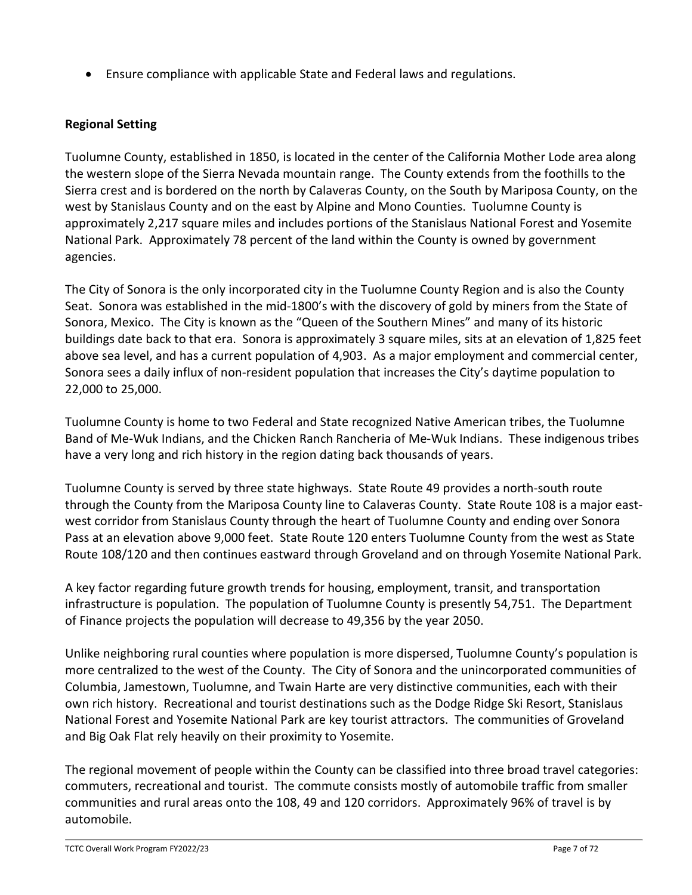- Ensure compliance with applicable State and Federal laws and regulations.

**Regional Setting**

Tuolumne County, established in 1850, is located in the center of the California Mother Lode area along the western slope of the Sierra Nevada mountain range. The County extends from the foothills to the Sierra crest and is bordered on the north by Calaveras County, on the South by Mariposa County, on the west by Stanislaus County and on the east by Alpine and Mono Counties. Tuolumne County is approximately 2,217 square miles and includes portions of the Stanislaus National Forest and Yosemite National Park. Approximately 78 percent of the land within the County is owned by government agencies.

The City of Sonora is the only incorporated city in the Tuolumne County Region and is also the County Seat. Sonora was established in the mid-1800's with the discovery of gold by miners from the State of Sonora, Mexico. The City is known as the "Queen of the Southern Mines" and many of its historic buildings date back to that era. Sonora is approximately 3 square miles, sits at an elevation of 1,825 feet above sea level, and has a current population of 4,903. As a major employment and commercial center, Sonora sees a daily influx of non-resident population that increases the City's daytime population to 22,000 to 25,000.

Tuolumne County is home to two Federal and State recognized Native American tribes, the Tuolumne Band of Me-Wuk Indians, and the Chicken Ranch Rancheria of Me-Wuk Indians. These indigenous tribes have a very long and rich history in the region dating back thousands of years.

Tuolumne County is served by three state highways. State Route 49 provides a north-south route through the County from the Mariposa County line to Calaveras County. State Route 108 is a major east-west corridor from Stanislaus County through the heart of Tuolumne County and ending over Sonora Pass at an elevation above 9,000 feet. State Route 120 enters Tuolumne County from the west as State Route 108/120 and then continues eastward through Groveland and on through Yosemite National Park.

A key factor regarding future growth trends for housing, employment, transit, and transportation infrastructure is population. The population of Tuolumne County is presently 54,751. The Department of Finance projects the population will decrease to 49,356 by the year 2050.

Unlike neighboring rural counties where population is more dispersed, Tuolumne County's population is more centralized to the west of the County. The City of Sonora and the unincorporated communities of Columbia, Jamestown, Tuolumne, and Twain Harte are very distinctive communities, each with their own rich history. Recreational and tourist destinations such as the Dodge Ridge Ski Resort, Stanislaus National Forest and Yosemite National Park are key tourist attractors. The communities of Groveland and Big Oak Flat rely heavily on their proximity to Yosemite.

The regional movement of people within the County can be classified into three broad travel categories: commuters, recreational and tourist. The commute consists mostly of automobile traffic from smaller communities and rural areas onto the 108, 49 and 120 corridors. Approximately 96% of travel is by automobile.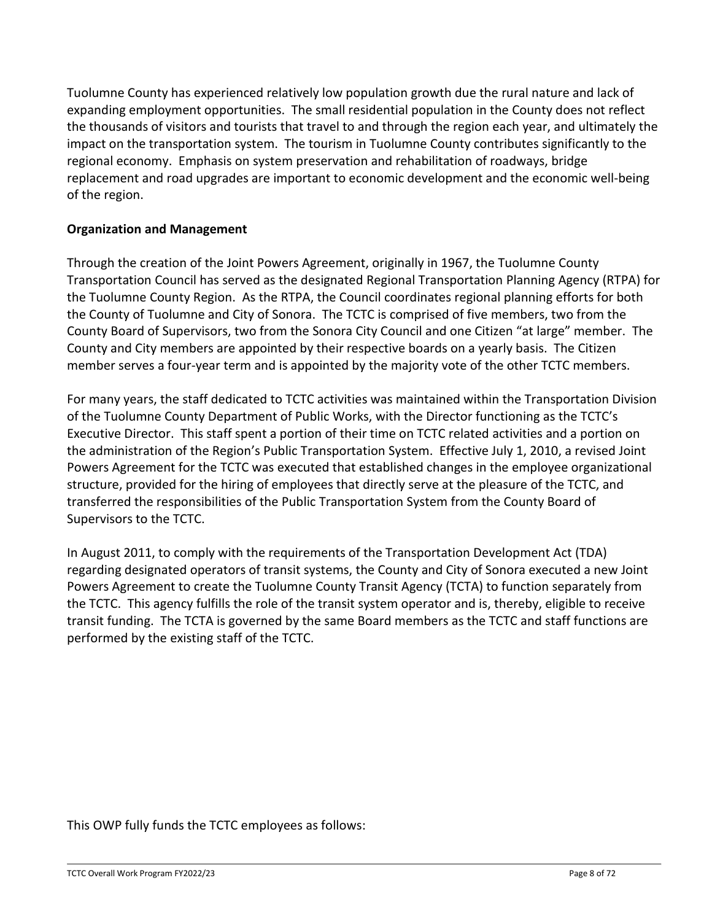Tuolumne County has experienced relatively low population growth due the rural nature and lack of expanding employment opportunities. The small residential population in the County does not reflect the thousands of visitors and tourists that travel to and through the region each year, and ultimately the impact on the transportation system. The tourism in Tuolumne County contributes significantly to the regional economy. Emphasis on system preservation and rehabilitation of roadways, bridge replacement and road upgrades are important to economic development and the economic well-being of the region.

**Organization and Management**

Through the creation of the Joint Powers Agreement, originally in 1967, the Tuolumne County Transportation Council has served as the designated Regional Transportation Planning Agency (RTPA) for the Tuolumne County Region. As the RTPA, the Council coordinates regional planning efforts for both the County of Tuolumne and City of Sonora. The TCTC is comprised of five members, two from the County Board of Supervisors, two from the Sonora City Council and one Citizen "at large" member. The County and City members are appointed by their respective boards on a yearly basis. The Citizen member serves a four-year term and is appointed by the majority vote of the other TCTC members.

For many years, the staff dedicated to TCTC activities was maintained within the Transportation Division of the Tuolumne County Department of Public Works, with the Director functioning as the TCTC's Executive Director. This staff spent a portion of their time on TCTC related activities and a portion on the administration of the Region's Public Transportation System. Effective July 1, 2010, a revised Joint Powers Agreement for the TCTC was executed that established changes in the employee organizational structure, provided for the hiring of employees that directly serve at the pleasure of the TCTC, and transferred the responsibilities of the Public Transportation System from the County Board of Supervisors to the TCTC.

In August 2011, to comply with the requirements of the Transportation Development Act (TDA) regarding designated operators of transit systems, the County and City of Sonora executed a new Joint Powers Agreement to create the Tuolumne County Transit Agency (TCTA) to function separately from the TCTC. This agency fulfills the role of the transit system operator and is, thereby, eligible to receive transit funding. The TCTA is governed by the same Board members as the TCTC and staff functions are performed by the existing staff of the TCTC.

This OWP fully funds the TCTC employees as follows: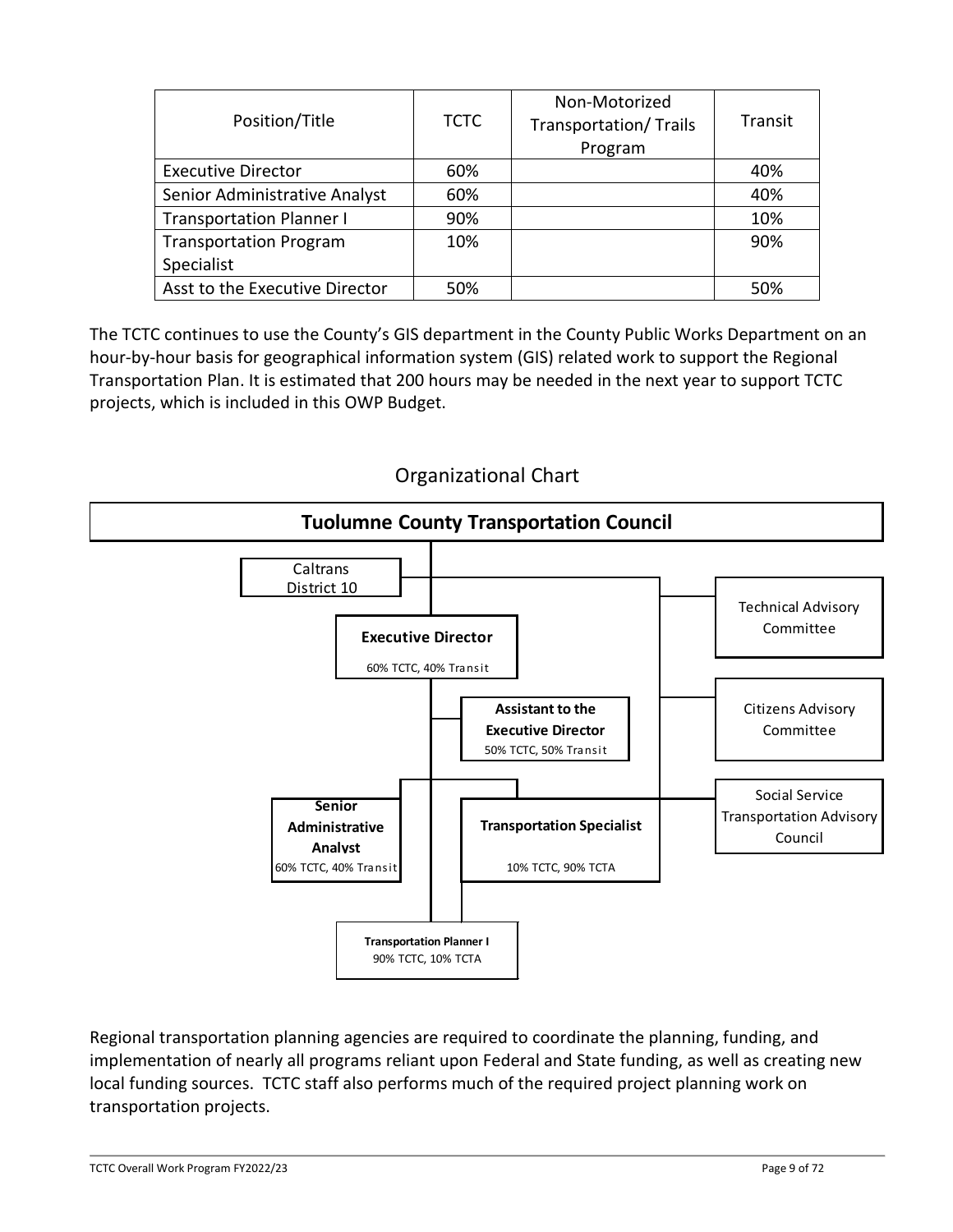| Position/Title | TCTC | Non-Motorized Transportation/ Trails Program | Transit |
|---|---|---|---|
| Executive Director | 60% | | 40% |
| Senior Administrative Analyst | 60% | | 40% |
| Transportation Planner I | 90% | | 10% |
| Transportation Program Specialist | 10% | | 90% |
| Asst to the Executive Director | 50% | | 50% |

The TCTC continues to use the County's GIS department in the County Public Works Department on an hour-by-hour basis for geographical information system (GIS) related work to support the Regional Transportation Plan. It is estimated that 200 hours may be needed in the next year to support TCTC projects, which is included in this OWP Budget.

## Organizational Chart

**Tuolumne County Transportation Council**

- Caltrans District 10
- **Executive Director** — 60% TCTC, 40% Transit
- **Assistant to the Executive Director** — 50% TCTC, 50% Transit
- **Senior Administrative Analyst** — 60% TCTC, 40% Transit
- **Transportation Specialist** — 10% TCTC, 90% TCTA
- **Transportation Planner I** — 90% TCTC, 10% TCTA
- Technical Advisory Committee
- Citizens Advisory Committee
- Social Service Transportation Advisory Council

Regional transportation planning agencies are required to coordinate the planning, funding, and implementation of nearly all programs reliant upon Federal and State funding, as well as creating new local funding sources. TCTC staff also performs much of the required project planning work on transportation projects.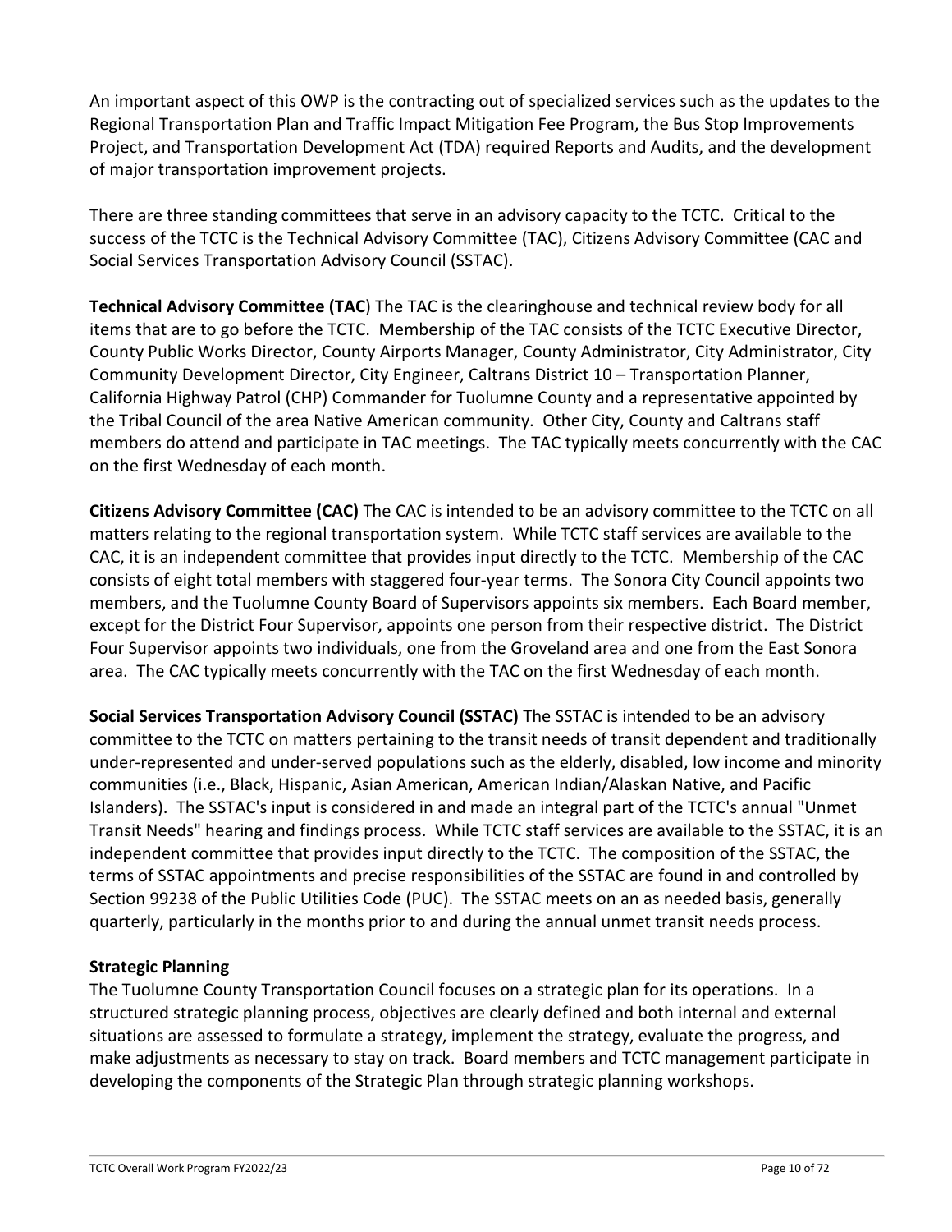An important aspect of this OWP is the contracting out of specialized services such as the updates to the Regional Transportation Plan and Traffic Impact Mitigation Fee Program, the Bus Stop Improvements Project, and Transportation Development Act (TDA) required Reports and Audits, and the development of major transportation improvement projects.

There are three standing committees that serve in an advisory capacity to the TCTC. Critical to the success of the TCTC is the Technical Advisory Committee (TAC), Citizens Advisory Committee (CAC and Social Services Transportation Advisory Council (SSTAC).

**Technical Advisory Committee (TAC**) The TAC is the clearinghouse and technical review body for all items that are to go before the TCTC. Membership of the TAC consists of the TCTC Executive Director, County Public Works Director, County Airports Manager, County Administrator, City Administrator, City Community Development Director, City Engineer, Caltrans District 10 – Transportation Planner, California Highway Patrol (CHP) Commander for Tuolumne County and a representative appointed by the Tribal Council of the area Native American community. Other City, County and Caltrans staff members do attend and participate in TAC meetings. The TAC typically meets concurrently with the CAC on the first Wednesday of each month.

**Citizens Advisory Committee (CAC)** The CAC is intended to be an advisory committee to the TCTC on all matters relating to the regional transportation system. While TCTC staff services are available to the CAC, it is an independent committee that provides input directly to the TCTC. Membership of the CAC consists of eight total members with staggered four-year terms. The Sonora City Council appoints two members, and the Tuolumne County Board of Supervisors appoints six members. Each Board member, except for the District Four Supervisor, appoints one person from their respective district. The District Four Supervisor appoints two individuals, one from the Groveland area and one from the East Sonora area. The CAC typically meets concurrently with the TAC on the first Wednesday of each month.

**Social Services Transportation Advisory Council (SSTAC)** The SSTAC is intended to be an advisory committee to the TCTC on matters pertaining to the transit needs of transit dependent and traditionally under-represented and under-served populations such as the elderly, disabled, low income and minority communities (i.e., Black, Hispanic, Asian American, American Indian/Alaskan Native, and Pacific Islanders). The SSTAC's input is considered in and made an integral part of the TCTC's annual "Unmet Transit Needs" hearing and findings process. While TCTC staff services are available to the SSTAC, it is an independent committee that provides input directly to the TCTC. The composition of the SSTAC, the terms of SSTAC appointments and precise responsibilities of the SSTAC are found in and controlled by Section 99238 of the Public Utilities Code (PUC). The SSTAC meets on an as needed basis, generally quarterly, particularly in the months prior to and during the annual unmet transit needs process.

**Strategic Planning**

The Tuolumne County Transportation Council focuses on a strategic plan for its operations. In a structured strategic planning process, objectives are clearly defined and both internal and external situations are assessed to formulate a strategy, implement the strategy, evaluate the progress, and make adjustments as necessary to stay on track. Board members and TCTC management participate in developing the components of the Strategic Plan through strategic planning workshops.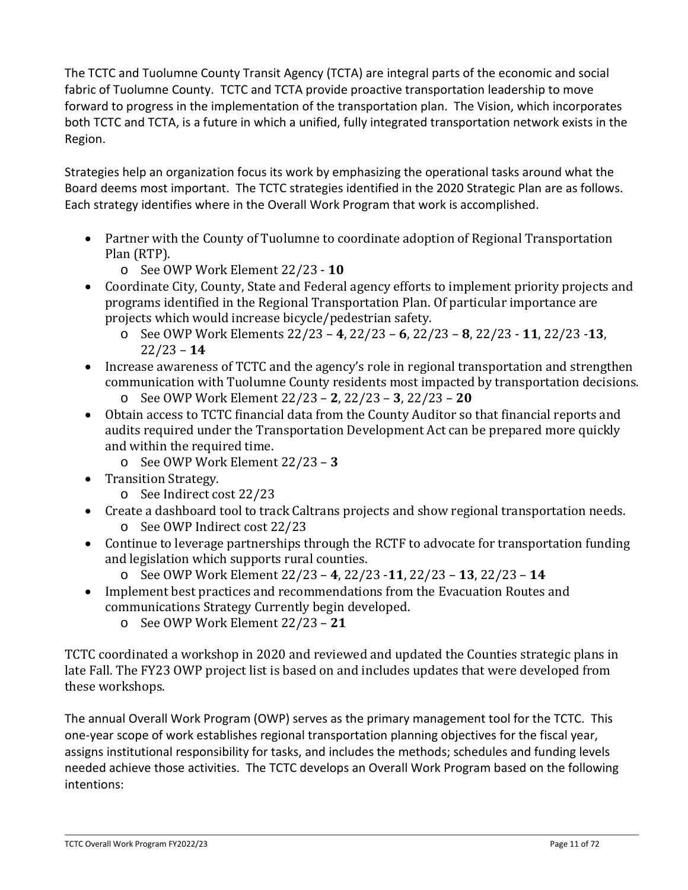The TCTC and Tuolumne County Transit Agency (TCTA) are integral parts of the economic and social fabric of Tuolumne County. TCTC and TCTA provide proactive transportation leadership to move forward to progress in the implementation of the transportation plan. The Vision, which incorporates both TCTC and TCTA, is a future in which a unified, fully integrated transportation network exists in the Region.

Strategies help an organization focus its work by emphasizing the operational tasks around what the Board deems most important. The TCTC strategies identified in the 2020 Strategic Plan are as follows. Each strategy identifies where in the Overall Work Program that work is accomplished.

- Partner with the County of Tuolumne to coordinate adoption of Regional Transportation Plan (RTP).
  - See OWP Work Element 22/23 - **10**
- Coordinate City, County, State and Federal agency efforts to implement priority projects and programs identified in the Regional Transportation Plan. Of particular importance are projects which would increase bicycle/pedestrian safety.
  - See OWP Work Elements 22/23 – **4**, 22/23 – **6**, 22/23 – **8**, 22/23 - **11**, 22/23 -**13**, 22/23 – **14**
- Increase awareness of TCTC and the agency's role in regional transportation and strengthen communication with Tuolumne County residents most impacted by transportation decisions.
  - See OWP Work Element 22/23 – **2**, 22/23 – **3**, 22/23 – **20**
- Obtain access to TCTC financial data from the County Auditor so that financial reports and audits required under the Transportation Development Act can be prepared more quickly and within the required time.
  - See OWP Work Element 22/23 – **3**
- Transition Strategy.
  - See Indirect cost 22/23
- Create a dashboard tool to track Caltrans projects and show regional transportation needs.
  - See OWP Indirect cost 22/23
- Continue to leverage partnerships through the RCTF to advocate for transportation funding and legislation which supports rural counties.
  - See OWP Work Element 22/23 – **4**, 22/23 -**11**, 22/23 – **13**, 22/23 – **14**
- Implement best practices and recommendations from the Evacuation Routes and communications Strategy Currently begin developed.
  - See OWP Work Element 22/23 – **21**

TCTC coordinated a workshop in 2020 and reviewed and updated the Counties strategic plans in late Fall. The FY23 OWP project list is based on and includes updates that were developed from these workshops.

The annual Overall Work Program (OWP) serves as the primary management tool for the TCTC. This one-year scope of work establishes regional transportation planning objectives for the fiscal year, assigns institutional responsibility for tasks, and includes the methods; schedules and funding levels needed achieve those activities. The TCTC develops an Overall Work Program based on the following intentions: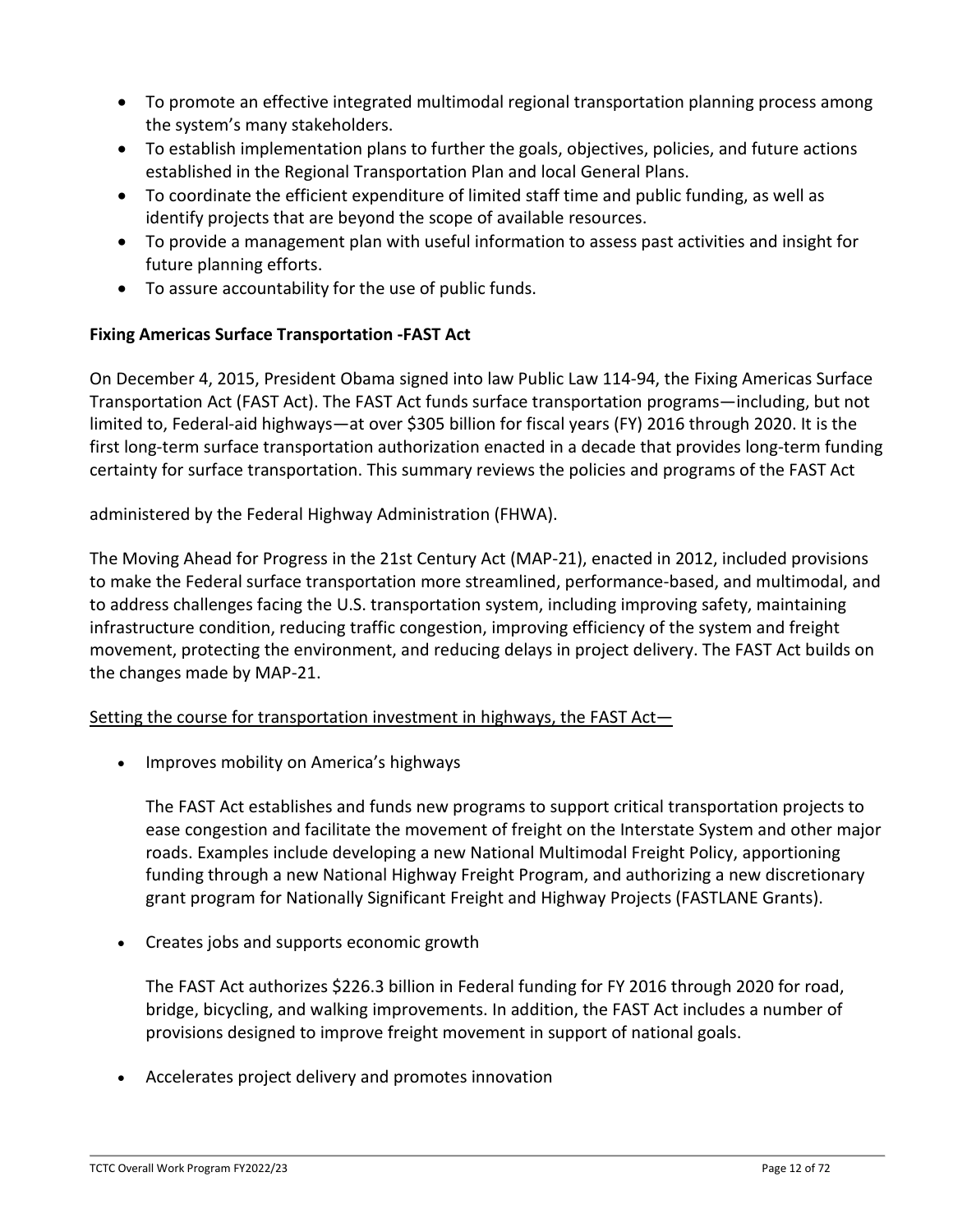- To promote an effective integrated multimodal regional transportation planning process among the system's many stakeholders.
- To establish implementation plans to further the goals, objectives, policies, and future actions established in the Regional Transportation Plan and local General Plans.
- To coordinate the efficient expenditure of limited staff time and public funding, as well as identify projects that are beyond the scope of available resources.
- To provide a management plan with useful information to assess past activities and insight for future planning efforts.
- To assure accountability for the use of public funds.

**Fixing Americas Surface Transportation -FAST Act**

On December 4, 2015, President Obama signed into law Public Law 114-94, the Fixing Americas Surface Transportation Act (FAST Act). The FAST Act funds surface transportation programs—including, but not limited to, Federal-aid highways—at over $305 billion for fiscal years (FY) 2016 through 2020. It is the first long-term surface transportation authorization enacted in a decade that provides long-term funding certainty for surface transportation. This summary reviews the policies and programs of the FAST Act

administered by the Federal Highway Administration (FHWA).

The Moving Ahead for Progress in the 21st Century Act (MAP-21), enacted in 2012, included provisions to make the Federal surface transportation more streamlined, performance-based, and multimodal, and to address challenges facing the U.S. transportation system, including improving safety, maintaining infrastructure condition, reducing traffic congestion, improving efficiency of the system and freight movement, protecting the environment, and reducing delays in project delivery. The FAST Act builds on the changes made by MAP-21.

<u>Setting the course for transportation investment in highways, the FAST Act—</u>

- Improves mobility on America's highways

  The FAST Act establishes and funds new programs to support critical transportation projects to ease congestion and facilitate the movement of freight on the Interstate System and other major roads. Examples include developing a new National Multimodal Freight Policy, apportioning funding through a new National Highway Freight Program, and authorizing a new discretionary grant program for Nationally Significant Freight and Highway Projects (FASTLANE Grants).

- Creates jobs and supports economic growth

  The FAST Act authorizes $226.3 billion in Federal funding for FY 2016 through 2020 for road, bridge, bicycling, and walking improvements. In addition, the FAST Act includes a number of provisions designed to improve freight movement in support of national goals.

- Accelerates project delivery and promotes innovation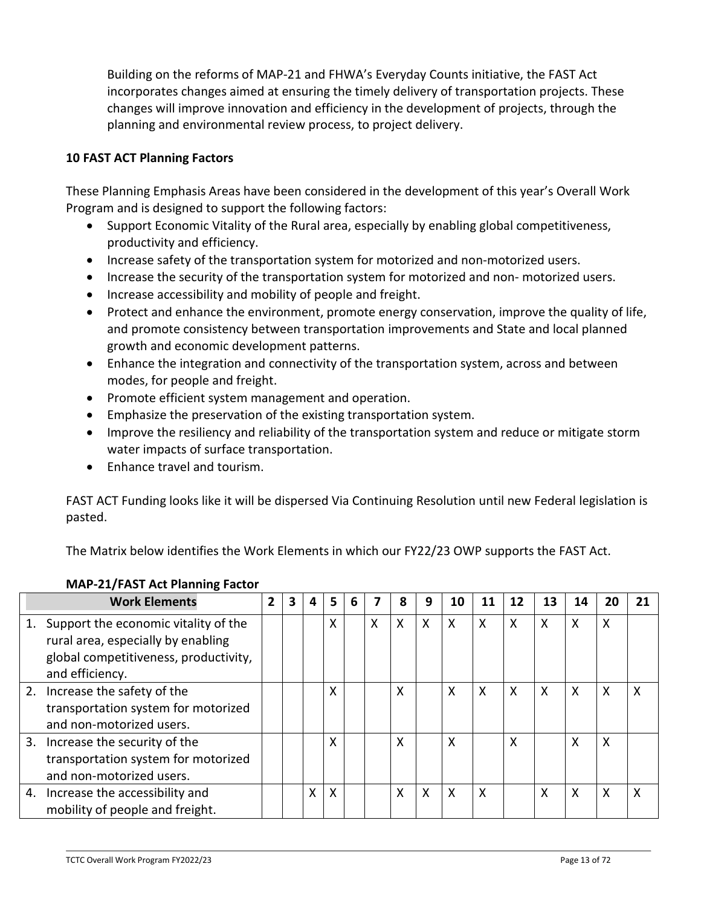Building on the reforms of MAP-21 and FHWA's Everyday Counts initiative, the FAST Act incorporates changes aimed at ensuring the timely delivery of transportation projects. These changes will improve innovation and efficiency in the development of projects, through the planning and environmental review process, to project delivery.

**10 FAST ACT Planning Factors**

These Planning Emphasis Areas have been considered in the development of this year's Overall Work Program and is designed to support the following factors:

- Support Economic Vitality of the Rural area, especially by enabling global competitiveness, productivity and efficiency.
- Increase safety of the transportation system for motorized and non-motorized users.
- Increase the security of the transportation system for motorized and non- motorized users.
- Increase accessibility and mobility of people and freight.
- Protect and enhance the environment, promote energy conservation, improve the quality of life, and promote consistency between transportation improvements and State and local planned growth and economic development patterns.
- Enhance the integration and connectivity of the transportation system, across and between modes, for people and freight.
- Promote efficient system management and operation.
- Emphasize the preservation of the existing transportation system.
- Improve the resiliency and reliability of the transportation system and reduce or mitigate storm water impacts of surface transportation.
- Enhance travel and tourism.

FAST ACT Funding looks like it will be dispersed Via Continuing Resolution until new Federal legislation is pasted.

The Matrix below identifies the Work Elements in which our FY22/23 OWP supports the FAST Act.

**MAP-21/FAST Act Planning Factor**

| Work Elements | 2 | 3 | 4 | 5 | 6 | 7 | 8 | 9 | 10 | 11 | 12 | 13 | 14 | 20 | 21 |
|---|---|---|---|---|---|---|---|---|---|---|---|---|---|---|---|
| 1. Support the economic vitality of the rural area, especially by enabling global competitiveness, productivity, and efficiency. | | | | X | | X | X | X | X | X | X | X | X | X | |
| 2. Increase the safety of the transportation system for motorized and non-motorized users. | | | | X | | | X | | X | X | X | X | X | X | X |
| 3. Increase the security of the transportation system for motorized and non-motorized users. | | | | X | | | X | | X | | X | | X | X | |
| 4. Increase the accessibility and mobility of people and freight. | | | X | X | | | X | X | X | X | | X | X | X | X |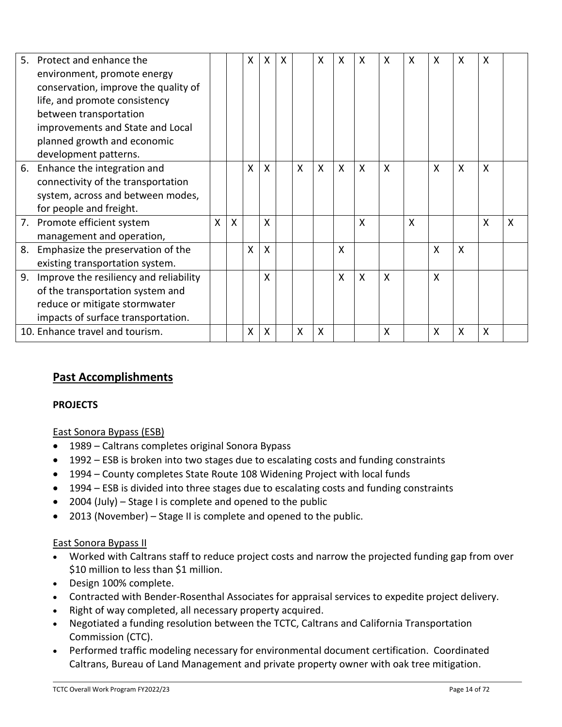| | | | | | | | | | | | | | | | |
|---|---|---|---|---|---|---|---|---|---|---|---|---|---|---|---|
| 5. Protect and enhance the environment, promote energy conservation, improve the quality of life, and promote consistency between transportation improvements and State and Local planned growth and economic development patterns. | | | X | X | X | | X | X | X | X | X | X | X | X | |
| 6. Enhance the integration and connectivity of the transportation system, across and between modes, for people and freight. | | | X | X | | X | X | X | X | X | | X | X | X | |
| 7. Promote efficient system management and operation, | X | X | | X | | | | | X | | X | | | X | X |
| 8. Emphasize the preservation of the existing transportation system. | | | X | X | | | | X | | | | X | X | | |
| 9. Improve the resiliency and reliability of the transportation system and reduce or mitigate stormwater impacts of surface transportation. | | | | X | | | | X | X | X | | X | | | |
| 10. Enhance travel and tourism. | | | X | X | | X | X | | | X | | X | X | X | |

## Past Accomplishments

**PROJECTS**

East Sonora Bypass (ESB)

- 1989 – Caltrans completes original Sonora Bypass
- 1992 – ESB is broken into two stages due to escalating costs and funding constraints
- 1994 – County completes State Route 108 Widening Project with local funds
- 1994 – ESB is divided into three stages due to escalating costs and funding constraints
- 2004 (July) – Stage I is complete and opened to the public
- 2013 (November) – Stage II is complete and opened to the public.

East Sonora Bypass II

- Worked with Caltrans staff to reduce project costs and narrow the projected funding gap from over $10 million to less than $1 million.
- Design 100% complete.
- Contracted with Bender-Rosenthal Associates for appraisal services to expedite project delivery.
- Right of way completed, all necessary property acquired.
- Negotiated a funding resolution between the TCTC, Caltrans and California Transportation Commission (CTC).
- Performed traffic modeling necessary for environmental document certification. Coordinated Caltrans, Bureau of Land Management and private property owner with oak tree mitigation.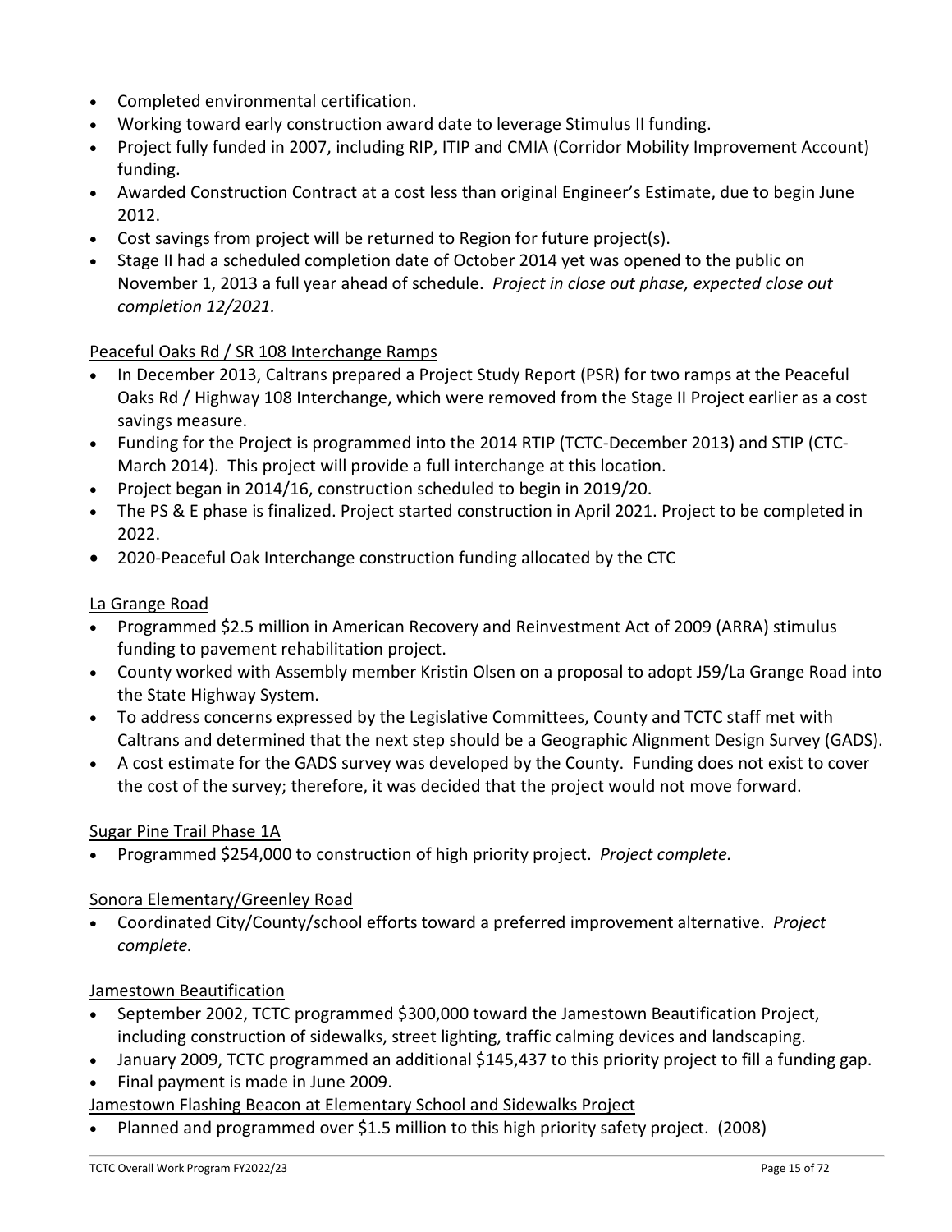- Completed environmental certification.
- Working toward early construction award date to leverage Stimulus II funding.
- Project fully funded in 2007, including RIP, ITIP and CMIA (Corridor Mobility Improvement Account) funding.
- Awarded Construction Contract at a cost less than original Engineer's Estimate, due to begin June 2012.
- Cost savings from project will be returned to Region for future project(s).
- Stage II had a scheduled completion date of October 2014 yet was opened to the public on November 1, 2013 a full year ahead of schedule. *Project in close out phase, expected close out completion 12/2021.*

Peaceful Oaks Rd / SR 108 Interchange Ramps

- In December 2013, Caltrans prepared a Project Study Report (PSR) for two ramps at the Peaceful Oaks Rd / Highway 108 Interchange, which were removed from the Stage II Project earlier as a cost savings measure.
- Funding for the Project is programmed into the 2014 RTIP (TCTC-December 2013) and STIP (CTC-March 2014). This project will provide a full interchange at this location.
- Project began in 2014/16, construction scheduled to begin in 2019/20.
- The PS & E phase is finalized. Project started construction in April 2021. Project to be completed in 2022.
- 2020-Peaceful Oak Interchange construction funding allocated by the CTC

La Grange Road

- Programmed $2.5 million in American Recovery and Reinvestment Act of 2009 (ARRA) stimulus funding to pavement rehabilitation project.
- County worked with Assembly member Kristin Olsen on a proposal to adopt J59/La Grange Road into the State Highway System.
- To address concerns expressed by the Legislative Committees, County and TCTC staff met with Caltrans and determined that the next step should be a Geographic Alignment Design Survey (GADS).
- A cost estimate for the GADS survey was developed by the County. Funding does not exist to cover the cost of the survey; therefore, it was decided that the project would not move forward.

Sugar Pine Trail Phase 1A

- Programmed $254,000 to construction of high priority project. *Project complete.*

Sonora Elementary/Greenley Road

- Coordinated City/County/school efforts toward a preferred improvement alternative. *Project complete.*

Jamestown Beautification

- September 2002, TCTC programmed $300,000 toward the Jamestown Beautification Project, including construction of sidewalks, street lighting, traffic calming devices and landscaping.
- January 2009, TCTC programmed an additional $145,437 to this priority project to fill a funding gap.
- Final payment is made in June 2009.

Jamestown Flashing Beacon at Elementary School and Sidewalks Project

- Planned and programmed over $1.5 million to this high priority safety project. (2008)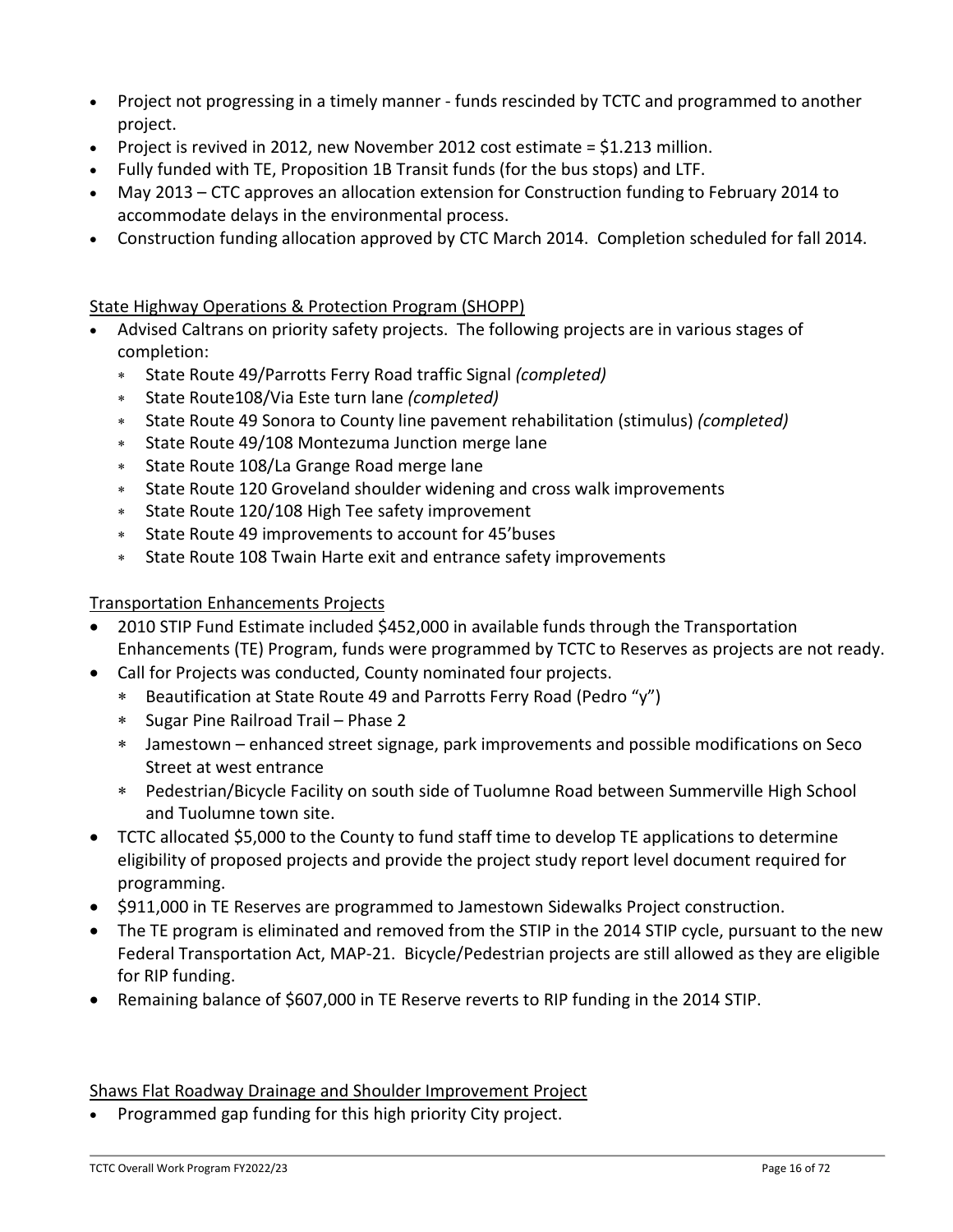- Project not progressing in a timely manner - funds rescinded by TCTC and programmed to another project.
- Project is revived in 2012, new November 2012 cost estimate = $1.213 million.
- Fully funded with TE, Proposition 1B Transit funds (for the bus stops) and LTF.
- May 2013 – CTC approves an allocation extension for Construction funding to February 2014 to accommodate delays in the environmental process.
- Construction funding allocation approved by CTC March 2014. Completion scheduled for fall 2014.

<u>State Highway Operations & Protection Program (SHOPP)</u>

- Advised Caltrans on priority safety projects. The following projects are in various stages of completion:
  - State Route 49/Parrotts Ferry Road traffic Signal *(completed)*
  - State Route108/Via Este turn lane *(completed)*
  - State Route 49 Sonora to County line pavement rehabilitation (stimulus) *(completed)*
  - State Route 49/108 Montezuma Junction merge lane
  - State Route 108/La Grange Road merge lane
  - State Route 120 Groveland shoulder widening and cross walk improvements
  - State Route 120/108 High Tee safety improvement
  - State Route 49 improvements to account for 45'buses
  - State Route 108 Twain Harte exit and entrance safety improvements

<u>Transportation Enhancements Projects</u>

- 2010 STIP Fund Estimate included $452,000 in available funds through the Transportation Enhancements (TE) Program, funds were programmed by TCTC to Reserves as projects are not ready.
- Call for Projects was conducted, County nominated four projects.
  - Beautification at State Route 49 and Parrotts Ferry Road (Pedro "y")
  - Sugar Pine Railroad Trail – Phase 2
  - Jamestown – enhanced street signage, park improvements and possible modifications on Seco Street at west entrance
  - Pedestrian/Bicycle Facility on south side of Tuolumne Road between Summerville High School and Tuolumne town site.
- TCTC allocated $5,000 to the County to fund staff time to develop TE applications to determine eligibility of proposed projects and provide the project study report level document required for programming.
- $911,000 in TE Reserves are programmed to Jamestown Sidewalks Project construction.
- The TE program is eliminated and removed from the STIP in the 2014 STIP cycle, pursuant to the new Federal Transportation Act, MAP-21. Bicycle/Pedestrian projects are still allowed as they are eligible for RIP funding.
- Remaining balance of $607,000 in TE Reserve reverts to RIP funding in the 2014 STIP.

<u>Shaws Flat Roadway Drainage and Shoulder Improvement Project</u>

- Programmed gap funding for this high priority City project.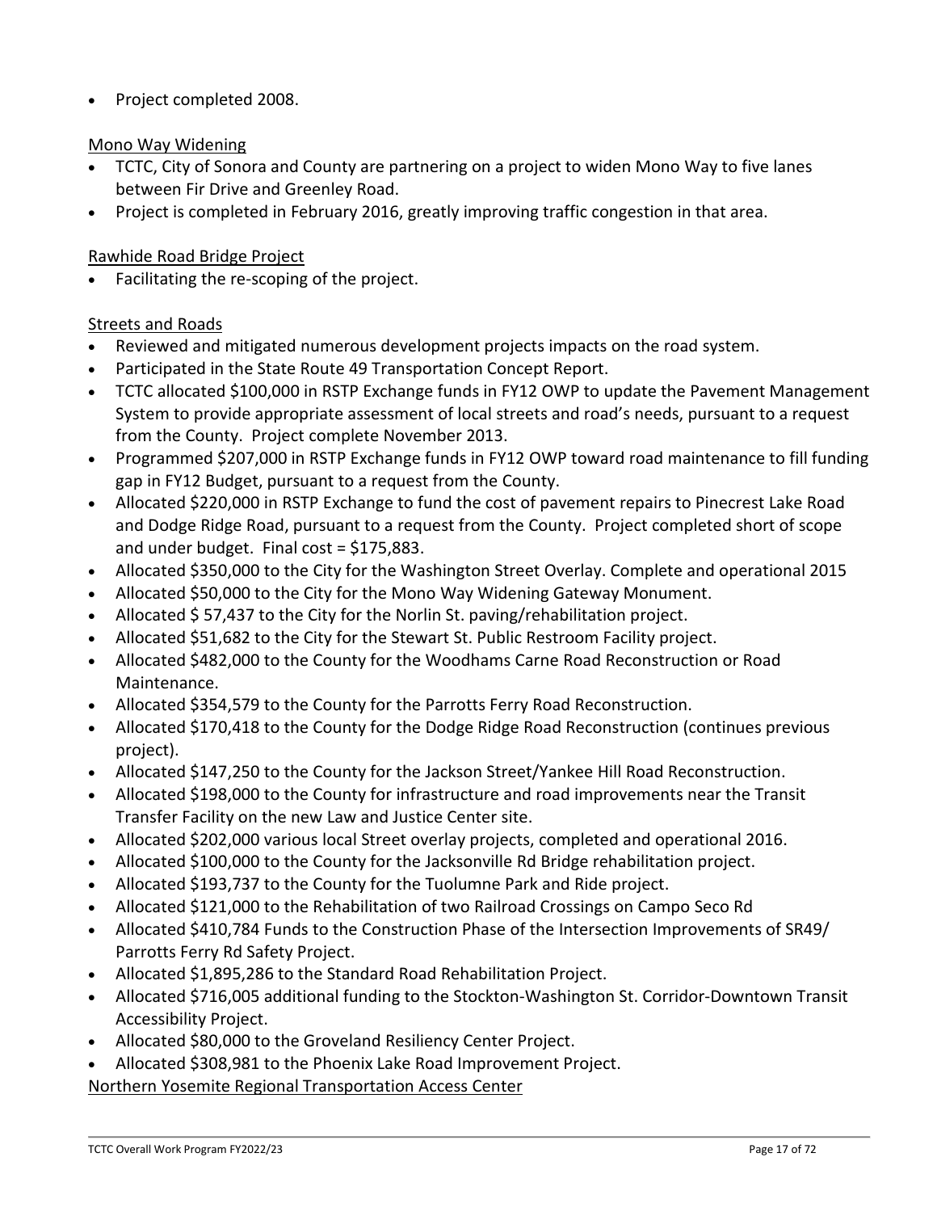- Project completed 2008.

<u>Mono Way Widening</u>

- TCTC, City of Sonora and County are partnering on a project to widen Mono Way to five lanes between Fir Drive and Greenley Road.
- Project is completed in February 2016, greatly improving traffic congestion in that area.

<u>Rawhide Road Bridge Project</u>

- Facilitating the re-scoping of the project.

<u>Streets and Roads</u>

- Reviewed and mitigated numerous development projects impacts on the road system.
- Participated in the State Route 49 Transportation Concept Report.
- TCTC allocated $100,000 in RSTP Exchange funds in FY12 OWP to update the Pavement Management System to provide appropriate assessment of local streets and road's needs, pursuant to a request from the County. Project complete November 2013.
- Programmed $207,000 in RSTP Exchange funds in FY12 OWP toward road maintenance to fill funding gap in FY12 Budget, pursuant to a request from the County.
- Allocated $220,000 in RSTP Exchange to fund the cost of pavement repairs to Pinecrest Lake Road and Dodge Ridge Road, pursuant to a request from the County. Project completed short of scope and under budget. Final cost = $175,883.
- Allocated $350,000 to the City for the Washington Street Overlay. Complete and operational 2015
- Allocated $50,000 to the City for the Mono Way Widening Gateway Monument.
- Allocated $ 57,437 to the City for the Norlin St. paving/rehabilitation project.
- Allocated $51,682 to the City for the Stewart St. Public Restroom Facility project.
- Allocated $482,000 to the County for the Woodhams Carne Road Reconstruction or Road Maintenance.
- Allocated $354,579 to the County for the Parrotts Ferry Road Reconstruction.
- Allocated $170,418 to the County for the Dodge Ridge Road Reconstruction (continues previous project).
- Allocated $147,250 to the County for the Jackson Street/Yankee Hill Road Reconstruction.
- Allocated $198,000 to the County for infrastructure and road improvements near the Transit Transfer Facility on the new Law and Justice Center site.
- Allocated $202,000 various local Street overlay projects, completed and operational 2016.
- Allocated $100,000 to the County for the Jacksonville Rd Bridge rehabilitation project.
- Allocated $193,737 to the County for the Tuolumne Park and Ride project.
- Allocated $121,000 to the Rehabilitation of two Railroad Crossings on Campo Seco Rd
- Allocated $410,784 Funds to the Construction Phase of the Intersection Improvements of SR49/ Parrotts Ferry Rd Safety Project.
- Allocated $1,895,286 to the Standard Road Rehabilitation Project.
- Allocated $716,005 additional funding to the Stockton-Washington St. Corridor-Downtown Transit Accessibility Project.
- Allocated $80,000 to the Groveland Resiliency Center Project.
- Allocated $308,981 to the Phoenix Lake Road Improvement Project.

<u>Northern Yosemite Regional Transportation Access Center</u>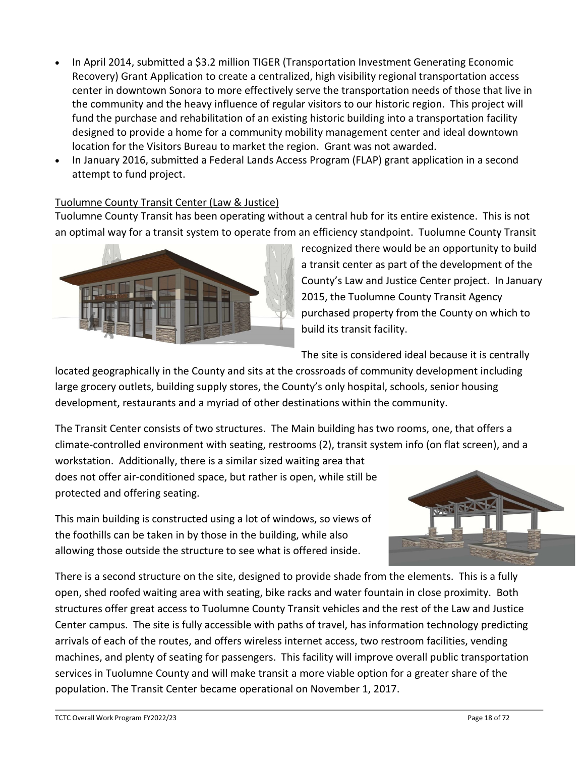- In April 2014, submitted a $3.2 million TIGER (Transportation Investment Generating Economic Recovery) Grant Application to create a centralized, high visibility regional transportation access center in downtown Sonora to more effectively serve the transportation needs of those that live in the community and the heavy influence of regular visitors to our historic region. This project will fund the purchase and rehabilitation of an existing historic building into a transportation facility designed to provide a home for a community mobility management center and ideal downtown location for the Visitors Bureau to market the region. Grant was not awarded.
- In January 2016, submitted a Federal Lands Access Program (FLAP) grant application in a second attempt to fund project.

Tuolumne County Transit Center (Law & Justice)

Tuolumne County Transit has been operating without a central hub for its entire existence. This is not an optimal way for a transit system to operate from an efficiency standpoint. Tuolumne County Transit recognized there would be an opportunity to build a transit center as part of the development of the County's Law and Justice Center project. In January 2015, the Tuolumne County Transit Agency purchased property from the County on which to build its transit facility.

The site is considered ideal because it is centrally located geographically in the County and sits at the crossroads of community development including large grocery outlets, building supply stores, the County's only hospital, schools, senior housing development, restaurants and a myriad of other destinations within the community.

The Transit Center consists of two structures. The Main building has two rooms, one, that offers a climate-controlled environment with seating, restrooms (2), transit system info (on flat screen), and a workstation. Additionally, there is a similar sized waiting area that does not offer air-conditioned space, but rather is open, while still be protected and offering seating.

This main building is constructed using a lot of windows, so views of the foothills can be taken in by those in the building, while also allowing those outside the structure to see what is offered inside.

There is a second structure on the site, designed to provide shade from the elements. This is a fully open, shed roofed waiting area with seating, bike racks and water fountain in close proximity. Both structures offer great access to Tuolumne County Transit vehicles and the rest of the Law and Justice Center campus. The site is fully accessible with paths of travel, has information technology predicting arrivals of each of the routes, and offers wireless internet access, two restroom facilities, vending machines, and plenty of seating for passengers. This facility will improve overall public transportation services in Tuolumne County and will make transit a more viable option for a greater share of the population. The Transit Center became operational on November 1, 2017.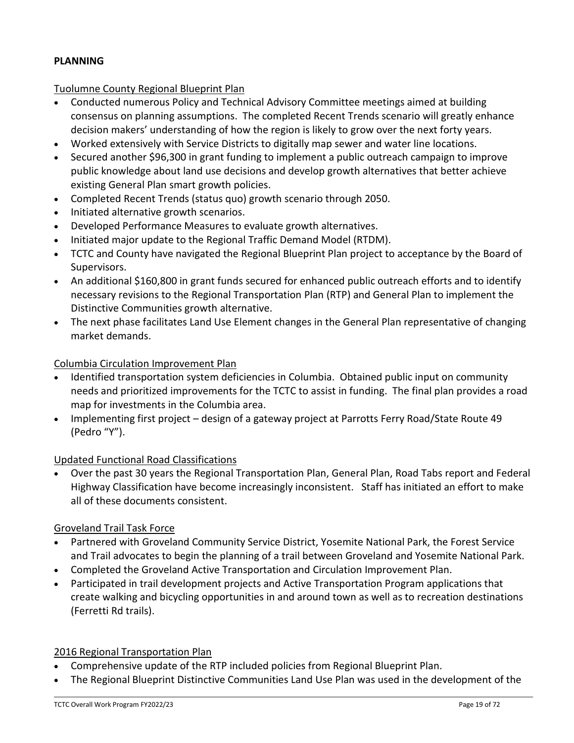**PLANNING**

Tuolumne County Regional Blueprint Plan

- Conducted numerous Policy and Technical Advisory Committee meetings aimed at building consensus on planning assumptions. The completed Recent Trends scenario will greatly enhance decision makers' understanding of how the region is likely to grow over the next forty years.
- Worked extensively with Service Districts to digitally map sewer and water line locations.
- Secured another $96,300 in grant funding to implement a public outreach campaign to improve public knowledge about land use decisions and develop growth alternatives that better achieve existing General Plan smart growth policies.
- Completed Recent Trends (status quo) growth scenario through 2050.
- Initiated alternative growth scenarios.
- Developed Performance Measures to evaluate growth alternatives.
- Initiated major update to the Regional Traffic Demand Model (RTDM).
- TCTC and County have navigated the Regional Blueprint Plan project to acceptance by the Board of Supervisors.
- An additional $160,800 in grant funds secured for enhanced public outreach efforts and to identify necessary revisions to the Regional Transportation Plan (RTP) and General Plan to implement the Distinctive Communities growth alternative.
- The next phase facilitates Land Use Element changes in the General Plan representative of changing market demands.

Columbia Circulation Improvement Plan

- Identified transportation system deficiencies in Columbia. Obtained public input on community needs and prioritized improvements for the TCTC to assist in funding. The final plan provides a road map for investments in the Columbia area.
- Implementing first project – design of a gateway project at Parrotts Ferry Road/State Route 49 (Pedro "Y").

Updated Functional Road Classifications

- Over the past 30 years the Regional Transportation Plan, General Plan, Road Tabs report and Federal Highway Classification have become increasingly inconsistent. Staff has initiated an effort to make all of these documents consistent.

Groveland Trail Task Force

- Partnered with Groveland Community Service District, Yosemite National Park, the Forest Service and Trail advocates to begin the planning of a trail between Groveland and Yosemite National Park.
- Completed the Groveland Active Transportation and Circulation Improvement Plan.
- Participated in trail development projects and Active Transportation Program applications that create walking and bicycling opportunities in and around town as well as to recreation destinations (Ferretti Rd trails).

2016 Regional Transportation Plan

- Comprehensive update of the RTP included policies from Regional Blueprint Plan.
- The Regional Blueprint Distinctive Communities Land Use Plan was used in the development of the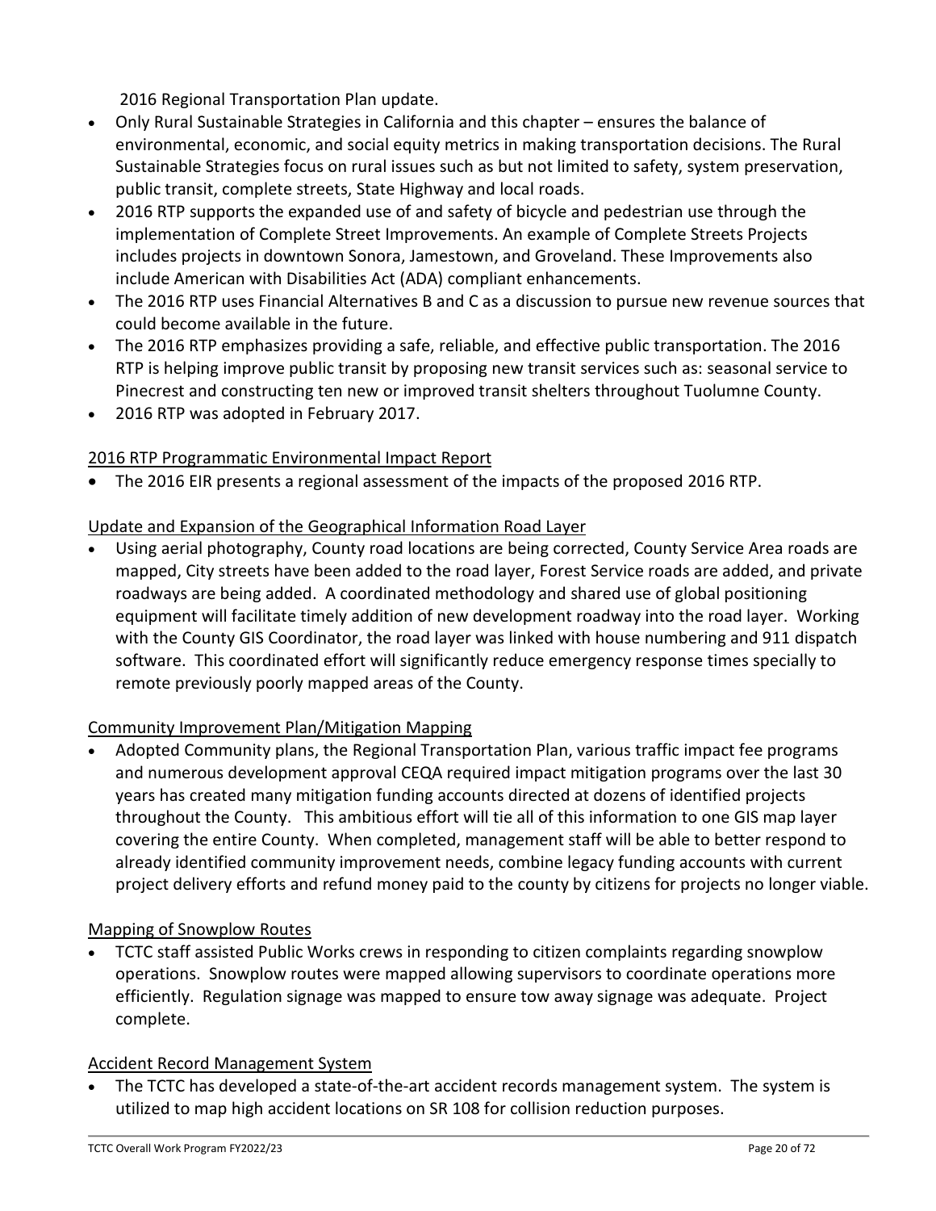2016 Regional Transportation Plan update.

- Only Rural Sustainable Strategies in California and this chapter – ensures the balance of environmental, economic, and social equity metrics in making transportation decisions. The Rural Sustainable Strategies focus on rural issues such as but not limited to safety, system preservation, public transit, complete streets, State Highway and local roads.
- 2016 RTP supports the expanded use of and safety of bicycle and pedestrian use through the implementation of Complete Street Improvements. An example of Complete Streets Projects includes projects in downtown Sonora, Jamestown, and Groveland. These Improvements also include American with Disabilities Act (ADA) compliant enhancements.
- The 2016 RTP uses Financial Alternatives B and C as a discussion to pursue new revenue sources that could become available in the future.
- The 2016 RTP emphasizes providing a safe, reliable, and effective public transportation. The 2016 RTP is helping improve public transit by proposing new transit services such as: seasonal service to Pinecrest and constructing ten new or improved transit shelters throughout Tuolumne County.
- 2016 RTP was adopted in February 2017.

<u>2016 RTP Programmatic Environmental Impact Report</u>

- The 2016 EIR presents a regional assessment of the impacts of the proposed 2016 RTP.

<u>Update and Expansion of the Geographical Information Road Layer</u>

- Using aerial photography, County road locations are being corrected, County Service Area roads are mapped, City streets have been added to the road layer, Forest Service roads are added, and private roadways are being added. A coordinated methodology and shared use of global positioning equipment will facilitate timely addition of new development roadway into the road layer. Working with the County GIS Coordinator, the road layer was linked with house numbering and 911 dispatch software. This coordinated effort will significantly reduce emergency response times specially to remote previously poorly mapped areas of the County.

<u>Community Improvement Plan/Mitigation Mapping</u>

- Adopted Community plans, the Regional Transportation Plan, various traffic impact fee programs and numerous development approval CEQA required impact mitigation programs over the last 30 years has created many mitigation funding accounts directed at dozens of identified projects throughout the County. This ambitious effort will tie all of this information to one GIS map layer covering the entire County. When completed, management staff will be able to better respond to already identified community improvement needs, combine legacy funding accounts with current project delivery efforts and refund money paid to the county by citizens for projects no longer viable.

<u>Mapping of Snowplow Routes</u>

- TCTC staff assisted Public Works crews in responding to citizen complaints regarding snowplow operations. Snowplow routes were mapped allowing supervisors to coordinate operations more efficiently. Regulation signage was mapped to ensure tow away signage was adequate. Project complete.

<u>Accident Record Management System</u>

- The TCTC has developed a state-of-the-art accident records management system. The system is utilized to map high accident locations on SR 108 for collision reduction purposes.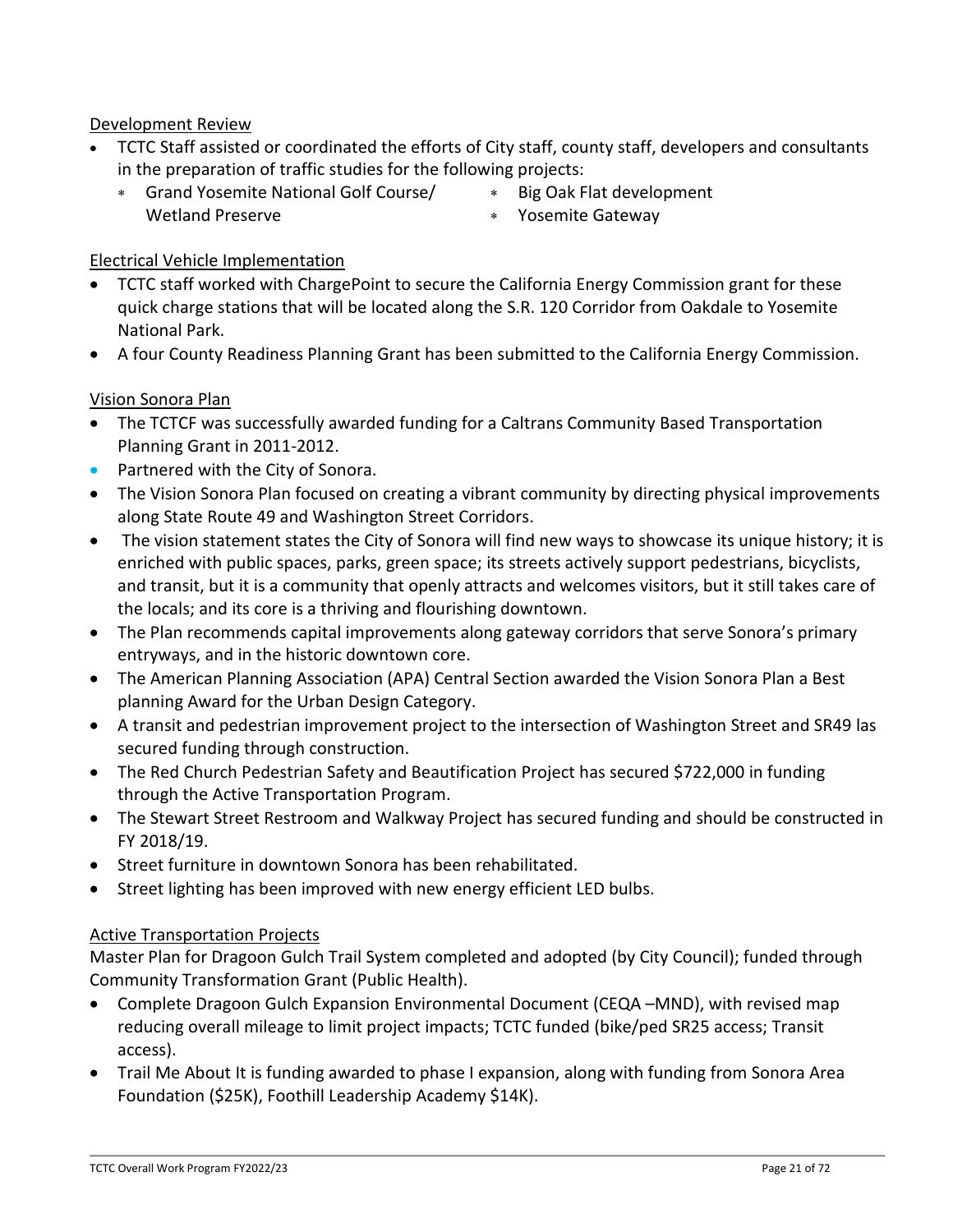Development Review

- TCTC Staff assisted or coordinated the efforts of City staff, county staff, developers and consultants in the preparation of traffic studies for the following projects:
  - Grand Yosemite National Golf Course/ Wetland Preserve
  - Big Oak Flat development
  - Yosemite Gateway

Electrical Vehicle Implementation

- TCTC staff worked with ChargePoint to secure the California Energy Commission grant for these quick charge stations that will be located along the S.R. 120 Corridor from Oakdale to Yosemite National Park.
- A four County Readiness Planning Grant has been submitted to the California Energy Commission.

Vision Sonora Plan

- The TCTCF was successfully awarded funding for a Caltrans Community Based Transportation Planning Grant in 2011-2012.
- Partnered with the City of Sonora.
- The Vision Sonora Plan focused on creating a vibrant community by directing physical improvements along State Route 49 and Washington Street Corridors.
- The vision statement states the City of Sonora will find new ways to showcase its unique history; it is enriched with public spaces, parks, green space; its streets actively support pedestrians, bicyclists, and transit, but it is a community that openly attracts and welcomes visitors, but it still takes care of the locals; and its core is a thriving and flourishing downtown.
- The Plan recommends capital improvements along gateway corridors that serve Sonora's primary entryways, and in the historic downtown core.
- The American Planning Association (APA) Central Section awarded the Vision Sonora Plan a Best planning Award for the Urban Design Category.
- A transit and pedestrian improvement project to the intersection of Washington Street and SR49 las secured funding through construction.
- The Red Church Pedestrian Safety and Beautification Project has secured $722,000 in funding through the Active Transportation Program.
- The Stewart Street Restroom and Walkway Project has secured funding and should be constructed in FY 2018/19.
- Street furniture in downtown Sonora has been rehabilitated.
- Street lighting has been improved with new energy efficient LED bulbs.

Active Transportation Projects

Master Plan for Dragoon Gulch Trail System completed and adopted (by City Council); funded through Community Transformation Grant (Public Health).

- Complete Dragoon Gulch Expansion Environmental Document (CEQA –MND), with revised map reducing overall mileage to limit project impacts; TCTC funded (bike/ped SR25 access; Transit access).
- Trail Me About It is funding awarded to phase I expansion, along with funding from Sonora Area Foundation ($25K), Foothill Leadership Academy $14K).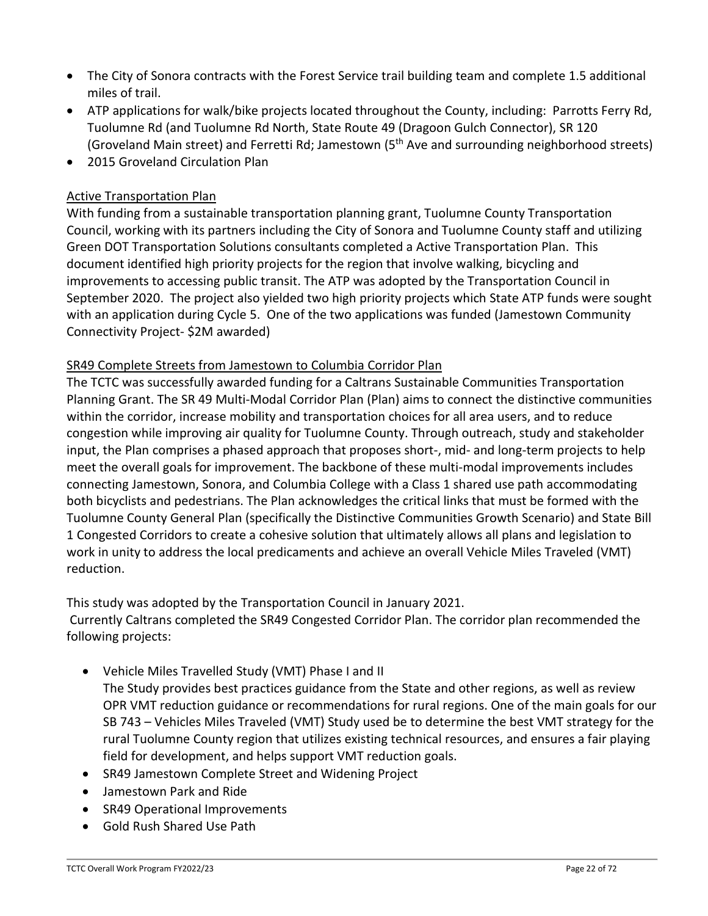- The City of Sonora contracts with the Forest Service trail building team and complete 1.5 additional miles of trail.
- ATP applications for walk/bike projects located throughout the County, including: Parrotts Ferry Rd, Tuolumne Rd (and Tuolumne Rd North, State Route 49 (Dragoon Gulch Connector), SR 120 (Groveland Main street) and Ferretti Rd; Jamestown (5th Ave and surrounding neighborhood streets)
- 2015 Groveland Circulation Plan

Active Transportation Plan

With funding from a sustainable transportation planning grant, Tuolumne County Transportation Council, working with its partners including the City of Sonora and Tuolumne County staff and utilizing Green DOT Transportation Solutions consultants completed a Active Transportation Plan. This document identified high priority projects for the region that involve walking, bicycling and improvements to accessing public transit. The ATP was adopted by the Transportation Council in September 2020. The project also yielded two high priority projects which State ATP funds were sought with an application during Cycle 5. One of the two applications was funded (Jamestown Community Connectivity Project- $2M awarded)

SR49 Complete Streets from Jamestown to Columbia Corridor Plan

The TCTC was successfully awarded funding for a Caltrans Sustainable Communities Transportation Planning Grant. The SR 49 Multi-Modal Corridor Plan (Plan) aims to connect the distinctive communities within the corridor, increase mobility and transportation choices for all area users, and to reduce congestion while improving air quality for Tuolumne County. Through outreach, study and stakeholder input, the Plan comprises a phased approach that proposes short-, mid- and long-term projects to help meet the overall goals for improvement. The backbone of these multi-modal improvements includes connecting Jamestown, Sonora, and Columbia College with a Class 1 shared use path accommodating both bicyclists and pedestrians. The Plan acknowledges the critical links that must be formed with the Tuolumne County General Plan (specifically the Distinctive Communities Growth Scenario) and State Bill 1 Congested Corridors to create a cohesive solution that ultimately allows all plans and legislation to work in unity to address the local predicaments and achieve an overall Vehicle Miles Traveled (VMT) reduction.

This study was adopted by the Transportation Council in January 2021.
Currently Caltrans completed the SR49 Congested Corridor Plan. The corridor plan recommended the following projects:

- Vehicle Miles Travelled Study (VMT) Phase I and II
  The Study provides best practices guidance from the State and other regions, as well as review OPR VMT reduction guidance or recommendations for rural regions. One of the main goals for our SB 743 – Vehicles Miles Traveled (VMT) Study used be to determine the best VMT strategy for the rural Tuolumne County region that utilizes existing technical resources, and ensures a fair playing field for development, and helps support VMT reduction goals.
- SR49 Jamestown Complete Street and Widening Project
- Jamestown Park and Ride
- SR49 Operational Improvements
- Gold Rush Shared Use Path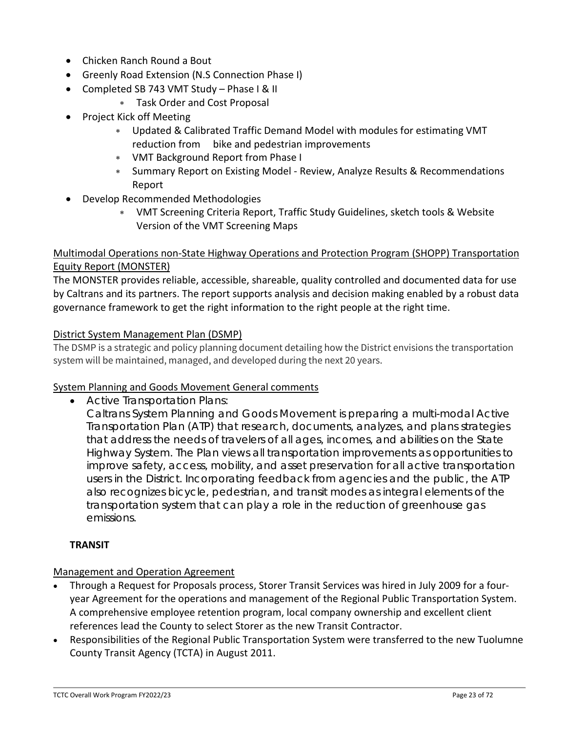- Chicken Ranch Round a Bout
- Greenly Road Extension (N.S Connection Phase I)
- Completed SB 743 VMT Study – Phase I & II
    - Task Order and Cost Proposal
- Project Kick off Meeting
    - Updated & Calibrated Traffic Demand Model with modules for estimating VMT reduction from bike and pedestrian improvements
    - VMT Background Report from Phase I
    - Summary Report on Existing Model - Review, Analyze Results & Recommendations Report
- Develop Recommended Methodologies
    - VMT Screening Criteria Report, Traffic Study Guidelines, sketch tools & Website Version of the VMT Screening Maps

<u>Multimodal Operations non-State Highway Operations and Protection Program (SHOPP) Transportation Equity Report (MONSTER)</u>

The MONSTER provides reliable, accessible, shareable, quality controlled and documented data for use by Caltrans and its partners. The report supports analysis and decision making enabled by a robust data governance framework to get the right information to the right people at the right time.

<u>District System Management Plan (DSMP)</u>

The DSMP is a strategic and policy planning document detailing how the District envisions the transportation system will be maintained, managed, and developed during the next 20 years.

<u>System Planning and Goods Movement General comments</u>

- Active Transportation Plans:
  Caltrans System Planning and Goods Movement is preparing a multi-modal Active Transportation Plan (ATP) that research, documents, analyzes, and plans strategies that address the needs of travelers of all ages, incomes, and abilities on the State Highway System. The Plan views all transportation improvements as opportunities to improve safety, access, mobility, and asset preservation for all active transportation users in the District. Incorporating feedback from agencies and the public, the ATP also recognizes bicycle, pedestrian, and transit modes as integral elements of the transportation system that can play a role in the reduction of greenhouse gas emissions.

**TRANSIT**

<u>Management and Operation Agreement</u>

- Through a Request for Proposals process, Storer Transit Services was hired in July 2009 for a four-year Agreement for the operations and management of the Regional Public Transportation System. A comprehensive employee retention program, local company ownership and excellent client references lead the County to select Storer as the new Transit Contractor.
- Responsibilities of the Regional Public Transportation System were transferred to the new Tuolumne County Transit Agency (TCTA) in August 2011.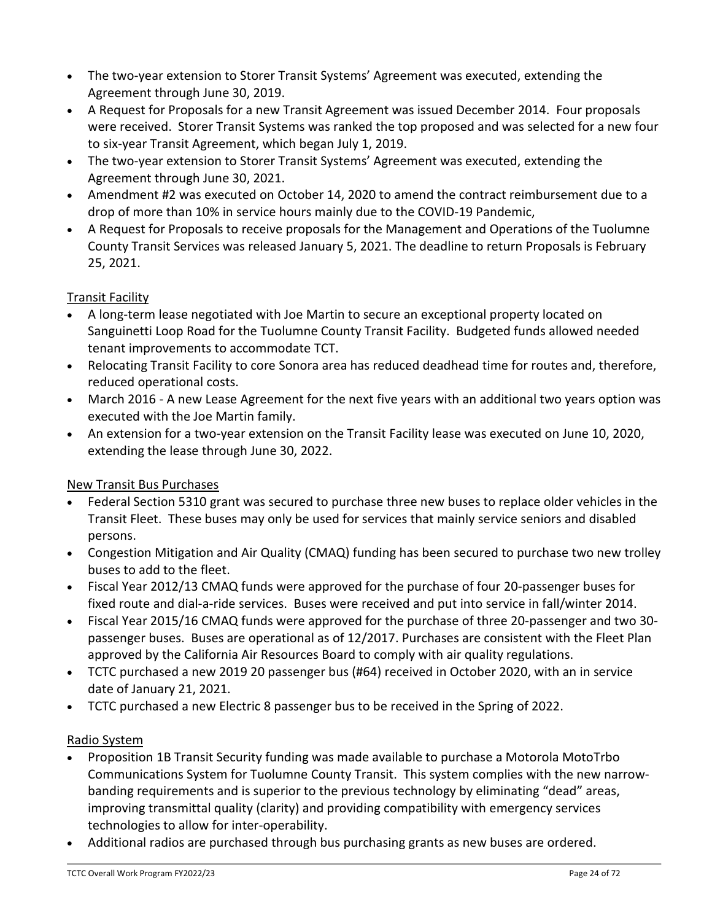- The two-year extension to Storer Transit Systems' Agreement was executed, extending the Agreement through June 30, 2019.
- A Request for Proposals for a new Transit Agreement was issued December 2014. Four proposals were received. Storer Transit Systems was ranked the top proposed and was selected for a new four to six-year Transit Agreement, which began July 1, 2019.
- The two-year extension to Storer Transit Systems' Agreement was executed, extending the Agreement through June 30, 2021.
- Amendment #2 was executed on October 14, 2020 to amend the contract reimbursement due to a drop of more than 10% in service hours mainly due to the COVID-19 Pandemic,
- A Request for Proposals to receive proposals for the Management and Operations of the Tuolumne County Transit Services was released January 5, 2021. The deadline to return Proposals is February 25, 2021.

<u>Transit Facility</u>

- A long-term lease negotiated with Joe Martin to secure an exceptional property located on Sanguinetti Loop Road for the Tuolumne County Transit Facility. Budgeted funds allowed needed tenant improvements to accommodate TCT.
- Relocating Transit Facility to core Sonora area has reduced deadhead time for routes and, therefore, reduced operational costs.
- March 2016 - A new Lease Agreement for the next five years with an additional two years option was executed with the Joe Martin family.
- An extension for a two-year extension on the Transit Facility lease was executed on June 10, 2020, extending the lease through June 30, 2022.

<u>New Transit Bus Purchases</u>

- Federal Section 5310 grant was secured to purchase three new buses to replace older vehicles in the Transit Fleet. These buses may only be used for services that mainly service seniors and disabled persons.
- Congestion Mitigation and Air Quality (CMAQ) funding has been secured to purchase two new trolley buses to add to the fleet.
- Fiscal Year 2012/13 CMAQ funds were approved for the purchase of four 20-passenger buses for fixed route and dial-a-ride services. Buses were received and put into service in fall/winter 2014.
- Fiscal Year 2015/16 CMAQ funds were approved for the purchase of three 20-passenger and two 30-passenger buses. Buses are operational as of 12/2017. Purchases are consistent with the Fleet Plan approved by the California Air Resources Board to comply with air quality regulations.
- TCTC purchased a new 2019 20 passenger bus (#64) received in October 2020, with an in service date of January 21, 2021.
- TCTC purchased a new Electric 8 passenger bus to be received in the Spring of 2022.

<u>Radio System</u>

- Proposition 1B Transit Security funding was made available to purchase a Motorola MotoTrbo Communications System for Tuolumne County Transit. This system complies with the new narrow-banding requirements and is superior to the previous technology by eliminating "dead" areas, improving transmittal quality (clarity) and providing compatibility with emergency services technologies to allow for inter-operability.
- Additional radios are purchased through bus purchasing grants as new buses are ordered.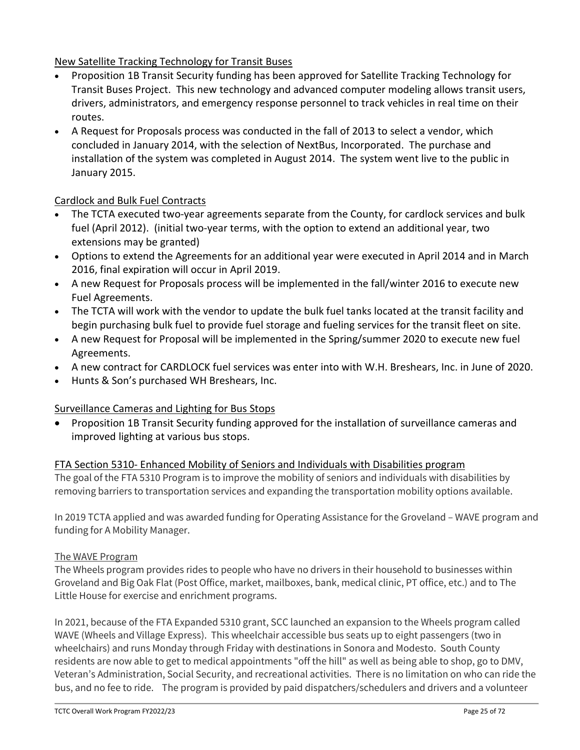## New Satellite Tracking Technology for Transit Buses

- Proposition 1B Transit Security funding has been approved for Satellite Tracking Technology for Transit Buses Project. This new technology and advanced computer modeling allows transit users, drivers, administrators, and emergency response personnel to track vehicles in real time on their routes.
- A Request for Proposals process was conducted in the fall of 2013 to select a vendor, which concluded in January 2014, with the selection of NextBus, Incorporated. The purchase and installation of the system was completed in August 2014. The system went live to the public in January 2015.

## Cardlock and Bulk Fuel Contracts

- The TCTA executed two-year agreements separate from the County, for cardlock services and bulk fuel (April 2012). (initial two-year terms, with the option to extend an additional year, two extensions may be granted)
- Options to extend the Agreements for an additional year were executed in April 2014 and in March 2016, final expiration will occur in April 2019.
- A new Request for Proposals process will be implemented in the fall/winter 2016 to execute new Fuel Agreements.
- The TCTA will work with the vendor to update the bulk fuel tanks located at the transit facility and begin purchasing bulk fuel to provide fuel storage and fueling services for the transit fleet on site.
- A new Request for Proposal will be implemented in the Spring/summer 2020 to execute new fuel Agreements.
- A new contract for CARDLOCK fuel services was enter into with W.H. Breshears, Inc. in June of 2020.
- Hunts & Son's purchased WH Breshears, Inc.

## Surveillance Cameras and Lighting for Bus Stops

- Proposition 1B Transit Security funding approved for the installation of surveillance cameras and improved lighting at various bus stops.

## FTA Section 5310- Enhanced Mobility of Seniors and Individuals with Disabilities program

The goal of the FTA 5310 Program is to improve the mobility of seniors and individuals with disabilities by removing barriers to transportation services and expanding the transportation mobility options available.

In 2019 TCTA applied and was awarded funding for Operating Assistance for the Groveland – WAVE program and funding for A Mobility Manager.

### The WAVE Program

The Wheels program provides rides to people who have no drivers in their household to businesses within Groveland and Big Oak Flat (Post Office, market, mailboxes, bank, medical clinic, PT office, etc.) and to The Little House for exercise and enrichment programs.

In 2021, because of the FTA Expanded 5310 grant, SCC launched an expansion to the Wheels program called WAVE (Wheels and Village Express). This wheelchair accessible bus seats up to eight passengers (two in wheelchairs) and runs Monday through Friday with destinations in Sonora and Modesto. South County residents are now able to get to medical appointments "off the hill" as well as being able to shop, go to DMV, Veteran's Administration, Social Security, and recreational activities. There is no limitation on who can ride the bus, and no fee to ride. The program is provided by paid dispatchers/schedulers and drivers and a volunteer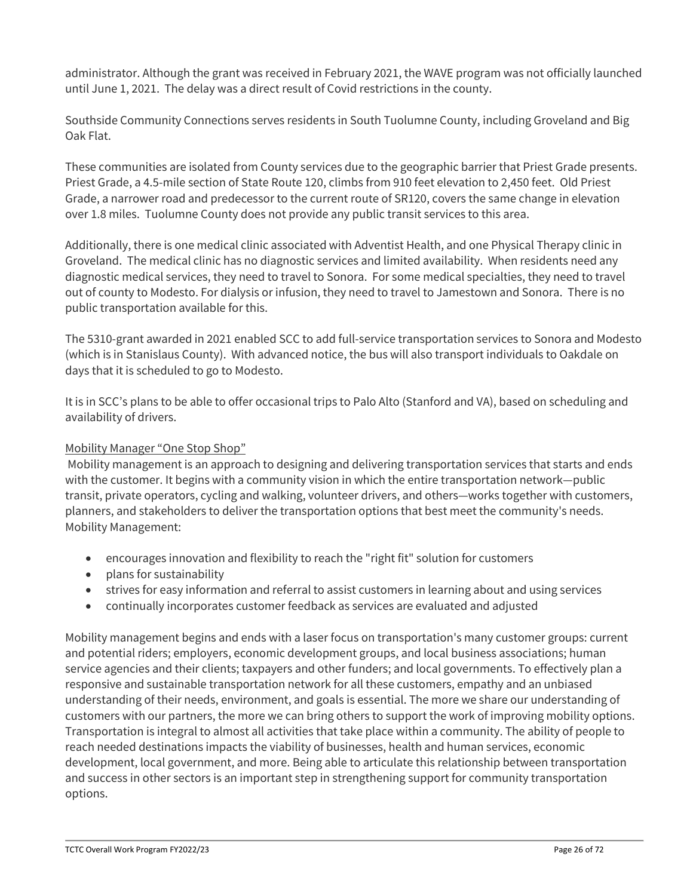administrator. Although the grant was received in February 2021, the WAVE program was not officially launched until June 1, 2021. The delay was a direct result of Covid restrictions in the county.

Southside Community Connections serves residents in South Tuolumne County, including Groveland and Big Oak Flat.

These communities are isolated from County services due to the geographic barrier that Priest Grade presents. Priest Grade, a 4.5-mile section of State Route 120, climbs from 910 feet elevation to 2,450 feet. Old Priest Grade, a narrower road and predecessor to the current route of SR120, covers the same change in elevation over 1.8 miles. Tuolumne County does not provide any public transit services to this area.

Additionally, there is one medical clinic associated with Adventist Health, and one Physical Therapy clinic in Groveland. The medical clinic has no diagnostic services and limited availability. When residents need any diagnostic medical services, they need to travel to Sonora. For some medical specialties, they need to travel out of county to Modesto. For dialysis or infusion, they need to travel to Jamestown and Sonora. There is no public transportation available for this.

The 5310-grant awarded in 2021 enabled SCC to add full-service transportation services to Sonora and Modesto (which is in Stanislaus County). With advanced notice, the bus will also transport individuals to Oakdale on days that it is scheduled to go to Modesto.

It is in SCC's plans to be able to offer occasional trips to Palo Alto (Stanford and VA), based on scheduling and availability of drivers.

<u>Mobility Manager "One Stop Shop"</u>

Mobility management is an approach to designing and delivering transportation services that starts and ends with the customer. It begins with a community vision in which the entire transportation network—public transit, private operators, cycling and walking, volunteer drivers, and others—works together with customers, planners, and stakeholders to deliver the transportation options that best meet the community's needs. Mobility Management:

- encourages innovation and flexibility to reach the "right fit" solution for customers
- plans for sustainability
- strives for easy information and referral to assist customers in learning about and using services
- continually incorporates customer feedback as services are evaluated and adjusted

Mobility management begins and ends with a laser focus on transportation's many customer groups: current and potential riders; employers, economic development groups, and local business associations; human service agencies and their clients; taxpayers and other funders; and local governments. To effectively plan a responsive and sustainable transportation network for all these customers, empathy and an unbiased understanding of their needs, environment, and goals is essential. The more we share our understanding of customers with our partners, the more we can bring others to support the work of improving mobility options. Transportation is integral to almost all activities that take place within a community. The ability of people to reach needed destinations impacts the viability of businesses, health and human services, economic development, local government, and more. Being able to articulate this relationship between transportation and success in other sectors is an important step in strengthening support for community transportation options.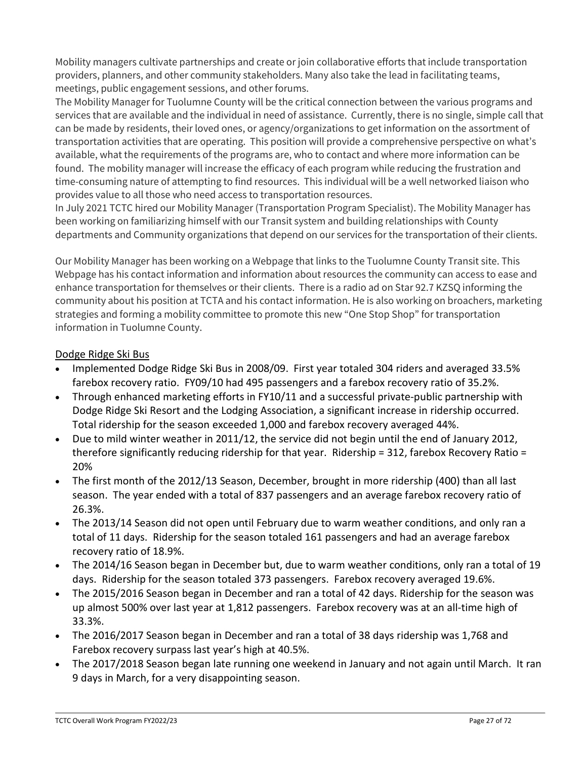Mobility managers cultivate partnerships and create or join collaborative efforts that include transportation providers, planners, and other community stakeholders. Many also take the lead in facilitating teams, meetings, public engagement sessions, and other forums.

The Mobility Manager for Tuolumne County will be the critical connection between the various programs and services that are available and the individual in need of assistance. Currently, there is no single, simple call that can be made by residents, their loved ones, or agency/organizations to get information on the assortment of transportation activities that are operating. This position will provide a comprehensive perspective on what's available, what the requirements of the programs are, who to contact and where more information can be found. The mobility manager will increase the efficacy of each program while reducing the frustration and time-consuming nature of attempting to find resources. This individual will be a well networked liaison who provides value to all those who need access to transportation resources.

In July 2021 TCTC hired our Mobility Manager (Transportation Program Specialist). The Mobility Manager has been working on familiarizing himself with our Transit system and building relationships with County departments and Community organizations that depend on our services for the transportation of their clients.

Our Mobility Manager has been working on a Webpage that links to the Tuolumne County Transit site. This Webpage has his contact information and information about resources the community can access to ease and enhance transportation for themselves or their clients. There is a radio ad on Star 92.7 KZSQ informing the community about his position at TCTA and his contact information. He is also working on broachers, marketing strategies and forming a mobility committee to promote this new "One Stop Shop" for transportation information in Tuolumne County.

<u>Dodge Ridge Ski Bus</u>

- Implemented Dodge Ridge Ski Bus in 2008/09. First year totaled 304 riders and averaged 33.5% farebox recovery ratio. FY09/10 had 495 passengers and a farebox recovery ratio of 35.2%.
- Through enhanced marketing efforts in FY10/11 and a successful private-public partnership with Dodge Ridge Ski Resort and the Lodging Association, a significant increase in ridership occurred. Total ridership for the season exceeded 1,000 and farebox recovery averaged 44%.
- Due to mild winter weather in 2011/12, the service did not begin until the end of January 2012, therefore significantly reducing ridership for that year. Ridership = 312, farebox Recovery Ratio = 20%
- The first month of the 2012/13 Season, December, brought in more ridership (400) than all last season. The year ended with a total of 837 passengers and an average farebox recovery ratio of 26.3%.
- The 2013/14 Season did not open until February due to warm weather conditions, and only ran a total of 11 days. Ridership for the season totaled 161 passengers and had an average farebox recovery ratio of 18.9%.
- The 2014/16 Season began in December but, due to warm weather conditions, only ran a total of 19 days. Ridership for the season totaled 373 passengers. Farebox recovery averaged 19.6%.
- The 2015/2016 Season began in December and ran a total of 42 days. Ridership for the season was up almost 500% over last year at 1,812 passengers. Farebox recovery was at an all-time high of 33.3%.
- The 2016/2017 Season began in December and ran a total of 38 days ridership was 1,768 and Farebox recovery surpass last year's high at 40.5%.
- The 2017/2018 Season began late running one weekend in January and not again until March. It ran 9 days in March, for a very disappointing season.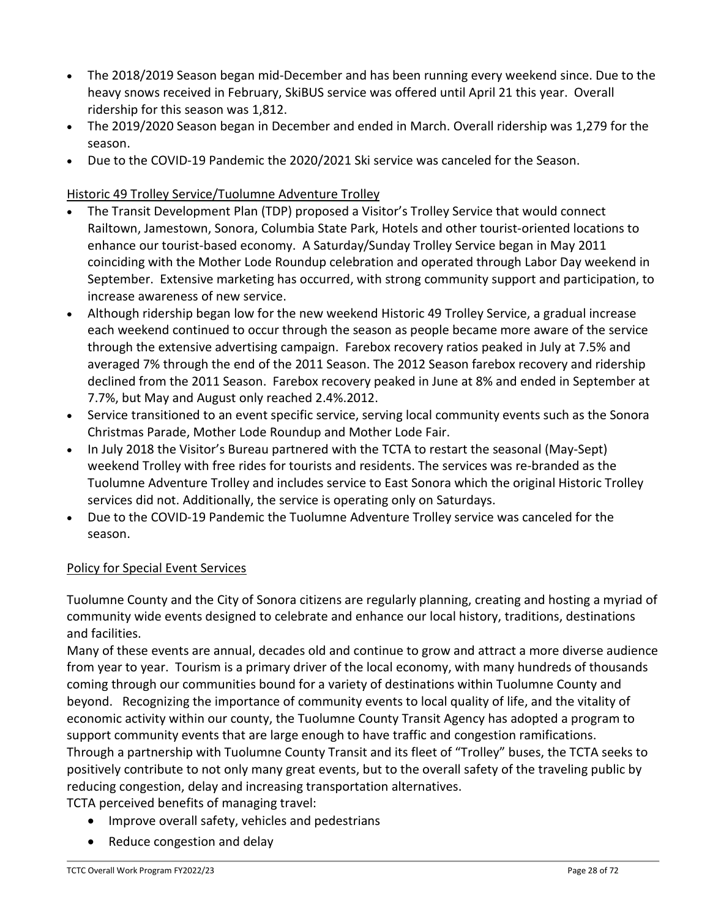- The 2018/2019 Season began mid-December and has been running every weekend since. Due to the heavy snows received in February, SkiBUS service was offered until April 21 this year. Overall ridership for this season was 1,812.
- The 2019/2020 Season began in December and ended in March. Overall ridership was 1,279 for the season.
- Due to the COVID-19 Pandemic the 2020/2021 Ski service was canceled for the Season.

<u>Historic 49 Trolley Service/Tuolumne Adventure Trolley</u>

- The Transit Development Plan (TDP) proposed a Visitor's Trolley Service that would connect Railtown, Jamestown, Sonora, Columbia State Park, Hotels and other tourist-oriented locations to enhance our tourist-based economy. A Saturday/Sunday Trolley Service began in May 2011 coinciding with the Mother Lode Roundup celebration and operated through Labor Day weekend in September. Extensive marketing has occurred, with strong community support and participation, to increase awareness of new service.
- Although ridership began low for the new weekend Historic 49 Trolley Service, a gradual increase each weekend continued to occur through the season as people became more aware of the service through the extensive advertising campaign. Farebox recovery ratios peaked in July at 7.5% and averaged 7% through the end of the 2011 Season. The 2012 Season farebox recovery and ridership declined from the 2011 Season. Farebox recovery peaked in June at 8% and ended in September at 7.7%, but May and August only reached 2.4%.2012.
- Service transitioned to an event specific service, serving local community events such as the Sonora Christmas Parade, Mother Lode Roundup and Mother Lode Fair.
- In July 2018 the Visitor's Bureau partnered with the TCTA to restart the seasonal (May-Sept) weekend Trolley with free rides for tourists and residents. The services was re-branded as the Tuolumne Adventure Trolley and includes service to East Sonora which the original Historic Trolley services did not. Additionally, the service is operating only on Saturdays.
- Due to the COVID-19 Pandemic the Tuolumne Adventure Trolley service was canceled for the season.

<u>Policy for Special Event Services</u>

Tuolumne County and the City of Sonora citizens are regularly planning, creating and hosting a myriad of community wide events designed to celebrate and enhance our local history, traditions, destinations and facilities.

Many of these events are annual, decades old and continue to grow and attract a more diverse audience from year to year. Tourism is a primary driver of the local economy, with many hundreds of thousands coming through our communities bound for a variety of destinations within Tuolumne County and beyond. Recognizing the importance of community events to local quality of life, and the vitality of economic activity within our county, the Tuolumne County Transit Agency has adopted a program to support community events that are large enough to have traffic and congestion ramifications.

Through a partnership with Tuolumne County Transit and its fleet of "Trolley" buses, the TCTA seeks to positively contribute to not only many great events, but to the overall safety of the traveling public by reducing congestion, delay and increasing transportation alternatives.

TCTA perceived benefits of managing travel:

- Improve overall safety, vehicles and pedestrians
- Reduce congestion and delay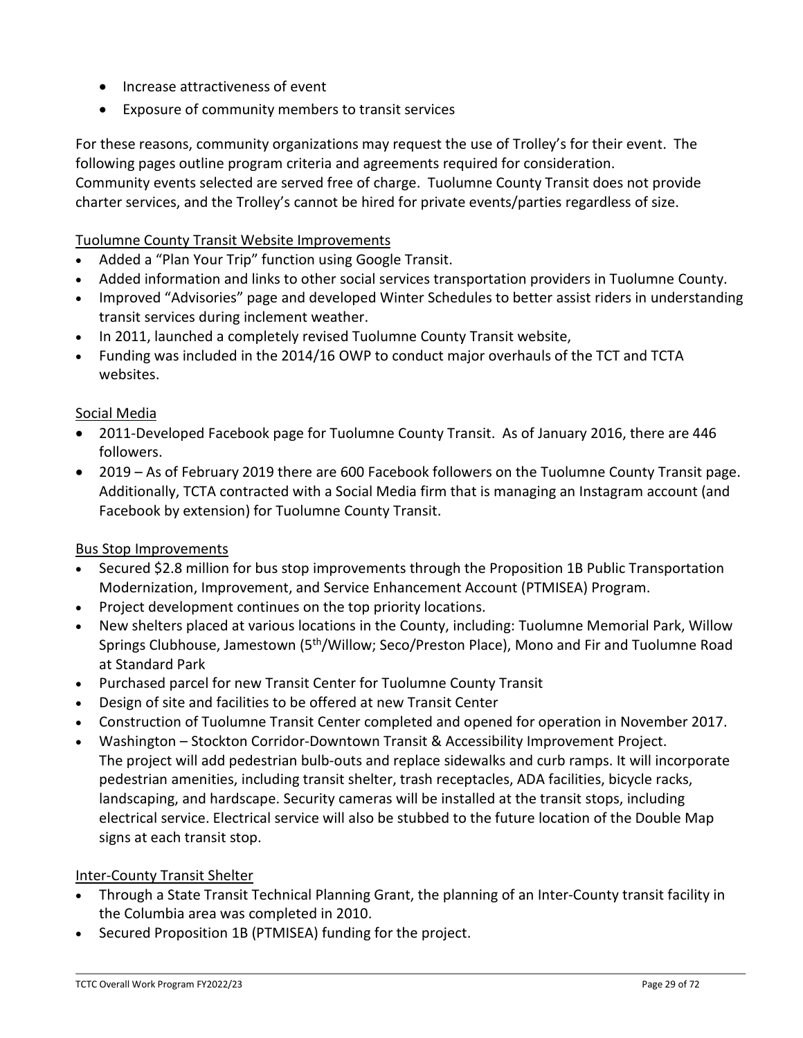- Increase attractiveness of event
- Exposure of community members to transit services

For these reasons, community organizations may request the use of Trolley's for their event. The following pages outline program criteria and agreements required for consideration. Community events selected are served free of charge. Tuolumne County Transit does not provide charter services, and the Trolley's cannot be hired for private events/parties regardless of size.

Tuolumne County Transit Website Improvements

- Added a "Plan Your Trip" function using Google Transit.
- Added information and links to other social services transportation providers in Tuolumne County.
- Improved "Advisories" page and developed Winter Schedules to better assist riders in understanding transit services during inclement weather.
- In 2011, launched a completely revised Tuolumne County Transit website,
- Funding was included in the 2014/16 OWP to conduct major overhauls of the TCT and TCTA websites.

Social Media

- 2011-Developed Facebook page for Tuolumne County Transit. As of January 2016, there are 446 followers.
- 2019 – As of February 2019 there are 600 Facebook followers on the Tuolumne County Transit page. Additionally, TCTA contracted with a Social Media firm that is managing an Instagram account (and Facebook by extension) for Tuolumne County Transit.

Bus Stop Improvements

- Secured $2.8 million for bus stop improvements through the Proposition 1B Public Transportation Modernization, Improvement, and Service Enhancement Account (PTMISEA) Program.
- Project development continues on the top priority locations.
- New shelters placed at various locations in the County, including: Tuolumne Memorial Park, Willow Springs Clubhouse, Jamestown (5th/Willow; Seco/Preston Place), Mono and Fir and Tuolumne Road at Standard Park
- Purchased parcel for new Transit Center for Tuolumne County Transit
- Design of site and facilities to be offered at new Transit Center
- Construction of Tuolumne Transit Center completed and opened for operation in November 2017.
- Washington – Stockton Corridor-Downtown Transit & Accessibility Improvement Project. The project will add pedestrian bulb-outs and replace sidewalks and curb ramps. It will incorporate pedestrian amenities, including transit shelter, trash receptacles, ADA facilities, bicycle racks, landscaping, and hardscape. Security cameras will be installed at the transit stops, including electrical service. Electrical service will also be stubbed to the future location of the Double Map signs at each transit stop.

Inter-County Transit Shelter

- Through a State Transit Technical Planning Grant, the planning of an Inter-County transit facility in the Columbia area was completed in 2010.
- Secured Proposition 1B (PTMISEA) funding for the project.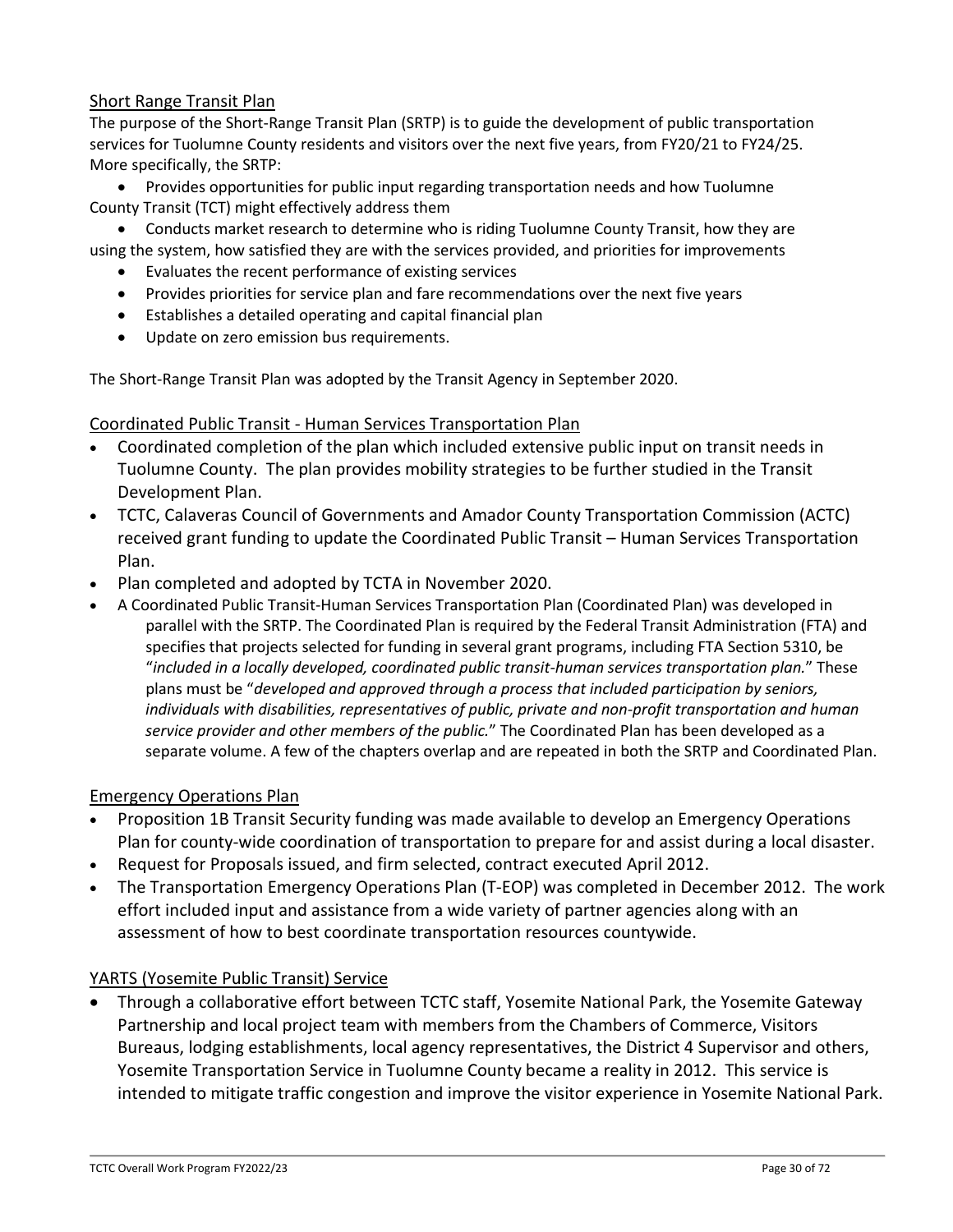## Short Range Transit Plan

The purpose of the Short-Range Transit Plan (SRTP) is to guide the development of public transportation services for Tuolumne County residents and visitors over the next five years, from FY20/21 to FY24/25. More specifically, the SRTP:

- Provides opportunities for public input regarding transportation needs and how Tuolumne County Transit (TCT) might effectively address them
- Conducts market research to determine who is riding Tuolumne County Transit, how they are using the system, how satisfied they are with the services provided, and priorities for improvements
- Evaluates the recent performance of existing services
- Provides priorities for service plan and fare recommendations over the next five years
- Establishes a detailed operating and capital financial plan
- Update on zero emission bus requirements.

The Short-Range Transit Plan was adopted by the Transit Agency in September 2020.

## Coordinated Public Transit - Human Services Transportation Plan

- Coordinated completion of the plan which included extensive public input on transit needs in Tuolumne County. The plan provides mobility strategies to be further studied in the Transit Development Plan.
- TCTC, Calaveras Council of Governments and Amador County Transportation Commission (ACTC) received grant funding to update the Coordinated Public Transit – Human Services Transportation Plan.
- Plan completed and adopted by TCTA in November 2020.
- A Coordinated Public Transit-Human Services Transportation Plan (Coordinated Plan) was developed in parallel with the SRTP. The Coordinated Plan is required by the Federal Transit Administration (FTA) and specifies that projects selected for funding in several grant programs, including FTA Section 5310, be "*included in a locally developed, coordinated public transit-human services transportation plan.*" These plans must be "*developed and approved through a process that included participation by seniors, individuals with disabilities, representatives of public, private and non-profit transportation and human service provider and other members of the public.*" The Coordinated Plan has been developed as a separate volume. A few of the chapters overlap and are repeated in both the SRTP and Coordinated Plan.

## Emergency Operations Plan

- Proposition 1B Transit Security funding was made available to develop an Emergency Operations Plan for county-wide coordination of transportation to prepare for and assist during a local disaster.
- Request for Proposals issued, and firm selected, contract executed April 2012.
- The Transportation Emergency Operations Plan (T-EOP) was completed in December 2012. The work effort included input and assistance from a wide variety of partner agencies along with an assessment of how to best coordinate transportation resources countywide.

## YARTS (Yosemite Public Transit) Service

- Through a collaborative effort between TCTC staff, Yosemite National Park, the Yosemite Gateway Partnership and local project team with members from the Chambers of Commerce, Visitors Bureaus, lodging establishments, local agency representatives, the District 4 Supervisor and others, Yosemite Transportation Service in Tuolumne County became a reality in 2012. This service is intended to mitigate traffic congestion and improve the visitor experience in Yosemite National Park.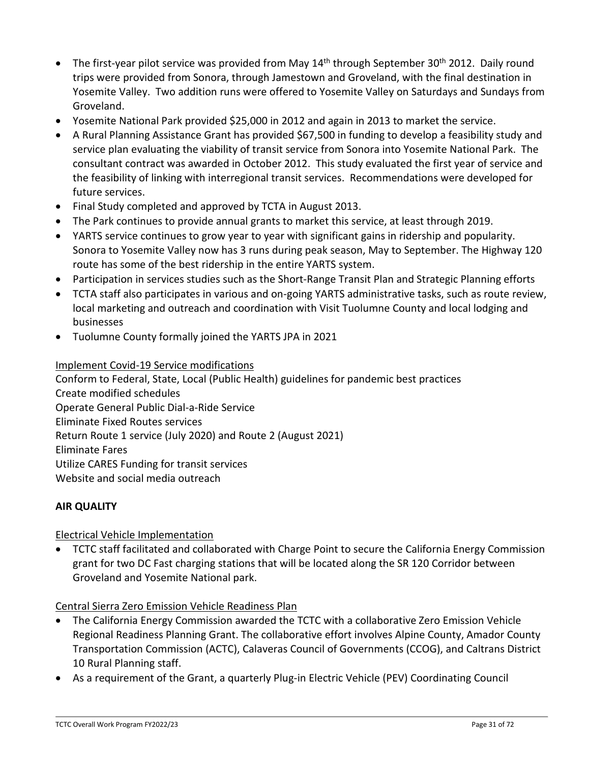- The first-year pilot service was provided from May 14th through September 30th 2012. Daily round trips were provided from Sonora, through Jamestown and Groveland, with the final destination in Yosemite Valley. Two addition runs were offered to Yosemite Valley on Saturdays and Sundays from Groveland.
- Yosemite National Park provided $25,000 in 2012 and again in 2013 to market the service.
- A Rural Planning Assistance Grant has provided $67,500 in funding to develop a feasibility study and service plan evaluating the viability of transit service from Sonora into Yosemite National Park. The consultant contract was awarded in October 2012. This study evaluated the first year of service and the feasibility of linking with interregional transit services. Recommendations were developed for future services.
- Final Study completed and approved by TCTA in August 2013.
- The Park continues to provide annual grants to market this service, at least through 2019.
- YARTS service continues to grow year to year with significant gains in ridership and popularity. Sonora to Yosemite Valley now has 3 runs during peak season, May to September. The Highway 120 route has some of the best ridership in the entire YARTS system.
- Participation in services studies such as the Short-Range Transit Plan and Strategic Planning efforts
- TCTA staff also participates in various and on-going YARTS administrative tasks, such as route review, local marketing and outreach and coordination with Visit Tuolumne County and local lodging and businesses
- Tuolumne County formally joined the YARTS JPA in 2021

Implement Covid-19 Service modifications

Conform to Federal, State, Local (Public Health) guidelines for pandemic best practices
Create modified schedules
Operate General Public Dial-a-Ride Service
Eliminate Fixed Routes services
Return Route 1 service (July 2020) and Route 2 (August 2021)
Eliminate Fares
Utilize CARES Funding for transit services
Website and social media outreach

**AIR QUALITY**

Electrical Vehicle Implementation

- TCTC staff facilitated and collaborated with Charge Point to secure the California Energy Commission grant for two DC Fast charging stations that will be located along the SR 120 Corridor between Groveland and Yosemite National park.

Central Sierra Zero Emission Vehicle Readiness Plan

- The California Energy Commission awarded the TCTC with a collaborative Zero Emission Vehicle Regional Readiness Planning Grant. The collaborative effort involves Alpine County, Amador County Transportation Commission (ACTC), Calaveras Council of Governments (CCOG), and Caltrans District 10 Rural Planning staff.
- As a requirement of the Grant, a quarterly Plug-in Electric Vehicle (PEV) Coordinating Council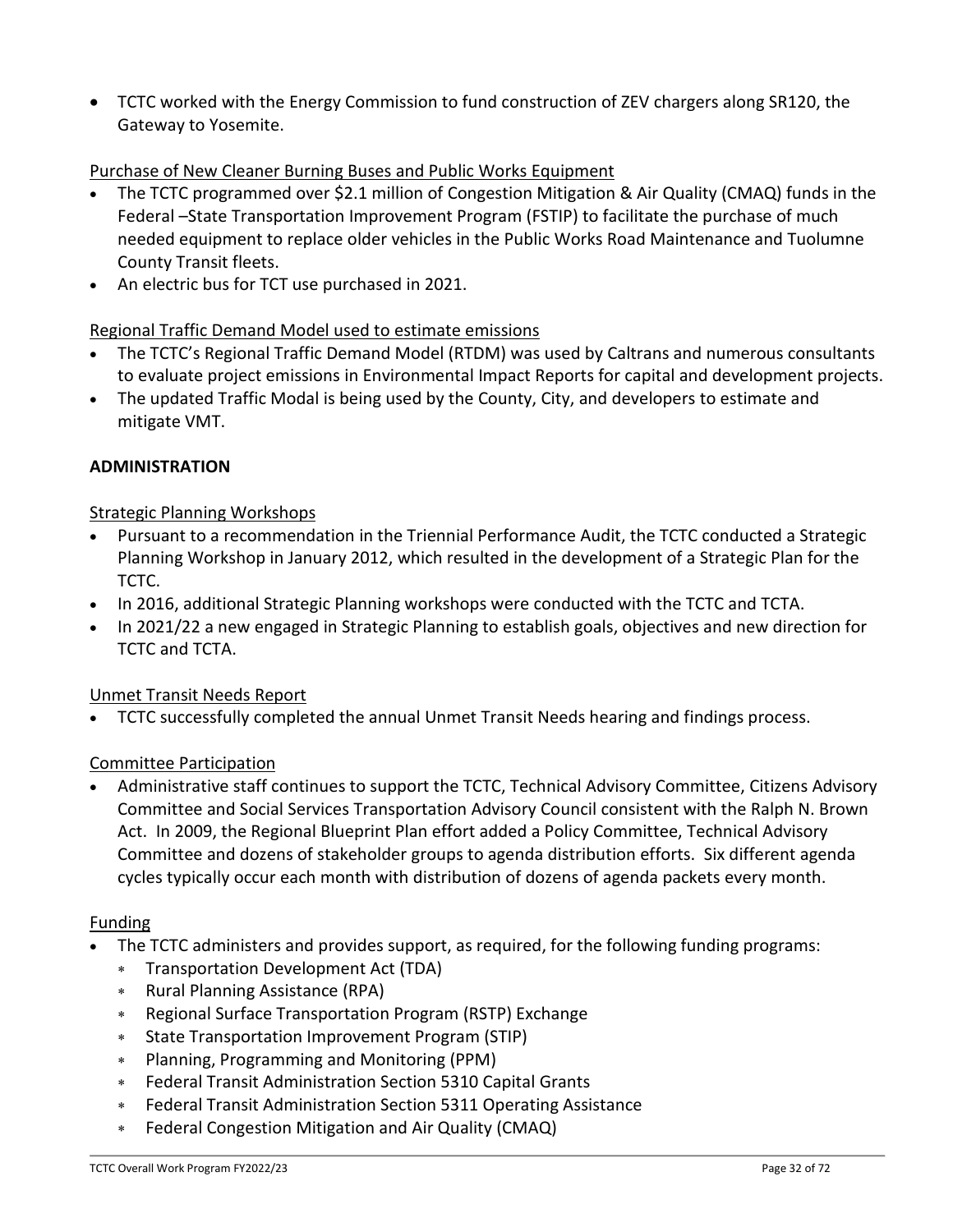- TCTC worked with the Energy Commission to fund construction of ZEV chargers along SR120, the Gateway to Yosemite.

Purchase of New Cleaner Burning Buses and Public Works Equipment

- The TCTC programmed over $2.1 million of Congestion Mitigation & Air Quality (CMAQ) funds in the Federal –State Transportation Improvement Program (FSTIP) to facilitate the purchase of much needed equipment to replace older vehicles in the Public Works Road Maintenance and Tuolumne County Transit fleets.
- An electric bus for TCT use purchased in 2021.

Regional Traffic Demand Model used to estimate emissions

- The TCTC's Regional Traffic Demand Model (RTDM) was used by Caltrans and numerous consultants to evaluate project emissions in Environmental Impact Reports for capital and development projects.
- The updated Traffic Modal is being used by the County, City, and developers to estimate and mitigate VMT.

**ADMINISTRATION**

Strategic Planning Workshops

- Pursuant to a recommendation in the Triennial Performance Audit, the TCTC conducted a Strategic Planning Workshop in January 2012, which resulted in the development of a Strategic Plan for the TCTC.
- In 2016, additional Strategic Planning workshops were conducted with the TCTC and TCTA.
- In 2021/22 a new engaged in Strategic Planning to establish goals, objectives and new direction for TCTC and TCTA.

Unmet Transit Needs Report

- TCTC successfully completed the annual Unmet Transit Needs hearing and findings process.

Committee Participation

- Administrative staff continues to support the TCTC, Technical Advisory Committee, Citizens Advisory Committee and Social Services Transportation Advisory Council consistent with the Ralph N. Brown Act. In 2009, the Regional Blueprint Plan effort added a Policy Committee, Technical Advisory Committee and dozens of stakeholder groups to agenda distribution efforts. Six different agenda cycles typically occur each month with distribution of dozens of agenda packets every month.

Funding

- The TCTC administers and provides support, as required, for the following funding programs:
  - Transportation Development Act (TDA)
  - Rural Planning Assistance (RPA)
  - Regional Surface Transportation Program (RSTP) Exchange
  - State Transportation Improvement Program (STIP)
  - Planning, Programming and Monitoring (PPM)
  - Federal Transit Administration Section 5310 Capital Grants
  - Federal Transit Administration Section 5311 Operating Assistance
  - Federal Congestion Mitigation and Air Quality (CMAQ)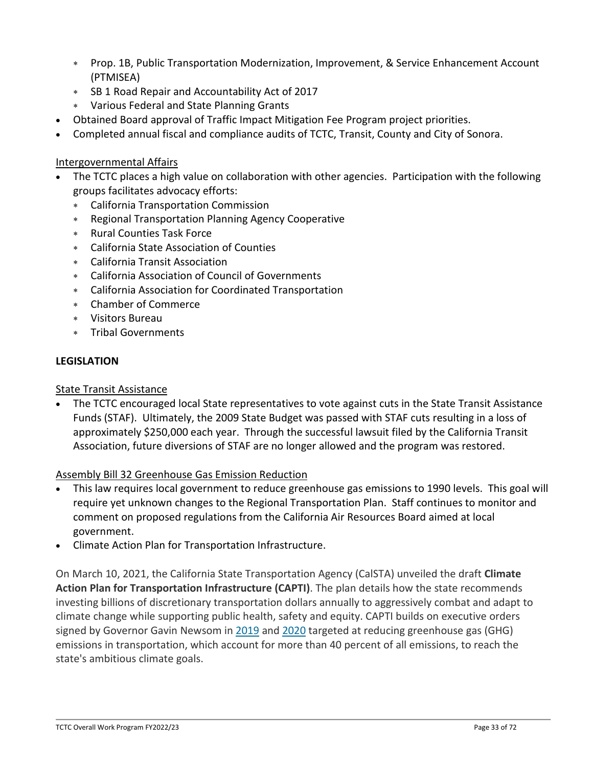- Prop. 1B, Public Transportation Modernization, Improvement, & Service Enhancement Account (PTMISEA)
  - SB 1 Road Repair and Accountability Act of 2017
  - Various Federal and State Planning Grants
- Obtained Board approval of Traffic Impact Mitigation Fee Program project priorities.
- Completed annual fiscal and compliance audits of TCTC, Transit, County and City of Sonora.

<u>Intergovernmental Affairs</u>

- The TCTC places a high value on collaboration with other agencies. Participation with the following groups facilitates advocacy efforts:
  - California Transportation Commission
  - Regional Transportation Planning Agency Cooperative
  - Rural Counties Task Force
  - California State Association of Counties
  - California Transit Association
  - California Association of Council of Governments
  - California Association for Coordinated Transportation
  - Chamber of Commerce
  - Visitors Bureau
  - Tribal Governments

**LEGISLATION**

<u>State Transit Assistance</u>

- The TCTC encouraged local State representatives to vote against cuts in the State Transit Assistance Funds (STAF). Ultimately, the 2009 State Budget was passed with STAF cuts resulting in a loss of approximately $250,000 each year. Through the successful lawsuit filed by the California Transit Association, future diversions of STAF are no longer allowed and the program was restored.

<u>Assembly Bill 32 Greenhouse Gas Emission Reduction</u>

- This law requires local government to reduce greenhouse gas emissions to 1990 levels. This goal will require yet unknown changes to the Regional Transportation Plan. Staff continues to monitor and comment on proposed regulations from the California Air Resources Board aimed at local government.
- Climate Action Plan for Transportation Infrastructure.

On March 10, 2021, the California State Transportation Agency (CalSTA) unveiled the draft **Climate Action Plan for Transportation Infrastructure (CAPTI)**. The plan details how the state recommends investing billions of discretionary transportation dollars annually to aggressively combat and adapt to climate change while supporting public health, safety and equity. CAPTI builds on executive orders signed by Governor Gavin Newsom in 2019 and 2020 targeted at reducing greenhouse gas (GHG) emissions in transportation, which account for more than 40 percent of all emissions, to reach the state's ambitious climate goals.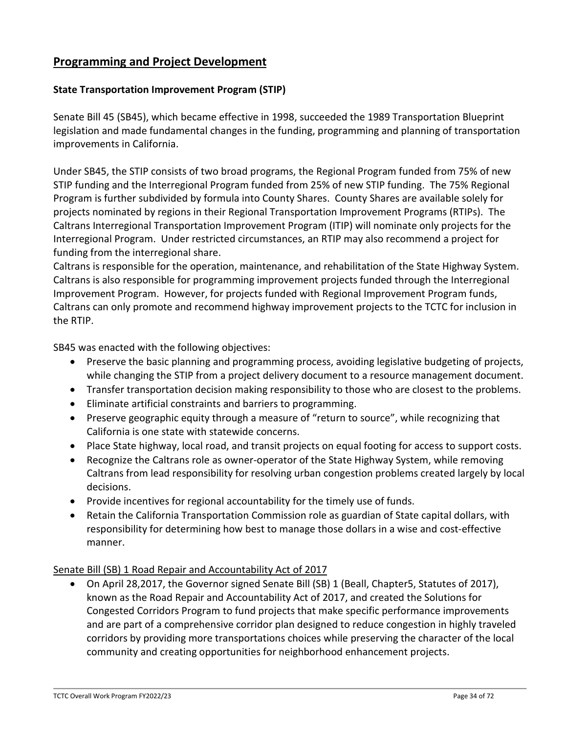## Programming and Project Development

### State Transportation Improvement Program (STIP)

Senate Bill 45 (SB45), which became effective in 1998, succeeded the 1989 Transportation Blueprint legislation and made fundamental changes in the funding, programming and planning of transportation improvements in California.

Under SB45, the STIP consists of two broad programs, the Regional Program funded from 75% of new STIP funding and the Interregional Program funded from 25% of new STIP funding. The 75% Regional Program is further subdivided by formula into County Shares. County Shares are available solely for projects nominated by regions in their Regional Transportation Improvement Programs (RTIPs). The Caltrans Interregional Transportation Improvement Program (ITIP) will nominate only projects for the Interregional Program. Under restricted circumstances, an RTIP may also recommend a project for funding from the interregional share.

Caltrans is responsible for the operation, maintenance, and rehabilitation of the State Highway System. Caltrans is also responsible for programming improvement projects funded through the Interregional Improvement Program. However, for projects funded with Regional Improvement Program funds, Caltrans can only promote and recommend highway improvement projects to the TCTC for inclusion in the RTIP.

SB45 was enacted with the following objectives:

- Preserve the basic planning and programming process, avoiding legislative budgeting of projects, while changing the STIP from a project delivery document to a resource management document.
- Transfer transportation decision making responsibility to those who are closest to the problems.
- Eliminate artificial constraints and barriers to programming.
- Preserve geographic equity through a measure of "return to source", while recognizing that California is one state with statewide concerns.
- Place State highway, local road, and transit projects on equal footing for access to support costs.
- Recognize the Caltrans role as owner-operator of the State Highway System, while removing Caltrans from lead responsibility for resolving urban congestion problems created largely by local decisions.
- Provide incentives for regional accountability for the timely use of funds.
- Retain the California Transportation Commission role as guardian of State capital dollars, with responsibility for determining how best to manage those dollars in a wise and cost-effective manner.

<u>Senate Bill (SB) 1 Road Repair and Accountability Act of 2017</u>

- On April 28,2017, the Governor signed Senate Bill (SB) 1 (Beall, Chapter5, Statutes of 2017), known as the Road Repair and Accountability Act of 2017, and created the Solutions for Congested Corridors Program to fund projects that make specific performance improvements and are part of a comprehensive corridor plan designed to reduce congestion in highly traveled corridors by providing more transportations choices while preserving the character of the local community and creating opportunities for neighborhood enhancement projects.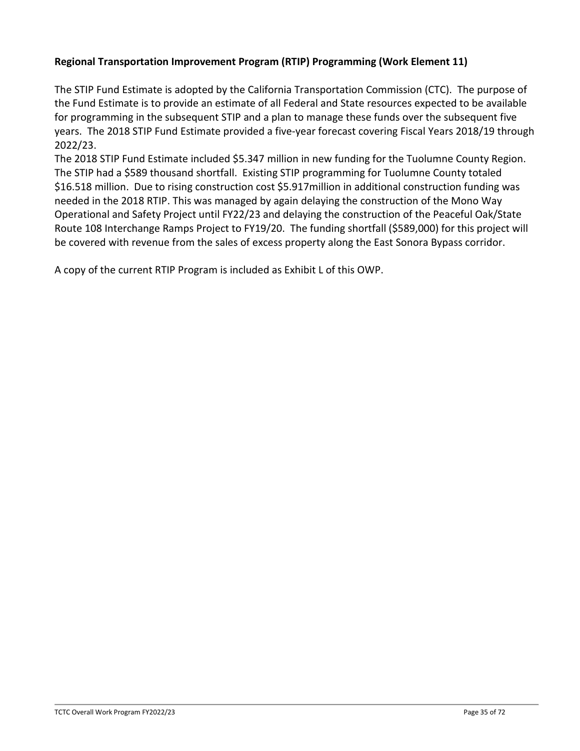**Regional Transportation Improvement Program (RTIP) Programming (Work Element 11)**

The STIP Fund Estimate is adopted by the California Transportation Commission (CTC). The purpose of the Fund Estimate is to provide an estimate of all Federal and State resources expected to be available for programming in the subsequent STIP and a plan to manage these funds over the subsequent five years. The 2018 STIP Fund Estimate provided a five-year forecast covering Fiscal Years 2018/19 through 2022/23.

The 2018 STIP Fund Estimate included $5.347 million in new funding for the Tuolumne County Region. The STIP had a $589 thousand shortfall. Existing STIP programming for Tuolumne County totaled $16.518 million. Due to rising construction cost $5.917million in additional construction funding was needed in the 2018 RTIP. This was managed by again delaying the construction of the Mono Way Operational and Safety Project until FY22/23 and delaying the construction of the Peaceful Oak/State Route 108 Interchange Ramps Project to FY19/20. The funding shortfall ($589,000) for this project will be covered with revenue from the sales of excess property along the East Sonora Bypass corridor.

A copy of the current RTIP Program is included as Exhibit L of this OWP.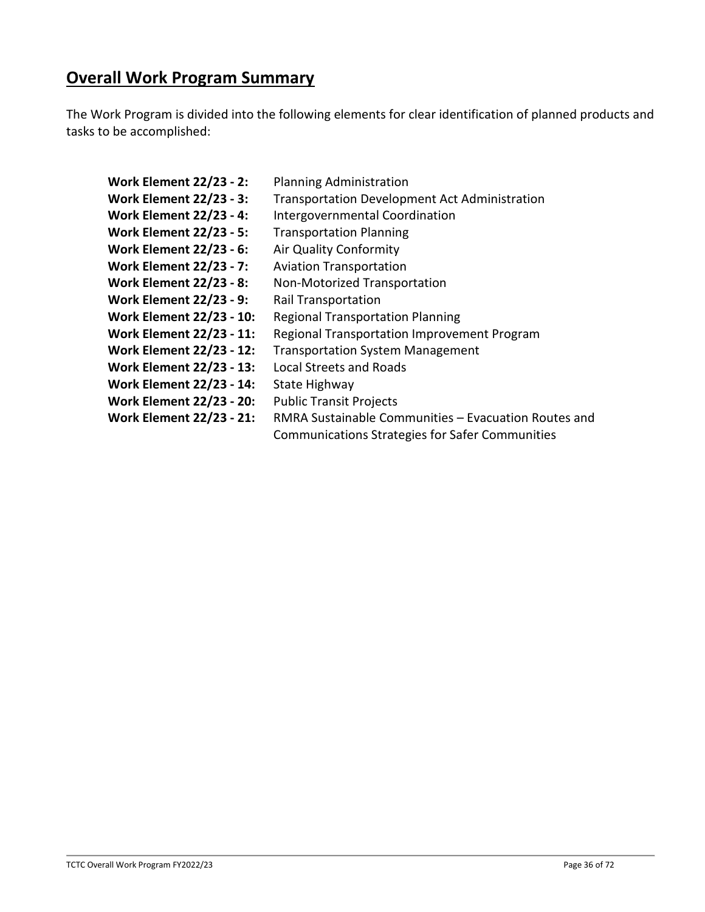## Overall Work Program Summary

The Work Program is divided into the following elements for clear identification of planned products and tasks to be accomplished:

| | |
|---|---|
| **Work Element 22/23 - 2:** | Planning Administration |
| **Work Element 22/23 - 3:** | Transportation Development Act Administration |
| **Work Element 22/23 - 4:** | Intergovernmental Coordination |
| **Work Element 22/23 - 5:** | Transportation Planning |
| **Work Element 22/23 - 6:** | Air Quality Conformity |
| **Work Element 22/23 - 7:** | Aviation Transportation |
| **Work Element 22/23 - 8:** | Non-Motorized Transportation |
| **Work Element 22/23 - 9:** | Rail Transportation |
| **Work Element 22/23 - 10:** | Regional Transportation Planning |
| **Work Element 22/23 - 11:** | Regional Transportation Improvement Program |
| **Work Element 22/23 - 12:** | Transportation System Management |
| **Work Element 22/23 - 13:** | Local Streets and Roads |
| **Work Element 22/23 - 14:** | State Highway |
| **Work Element 22/23 - 20:** | Public Transit Projects |
| **Work Element 22/23 - 21:** | RMRA Sustainable Communities – Evacuation Routes and Communications Strategies for Safer Communities |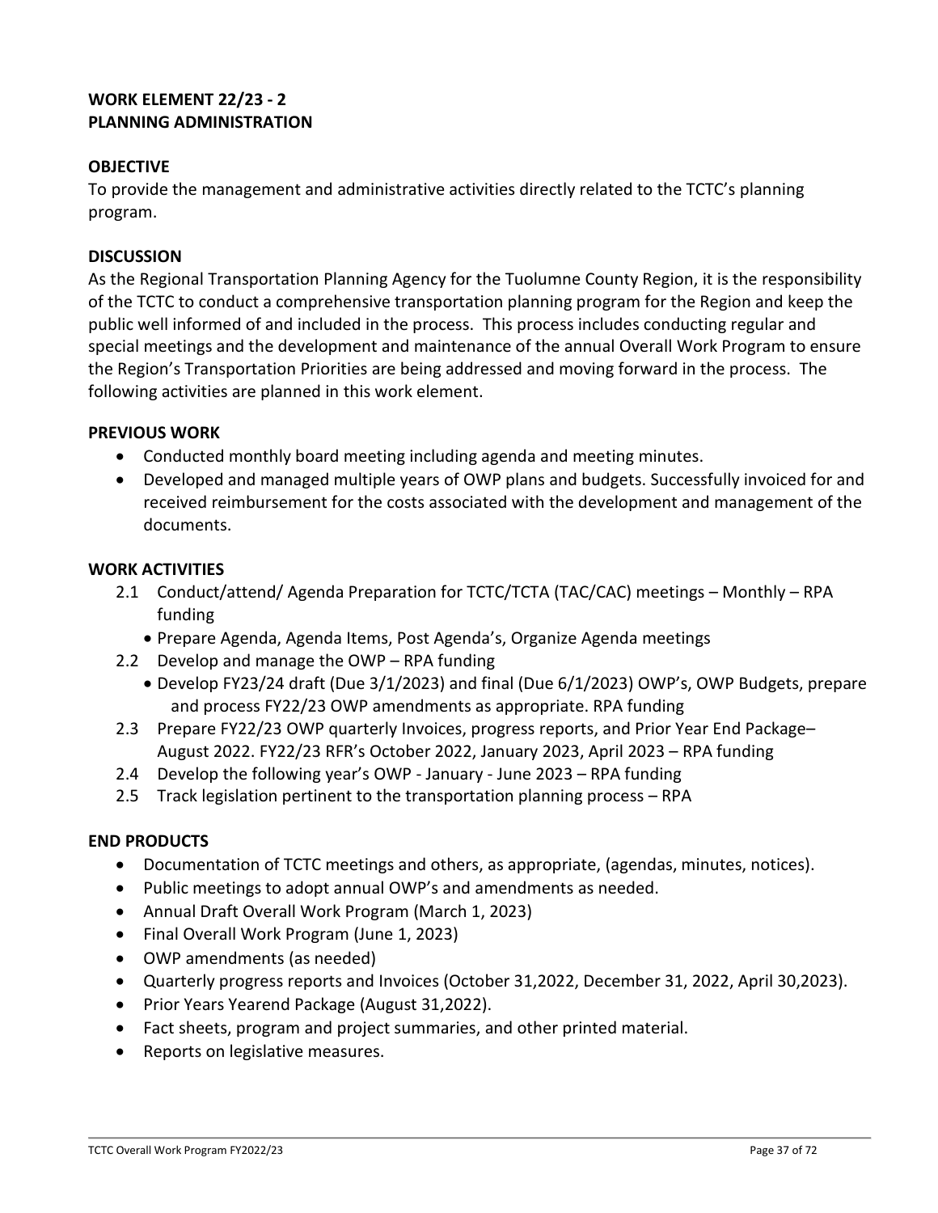## WORK ELEMENT 22/23 - 2
## PLANNING ADMINISTRATION

### OBJECTIVE

To provide the management and administrative activities directly related to the TCTC's planning program.

### DISCUSSION

As the Regional Transportation Planning Agency for the Tuolumne County Region, it is the responsibility of the TCTC to conduct a comprehensive transportation planning program for the Region and keep the public well informed of and included in the process. This process includes conducting regular and special meetings and the development and maintenance of the annual Overall Work Program to ensure the Region's Transportation Priorities are being addressed and moving forward in the process. The following activities are planned in this work element.

### PREVIOUS WORK

- Conducted monthly board meeting including agenda and meeting minutes.
- Developed and managed multiple years of OWP plans and budgets. Successfully invoiced for and received reimbursement for the costs associated with the development and management of the documents.

### WORK ACTIVITIES

2.1 Conduct/attend/ Agenda Preparation for TCTC/TCTA (TAC/CAC) meetings – Monthly – RPA funding
  - Prepare Agenda, Agenda Items, Post Agenda's, Organize Agenda meetings

2.2 Develop and manage the OWP – RPA funding
  - Develop FY23/24 draft (Due 3/1/2023) and final (Due 6/1/2023) OWP's, OWP Budgets, prepare and process FY22/23 OWP amendments as appropriate. RPA funding

2.3 Prepare FY22/23 OWP quarterly Invoices, progress reports, and Prior Year End Package– August 2022. FY22/23 RFR's October 2022, January 2023, April 2023 – RPA funding

2.4 Develop the following year's OWP - January - June 2023 – RPA funding

2.5 Track legislation pertinent to the transportation planning process – RPA

### END PRODUCTS

- Documentation of TCTC meetings and others, as appropriate, (agendas, minutes, notices).
- Public meetings to adopt annual OWP's and amendments as needed.
- Annual Draft Overall Work Program (March 1, 2023)
- Final Overall Work Program (June 1, 2023)
- OWP amendments (as needed)
- Quarterly progress reports and Invoices (October 31,2022, December 31, 2022, April 30,2023).
- Prior Years Yearend Package (August 31,2022).
- Fact sheets, program and project summaries, and other printed material.
- Reports on legislative measures.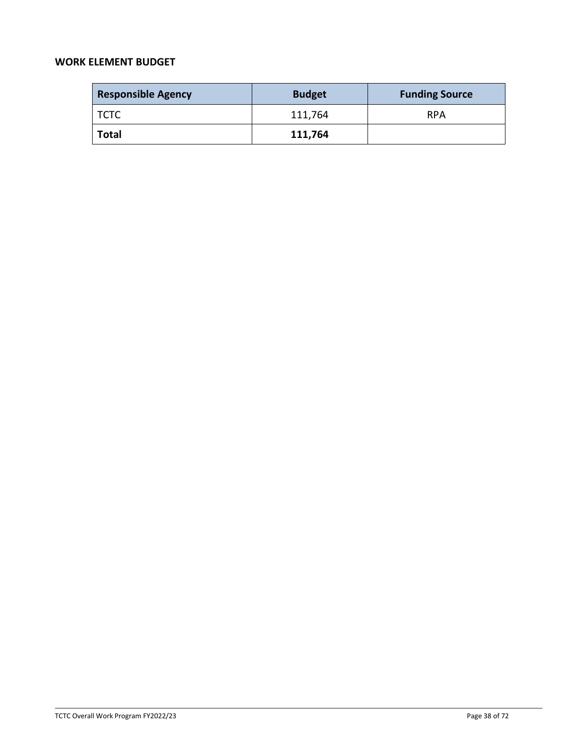### WORK ELEMENT BUDGET

| Responsible Agency | Budget | Funding Source |
| --- | --- | --- |
| TCTC | 111,764 | RPA |
| **Total** | **111,764** | |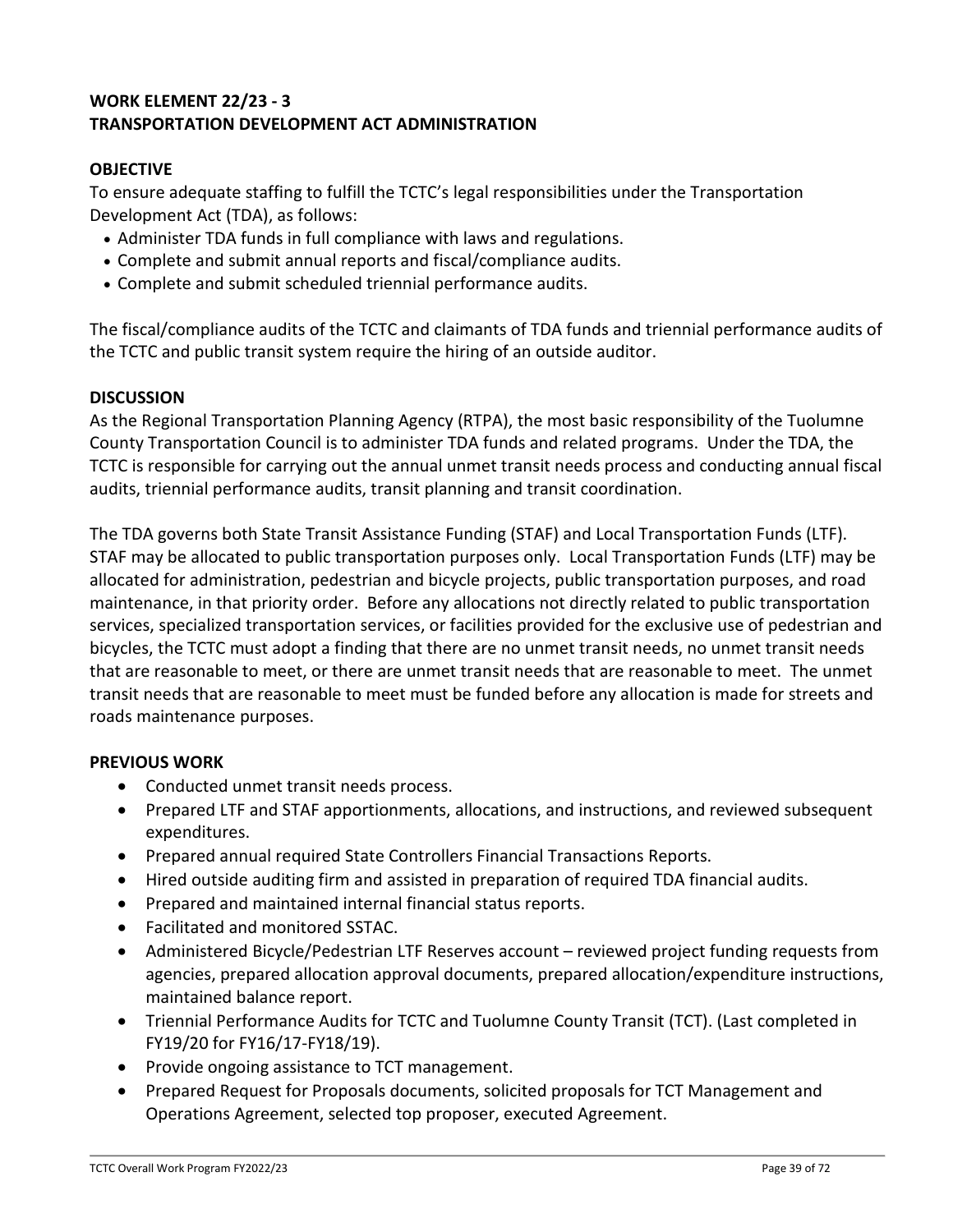## WORK ELEMENT 22/23 - 3
## TRANSPORTATION DEVELOPMENT ACT ADMINISTRATION

### OBJECTIVE

To ensure adequate staffing to fulfill the TCTC's legal responsibilities under the Transportation Development Act (TDA), as follows:

- Administer TDA funds in full compliance with laws and regulations.
- Complete and submit annual reports and fiscal/compliance audits.
- Complete and submit scheduled triennial performance audits.

The fiscal/compliance audits of the TCTC and claimants of TDA funds and triennial performance audits of the TCTC and public transit system require the hiring of an outside auditor.

### DISCUSSION

As the Regional Transportation Planning Agency (RTPA), the most basic responsibility of the Tuolumne County Transportation Council is to administer TDA funds and related programs. Under the TDA, the TCTC is responsible for carrying out the annual unmet transit needs process and conducting annual fiscal audits, triennial performance audits, transit planning and transit coordination.

The TDA governs both State Transit Assistance Funding (STAF) and Local Transportation Funds (LTF). STAF may be allocated to public transportation purposes only. Local Transportation Funds (LTF) may be allocated for administration, pedestrian and bicycle projects, public transportation purposes, and road maintenance, in that priority order. Before any allocations not directly related to public transportation services, specialized transportation services, or facilities provided for the exclusive use of pedestrian and bicycles, the TCTC must adopt a finding that there are no unmet transit needs, no unmet transit needs that are reasonable to meet, or there are unmet transit needs that are reasonable to meet. The unmet transit needs that are reasonable to meet must be funded before any allocation is made for streets and roads maintenance purposes.

### PREVIOUS WORK

- Conducted unmet transit needs process.
- Prepared LTF and STAF apportionments, allocations, and instructions, and reviewed subsequent expenditures.
- Prepared annual required State Controllers Financial Transactions Reports.
- Hired outside auditing firm and assisted in preparation of required TDA financial audits.
- Prepared and maintained internal financial status reports.
- Facilitated and monitored SSTAC.
- Administered Bicycle/Pedestrian LTF Reserves account – reviewed project funding requests from agencies, prepared allocation approval documents, prepared allocation/expenditure instructions, maintained balance report.
- Triennial Performance Audits for TCTC and Tuolumne County Transit (TCT). (Last completed in FY19/20 for FY16/17-FY18/19).
- Provide ongoing assistance to TCT management.
- Prepared Request for Proposals documents, solicited proposals for TCT Management and Operations Agreement, selected top proposer, executed Agreement.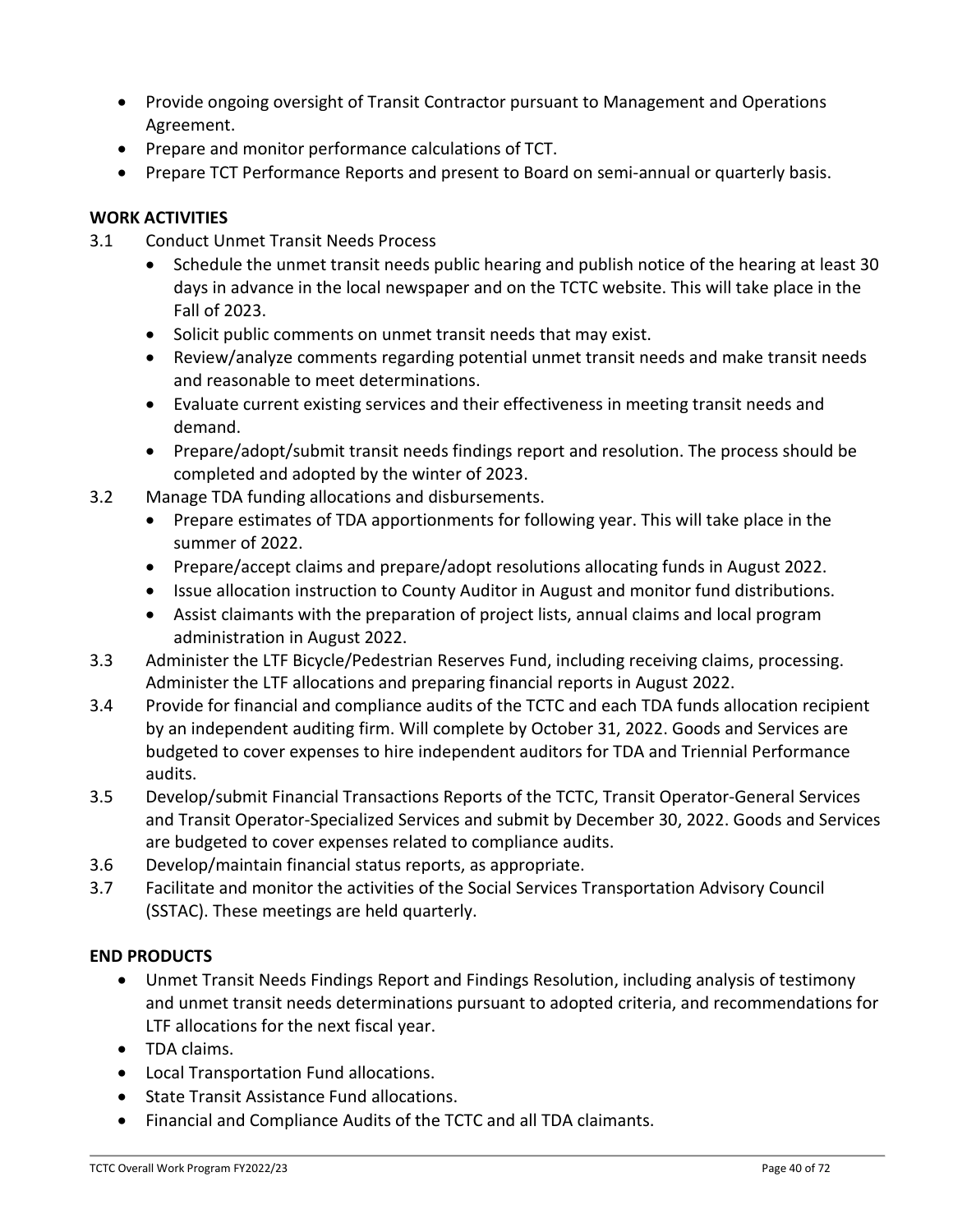- Provide ongoing oversight of Transit Contractor pursuant to Management and Operations Agreement.
- Prepare and monitor performance calculations of TCT.
- Prepare TCT Performance Reports and present to Board on semi-annual or quarterly basis.

**WORK ACTIVITIES**

3.1 Conduct Unmet Transit Needs Process
   - Schedule the unmet transit needs public hearing and publish notice of the hearing at least 30 days in advance in the local newspaper and on the TCTC website. This will take place in the Fall of 2023.
   - Solicit public comments on unmet transit needs that may exist.
   - Review/analyze comments regarding potential unmet transit needs and make transit needs and reasonable to meet determinations.
   - Evaluate current existing services and their effectiveness in meeting transit needs and demand.
   - Prepare/adopt/submit transit needs findings report and resolution. The process should be completed and adopted by the winter of 2023.

3.2 Manage TDA funding allocations and disbursements.
   - Prepare estimates of TDA apportionments for following year. This will take place in the summer of 2022.
   - Prepare/accept claims and prepare/adopt resolutions allocating funds in August 2022.
   - Issue allocation instruction to County Auditor in August and monitor fund distributions.
   - Assist claimants with the preparation of project lists, annual claims and local program administration in August 2022.

3.3 Administer the LTF Bicycle/Pedestrian Reserves Fund, including receiving claims, processing. Administer the LTF allocations and preparing financial reports in August 2022.

3.4 Provide for financial and compliance audits of the TCTC and each TDA funds allocation recipient by an independent auditing firm. Will complete by October 31, 2022. Goods and Services are budgeted to cover expenses to hire independent auditors for TDA and Triennial Performance audits.

3.5 Develop/submit Financial Transactions Reports of the TCTC, Transit Operator-General Services and Transit Operator-Specialized Services and submit by December 30, 2022. Goods and Services are budgeted to cover expenses related to compliance audits.

3.6 Develop/maintain financial status reports, as appropriate.

3.7 Facilitate and monitor the activities of the Social Services Transportation Advisory Council (SSTAC). These meetings are held quarterly.

**END PRODUCTS**

- Unmet Transit Needs Findings Report and Findings Resolution, including analysis of testimony and unmet transit needs determinations pursuant to adopted criteria, and recommendations for LTF allocations for the next fiscal year.
- TDA claims.
- Local Transportation Fund allocations.
- State Transit Assistance Fund allocations.
- Financial and Compliance Audits of the TCTC and all TDA claimants.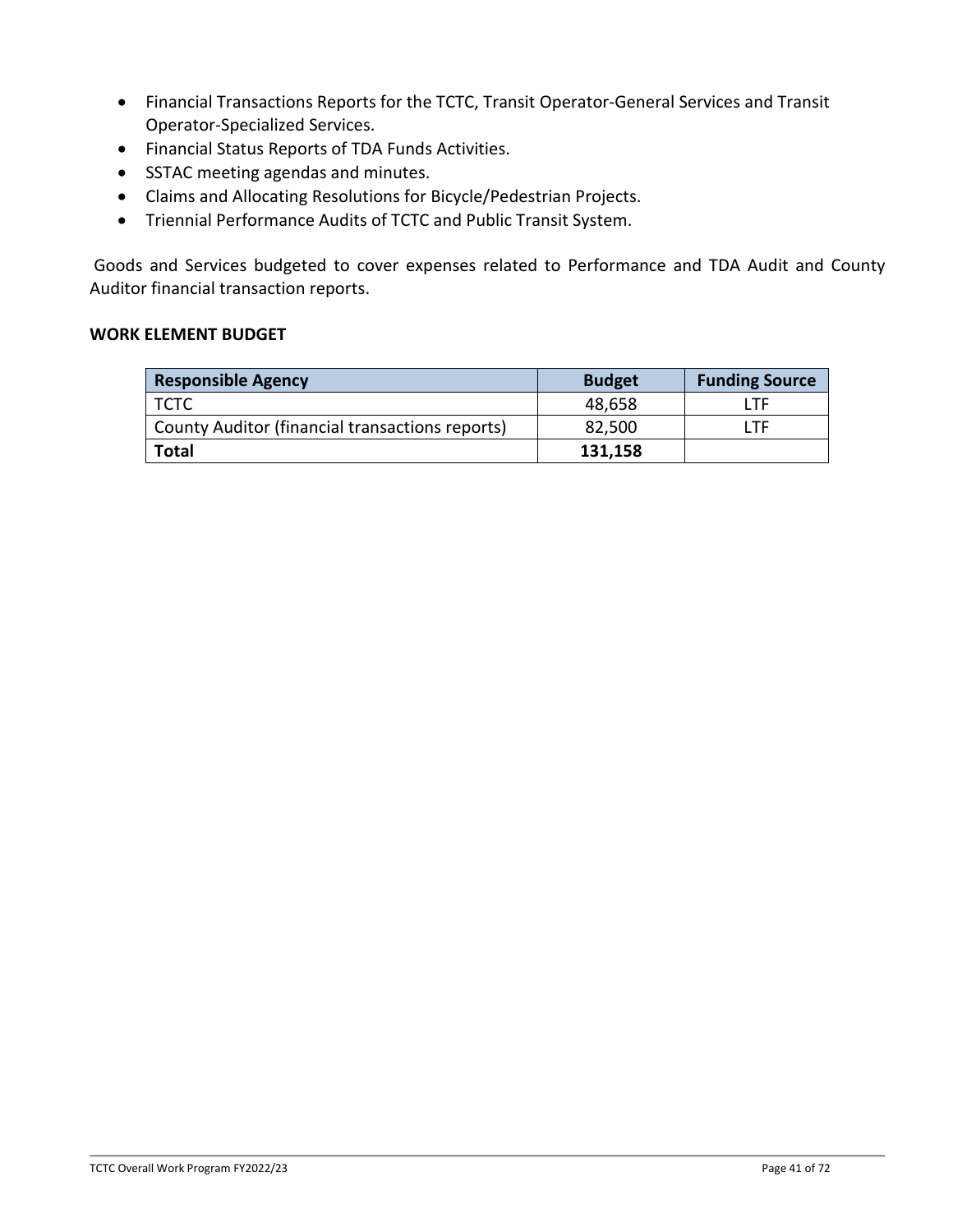- Financial Transactions Reports for the TCTC, Transit Operator-General Services and Transit Operator-Specialized Services.
- Financial Status Reports of TDA Funds Activities.
- SSTAC meeting agendas and minutes.
- Claims and Allocating Resolutions for Bicycle/Pedestrian Projects.
- Triennial Performance Audits of TCTC and Public Transit System.

Goods and Services budgeted to cover expenses related to Performance and TDA Audit and County Auditor financial transaction reports.

**WORK ELEMENT BUDGET**

| Responsible Agency | Budget | Funding Source |
|---|---|---|
| TCTC | 48,658 | LTF |
| County Auditor (financial transactions reports) | 82,500 | LTF |
| **Total** | **131,158** | |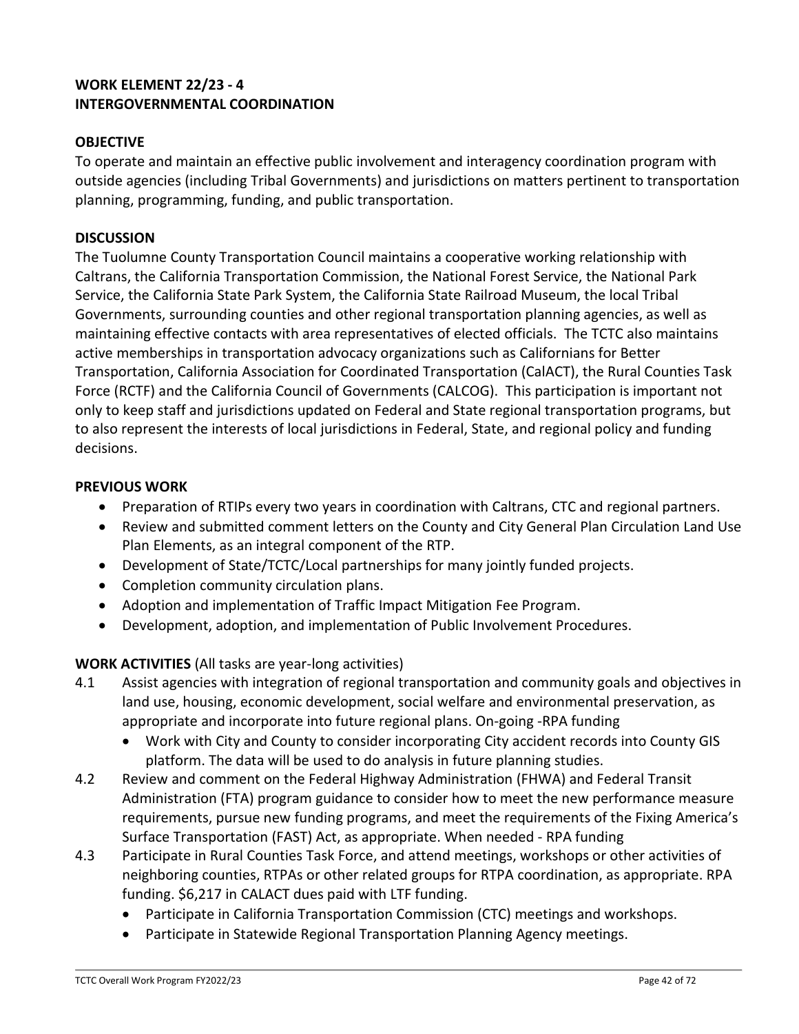## WORK ELEMENT 22/23 - 4
## INTERGOVERNMENTAL COORDINATION

### OBJECTIVE

To operate and maintain an effective public involvement and interagency coordination program with outside agencies (including Tribal Governments) and jurisdictions on matters pertinent to transportation planning, programming, funding, and public transportation.

### DISCUSSION

The Tuolumne County Transportation Council maintains a cooperative working relationship with Caltrans, the California Transportation Commission, the National Forest Service, the National Park Service, the California State Park System, the California State Railroad Museum, the local Tribal Governments, surrounding counties and other regional transportation planning agencies, as well as maintaining effective contacts with area representatives of elected officials. The TCTC also maintains active memberships in transportation advocacy organizations such as Californians for Better Transportation, California Association for Coordinated Transportation (CalACT), the Rural Counties Task Force (RCTF) and the California Council of Governments (CALCOG). This participation is important not only to keep staff and jurisdictions updated on Federal and State regional transportation programs, but to also represent the interests of local jurisdictions in Federal, State, and regional policy and funding decisions.

### PREVIOUS WORK

- Preparation of RTIPs every two years in coordination with Caltrans, CTC and regional partners.
- Review and submitted comment letters on the County and City General Plan Circulation Land Use Plan Elements, as an integral component of the RTP.
- Development of State/TCTC/Local partnerships for many jointly funded projects.
- Completion community circulation plans.
- Adoption and implementation of Traffic Impact Mitigation Fee Program.
- Development, adoption, and implementation of Public Involvement Procedures.

**WORK ACTIVITIES** (All tasks are year-long activities)

4.1 Assist agencies with integration of regional transportation and community goals and objectives in land use, housing, economic development, social welfare and environmental preservation, as appropriate and incorporate into future regional plans. On-going -RPA funding
   - Work with City and County to consider incorporating City accident records into County GIS platform. The data will be used to do analysis in future planning studies.

4.2 Review and comment on the Federal Highway Administration (FHWA) and Federal Transit Administration (FTA) program guidance to consider how to meet the new performance measure requirements, pursue new funding programs, and meet the requirements of the Fixing America's Surface Transportation (FAST) Act, as appropriate. When needed - RPA funding

4.3 Participate in Rural Counties Task Force, and attend meetings, workshops or other activities of neighboring counties, RTPAs or other related groups for RTPA coordination, as appropriate. RPA funding. $6,217 in CALACT dues paid with LTF funding.
   - Participate in California Transportation Commission (CTC) meetings and workshops.
   - Participate in Statewide Regional Transportation Planning Agency meetings.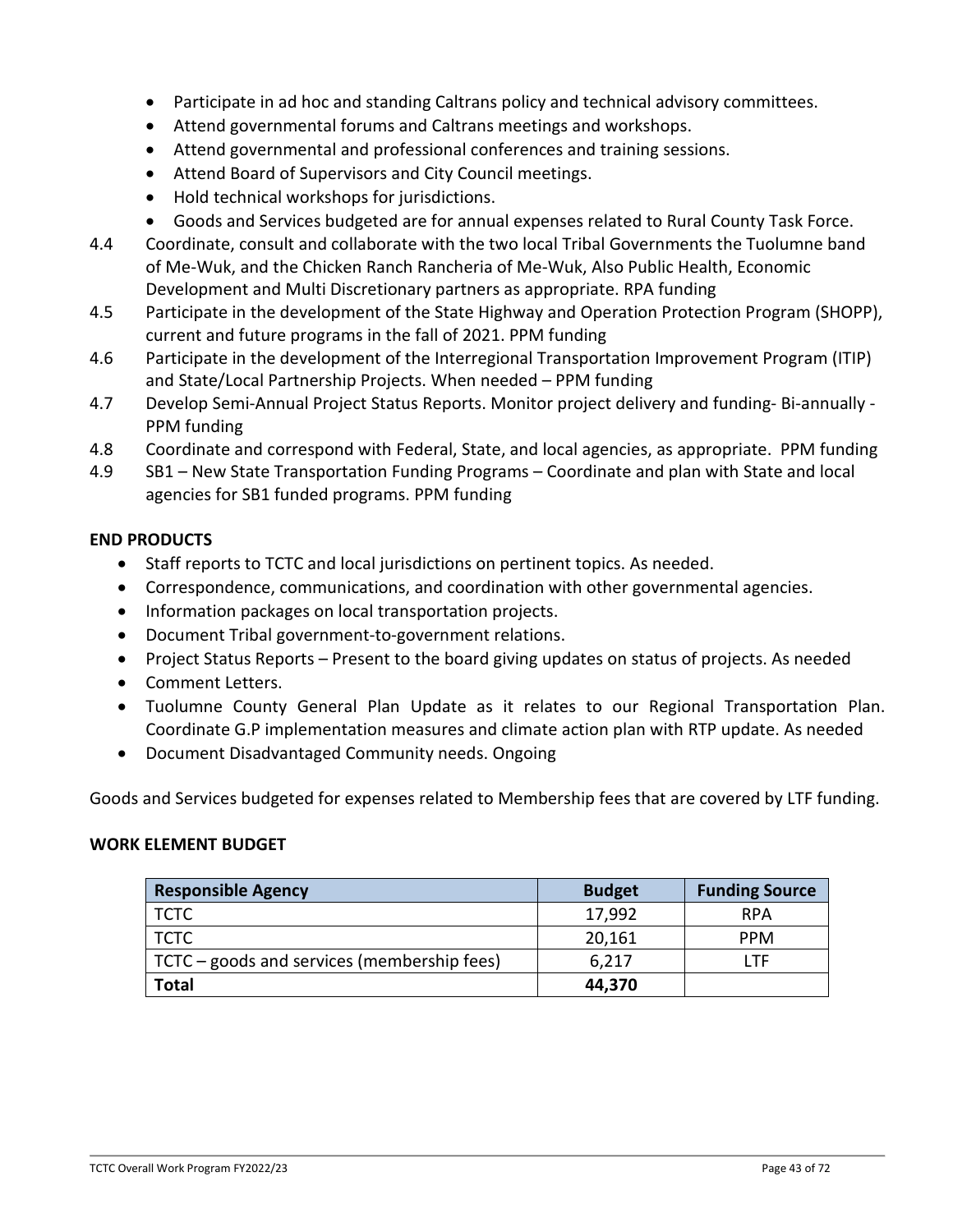- Participate in ad hoc and standing Caltrans policy and technical advisory committees.
- Attend governmental forums and Caltrans meetings and workshops.
- Attend governmental and professional conferences and training sessions.
- Attend Board of Supervisors and City Council meetings.
- Hold technical workshops for jurisdictions.
- Goods and Services budgeted are for annual expenses related to Rural County Task Force.

4.4 Coordinate, consult and collaborate with the two local Tribal Governments the Tuolumne band of Me-Wuk, and the Chicken Ranch Rancheria of Me-Wuk, Also Public Health, Economic Development and Multi Discretionary partners as appropriate. RPA funding

4.5 Participate in the development of the State Highway and Operation Protection Program (SHOPP), current and future programs in the fall of 2021. PPM funding

4.6 Participate in the development of the Interregional Transportation Improvement Program (ITIP) and State/Local Partnership Projects. When needed – PPM funding

4.7 Develop Semi-Annual Project Status Reports. Monitor project delivery and funding- Bi-annually - PPM funding

4.8 Coordinate and correspond with Federal, State, and local agencies, as appropriate. PPM funding

4.9 SB1 – New State Transportation Funding Programs – Coordinate and plan with State and local agencies for SB1 funded programs. PPM funding

**END PRODUCTS**

- Staff reports to TCTC and local jurisdictions on pertinent topics. As needed.
- Correspondence, communications, and coordination with other governmental agencies.
- Information packages on local transportation projects.
- Document Tribal government-to-government relations.
- Project Status Reports – Present to the board giving updates on status of projects. As needed
- Comment Letters.
- Tuolumne County General Plan Update as it relates to our Regional Transportation Plan. Coordinate G.P implementation measures and climate action plan with RTP update. As needed
- Document Disadvantaged Community needs. Ongoing

Goods and Services budgeted for expenses related to Membership fees that are covered by LTF funding.

**WORK ELEMENT BUDGET**

| Responsible Agency | Budget | Funding Source |
|---|---|---|
| TCTC | 17,992 | RPA |
| TCTC | 20,161 | PPM |
| TCTC – goods and services (membership fees) | 6,217 | LTF |
| **Total** | **44,370** | |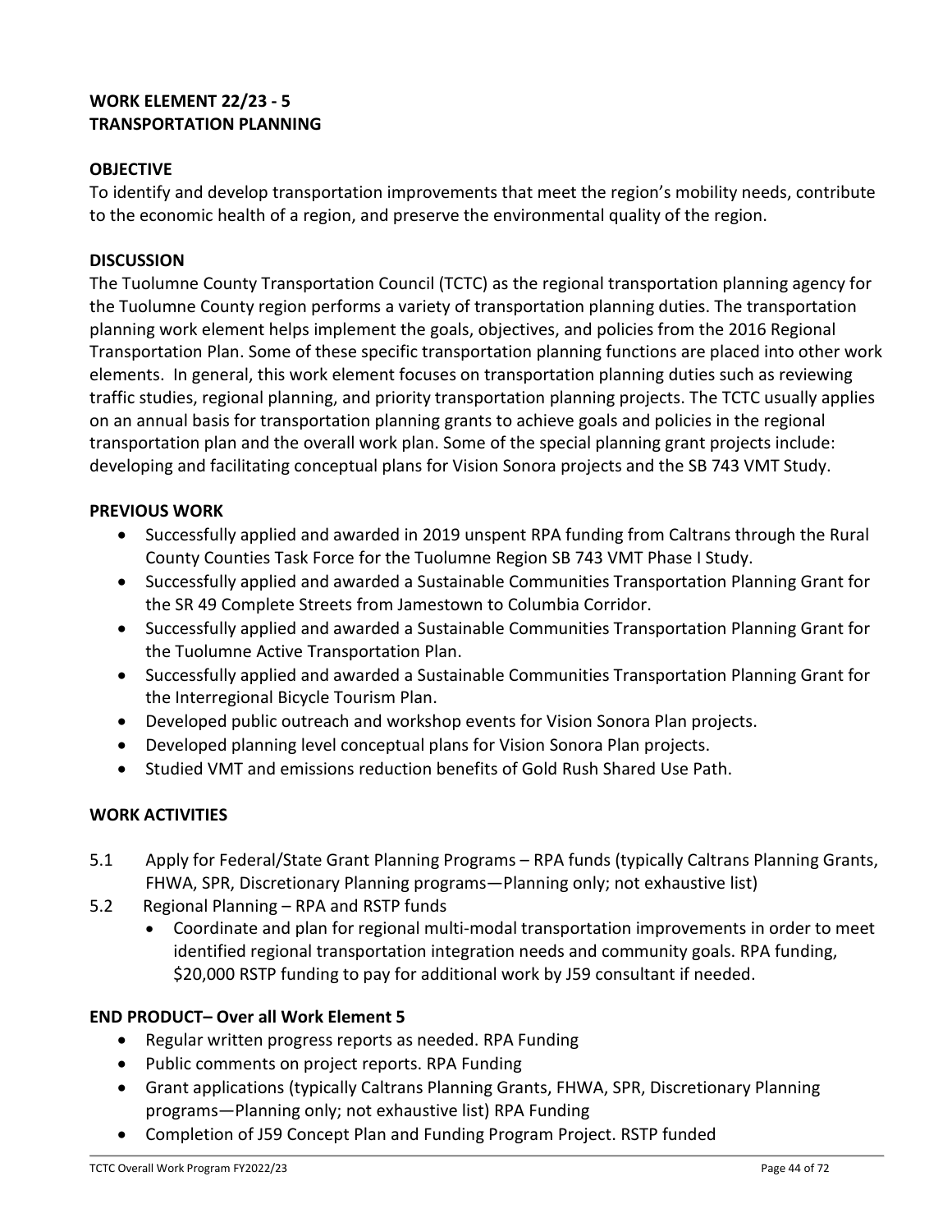## WORK ELEMENT 22/23 - 5
## TRANSPORTATION PLANNING

### OBJECTIVE

To identify and develop transportation improvements that meet the region's mobility needs, contribute to the economic health of a region, and preserve the environmental quality of the region.

### DISCUSSION

The Tuolumne County Transportation Council (TCTC) as the regional transportation planning agency for the Tuolumne County region performs a variety of transportation planning duties. The transportation planning work element helps implement the goals, objectives, and policies from the 2016 Regional Transportation Plan. Some of these specific transportation planning functions are placed into other work elements. In general, this work element focuses on transportation planning duties such as reviewing traffic studies, regional planning, and priority transportation planning projects. The TCTC usually applies on an annual basis for transportation planning grants to achieve goals and policies in the regional transportation plan and the overall work plan. Some of the special planning grant projects include: developing and facilitating conceptual plans for Vision Sonora projects and the SB 743 VMT Study.

### PREVIOUS WORK

- Successfully applied and awarded in 2019 unspent RPA funding from Caltrans through the Rural County Counties Task Force for the Tuolumne Region SB 743 VMT Phase I Study.
- Successfully applied and awarded a Sustainable Communities Transportation Planning Grant for the SR 49 Complete Streets from Jamestown to Columbia Corridor.
- Successfully applied and awarded a Sustainable Communities Transportation Planning Grant for the Tuolumne Active Transportation Plan.
- Successfully applied and awarded a Sustainable Communities Transportation Planning Grant for the Interregional Bicycle Tourism Plan.
- Developed public outreach and workshop events for Vision Sonora Plan projects.
- Developed planning level conceptual plans for Vision Sonora Plan projects.
- Studied VMT and emissions reduction benefits of Gold Rush Shared Use Path.

### WORK ACTIVITIES

5.1 Apply for Federal/State Grant Planning Programs – RPA funds (typically Caltrans Planning Grants, FHWA, SPR, Discretionary Planning programs—Planning only; not exhaustive list)

5.2 Regional Planning – RPA and RSTP funds
- Coordinate and plan for regional multi-modal transportation improvements in order to meet identified regional transportation integration needs and community goals. RPA funding, \$20,000 RSTP funding to pay for additional work by J59 consultant if needed.

### END PRODUCT– Over all Work Element 5

- Regular written progress reports as needed. RPA Funding
- Public comments on project reports. RPA Funding
- Grant applications (typically Caltrans Planning Grants, FHWA, SPR, Discretionary Planning programs—Planning only; not exhaustive list) RPA Funding
- Completion of J59 Concept Plan and Funding Program Project. RSTP funded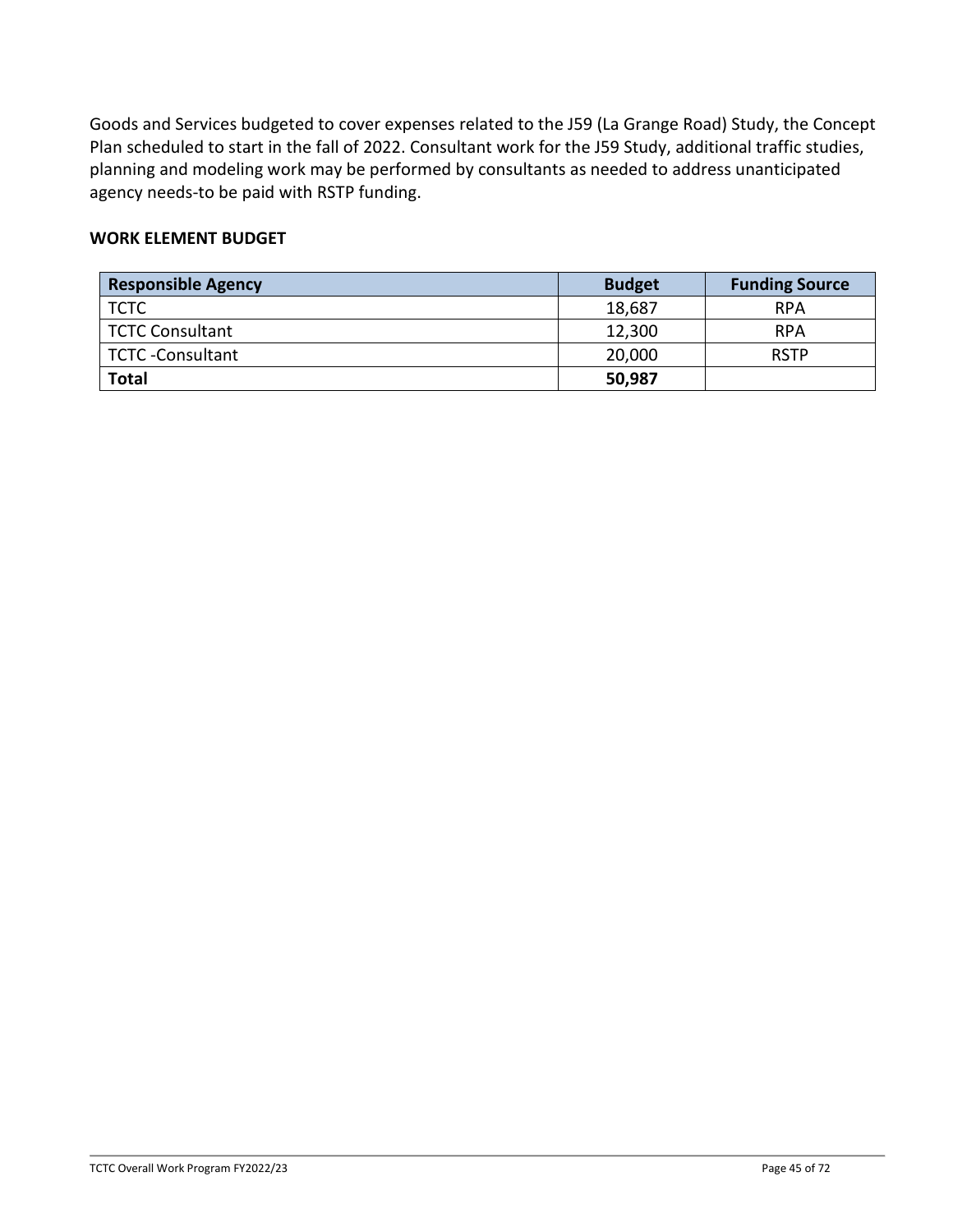Goods and Services budgeted to cover expenses related to the J59 (La Grange Road) Study, the Concept Plan scheduled to start in the fall of 2022. Consultant work for the J59 Study, additional traffic studies, planning and modeling work may be performed by consultants as needed to address unanticipated agency needs-to be paid with RSTP funding.

**WORK ELEMENT BUDGET**

| Responsible Agency | Budget | Funding Source |
|---|---|---|
| TCTC | 18,687 | RPA |
| TCTC Consultant | 12,300 | RPA |
| TCTC -Consultant | 20,000 | RSTP |
| **Total** | **50,987** | |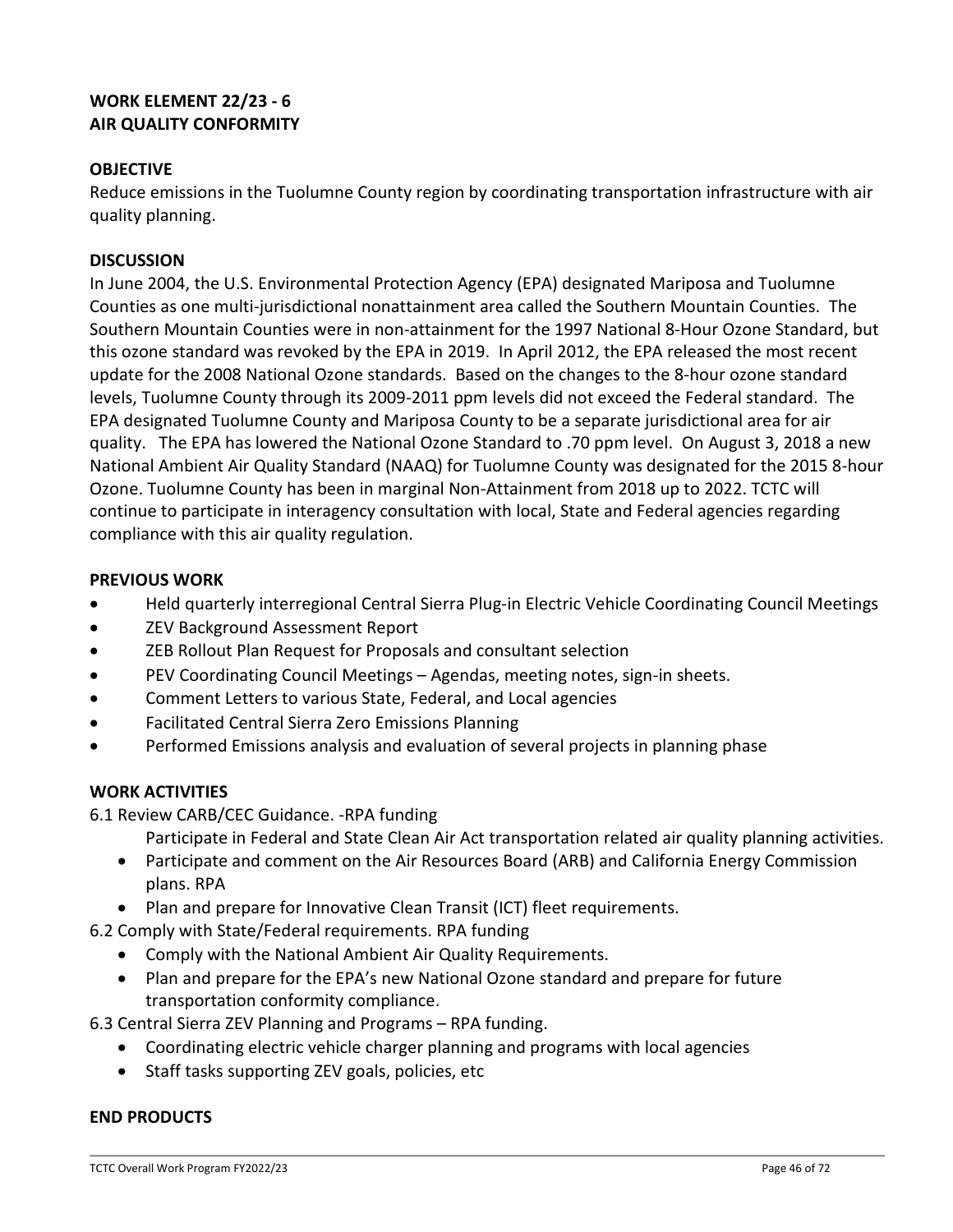## WORK ELEMENT 22/23 - 6
## AIR QUALITY CONFORMITY

**OBJECTIVE**

Reduce emissions in the Tuolumne County region by coordinating transportation infrastructure with air quality planning.

**DISCUSSION**

In June 2004, the U.S. Environmental Protection Agency (EPA) designated Mariposa and Tuolumne Counties as one multi-jurisdictional nonattainment area called the Southern Mountain Counties. The Southern Mountain Counties were in non-attainment for the 1997 National 8-Hour Ozone Standard, but this ozone standard was revoked by the EPA in 2019. In April 2012, the EPA released the most recent update for the 2008 National Ozone standards. Based on the changes to the 8-hour ozone standard levels, Tuolumne County through its 2009-2011 ppm levels did not exceed the Federal standard. The EPA designated Tuolumne County and Mariposa County to be a separate jurisdictional area for air quality. The EPA has lowered the National Ozone Standard to .70 ppm level. On August 3, 2018 a new National Ambient Air Quality Standard (NAAQ) for Tuolumne County was designated for the 2015 8-hour Ozone. Tuolumne County has been in marginal Non-Attainment from 2018 up to 2022. TCTC will continue to participate in interagency consultation with local, State and Federal agencies regarding compliance with this air quality regulation.

**PREVIOUS WORK**

- Held quarterly interregional Central Sierra Plug-in Electric Vehicle Coordinating Council Meetings
- ZEV Background Assessment Report
- ZEB Rollout Plan Request for Proposals and consultant selection
- PEV Coordinating Council Meetings – Agendas, meeting notes, sign-in sheets.
- Comment Letters to various State, Federal, and Local agencies
- Facilitated Central Sierra Zero Emissions Planning
- Performed Emissions analysis and evaluation of several projects in planning phase

**WORK ACTIVITIES**

6.1 Review CARB/CEC Guidance. -RPA funding

Participate in Federal and State Clean Air Act transportation related air quality planning activities.

- Participate and comment on the Air Resources Board (ARB) and California Energy Commission plans. RPA
- Plan and prepare for Innovative Clean Transit (ICT) fleet requirements.

6.2 Comply with State/Federal requirements. RPA funding

- Comply with the National Ambient Air Quality Requirements.
- Plan and prepare for the EPA's new National Ozone standard and prepare for future transportation conformity compliance.

6.3 Central Sierra ZEV Planning and Programs – RPA funding.

- Coordinating electric vehicle charger planning and programs with local agencies
- Staff tasks supporting ZEV goals, policies, etc

**END PRODUCTS**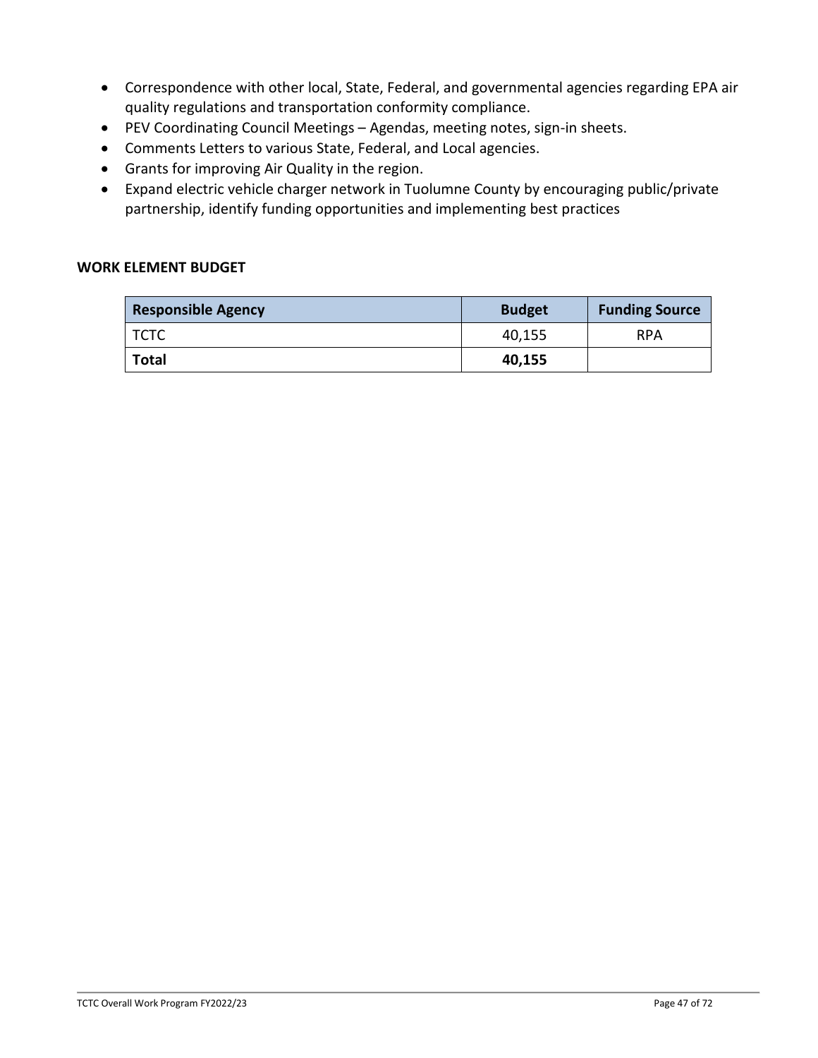- Correspondence with other local, State, Federal, and governmental agencies regarding EPA air quality regulations and transportation conformity compliance.
- PEV Coordinating Council Meetings – Agendas, meeting notes, sign-in sheets.
- Comments Letters to various State, Federal, and Local agencies.
- Grants for improving Air Quality in the region.
- Expand electric vehicle charger network in Tuolumne County by encouraging public/private partnership, identify funding opportunities and implementing best practices

**WORK ELEMENT BUDGET**

| Responsible Agency | Budget | Funding Source |
|---|---|---|
| TCTC | 40,155 | RPA |
| **Total** | **40,155** | |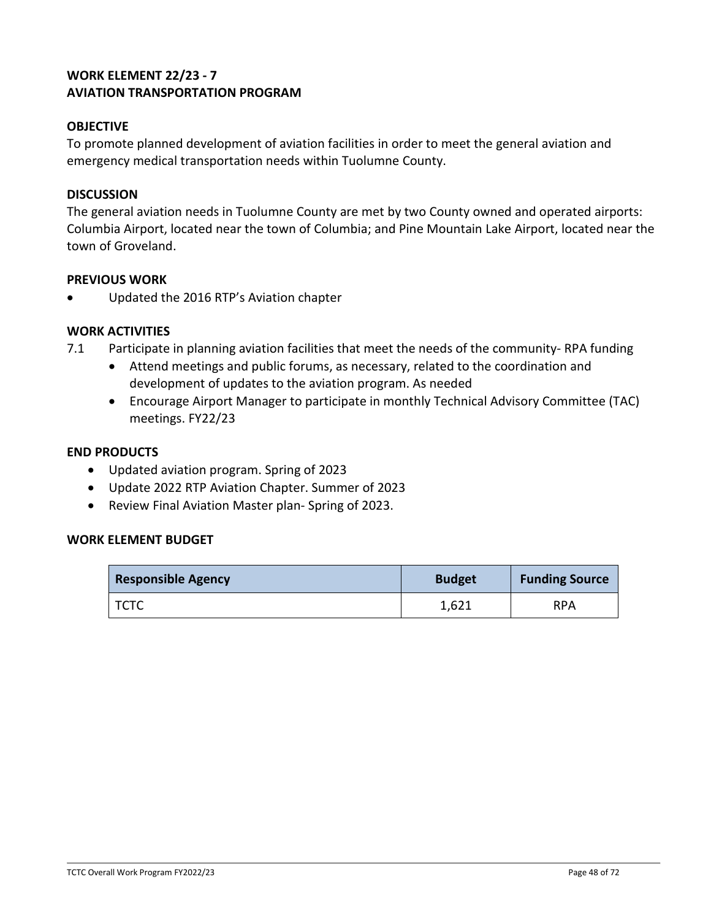## WORK ELEMENT 22/23 - 7
## AVIATION TRANSPORTATION PROGRAM

### OBJECTIVE

To promote planned development of aviation facilities in order to meet the general aviation and emergency medical transportation needs within Tuolumne County.

### DISCUSSION

The general aviation needs in Tuolumne County are met by two County owned and operated airports: Columbia Airport, located near the town of Columbia; and Pine Mountain Lake Airport, located near the town of Groveland.

### PREVIOUS WORK

- Updated the 2016 RTP's Aviation chapter

### WORK ACTIVITIES

7.1 Participate in planning aviation facilities that meet the needs of the community- RPA funding
   - Attend meetings and public forums, as necessary, related to the coordination and development of updates to the aviation program. As needed
   - Encourage Airport Manager to participate in monthly Technical Advisory Committee (TAC) meetings. FY22/23

### END PRODUCTS

- Updated aviation program. Spring of 2023
- Update 2022 RTP Aviation Chapter. Summer of 2023
- Review Final Aviation Master plan- Spring of 2023.

### WORK ELEMENT BUDGET

| Responsible Agency | Budget | Funding Source |
|---|---|---|
| TCTC | 1,621 | RPA |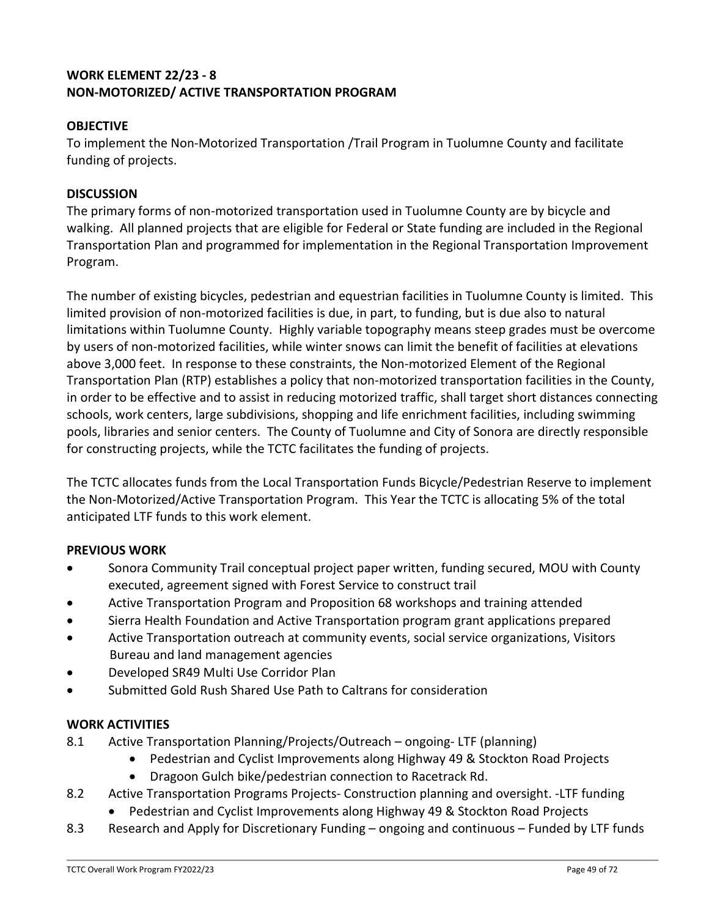## WORK ELEMENT 22/23 - 8
## NON-MOTORIZED/ ACTIVE TRANSPORTATION PROGRAM

### OBJECTIVE

To implement the Non-Motorized Transportation /Trail Program in Tuolumne County and facilitate funding of projects.

### DISCUSSION

The primary forms of non-motorized transportation used in Tuolumne County are by bicycle and walking. All planned projects that are eligible for Federal or State funding are included in the Regional Transportation Plan and programmed for implementation in the Regional Transportation Improvement Program.

The number of existing bicycles, pedestrian and equestrian facilities in Tuolumne County is limited. This limited provision of non-motorized facilities is due, in part, to funding, but is due also to natural limitations within Tuolumne County. Highly variable topography means steep grades must be overcome by users of non-motorized facilities, while winter snows can limit the benefit of facilities at elevations above 3,000 feet. In response to these constraints, the Non-motorized Element of the Regional Transportation Plan (RTP) establishes a policy that non-motorized transportation facilities in the County, in order to be effective and to assist in reducing motorized traffic, shall target short distances connecting schools, work centers, large subdivisions, shopping and life enrichment facilities, including swimming pools, libraries and senior centers. The County of Tuolumne and City of Sonora are directly responsible for constructing projects, while the TCTC facilitates the funding of projects.

The TCTC allocates funds from the Local Transportation Funds Bicycle/Pedestrian Reserve to implement the Non-Motorized/Active Transportation Program. This Year the TCTC is allocating 5% of the total anticipated LTF funds to this work element.

### PREVIOUS WORK

- Sonora Community Trail conceptual project paper written, funding secured, MOU with County executed, agreement signed with Forest Service to construct trail
- Active Transportation Program and Proposition 68 workshops and training attended
- Sierra Health Foundation and Active Transportation program grant applications prepared
- Active Transportation outreach at community events, social service organizations, Visitors Bureau and land management agencies
- Developed SR49 Multi Use Corridor Plan
- Submitted Gold Rush Shared Use Path to Caltrans for consideration

### WORK ACTIVITIES

8.1 Active Transportation Planning/Projects/Outreach – ongoing- LTF (planning)
  - Pedestrian and Cyclist Improvements along Highway 49 & Stockton Road Projects
  - Dragoon Gulch bike/pedestrian connection to Racetrack Rd.

8.2 Active Transportation Programs Projects- Construction planning and oversight. -LTF funding
  - Pedestrian and Cyclist Improvements along Highway 49 & Stockton Road Projects

8.3 Research and Apply for Discretionary Funding – ongoing and continuous – Funded by LTF funds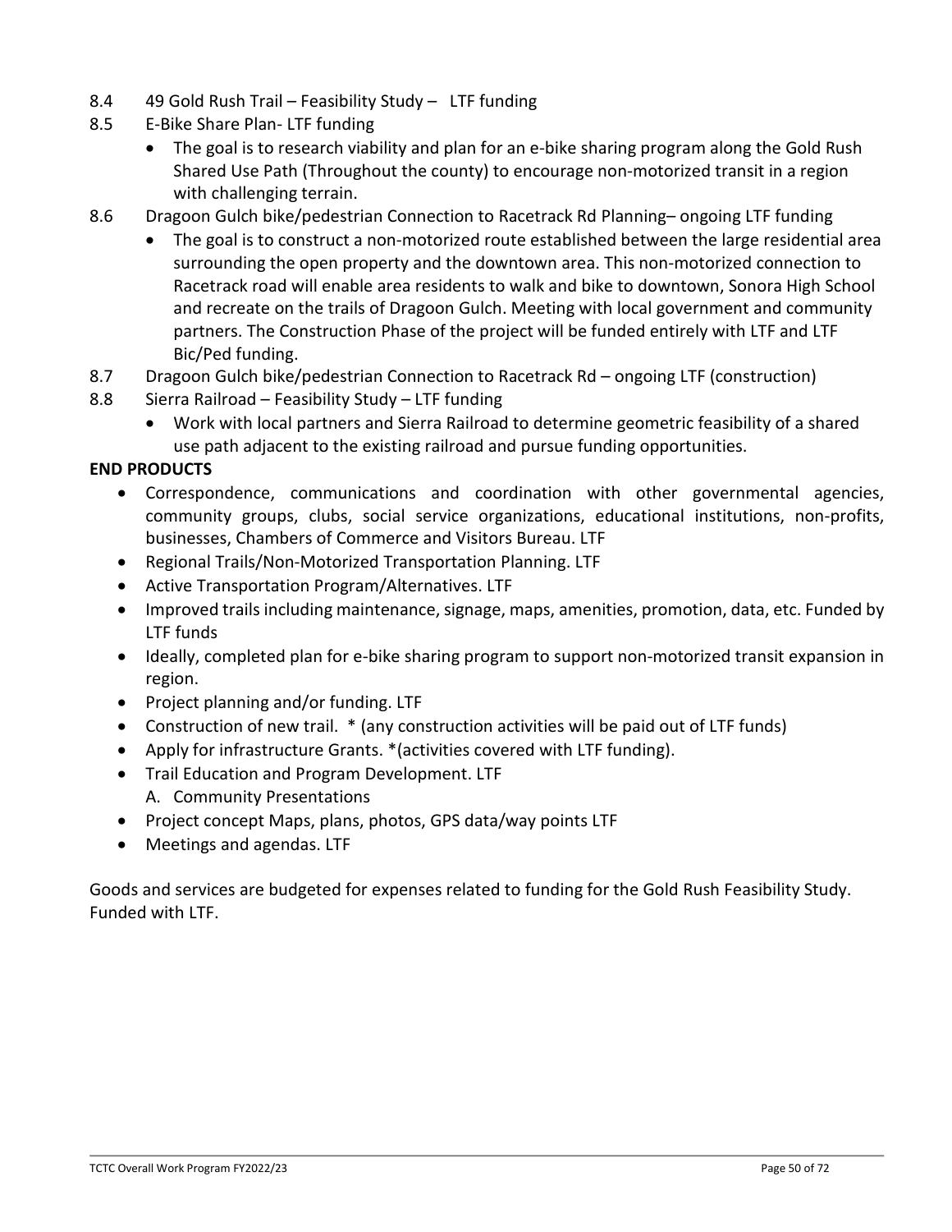8.4 49 Gold Rush Trail – Feasibility Study – LTF funding

8.5 E-Bike Share Plan- LTF funding

- The goal is to research viability and plan for an e-bike sharing program along the Gold Rush Shared Use Path (Throughout the county) to encourage non-motorized transit in a region with challenging terrain.

8.6 Dragoon Gulch bike/pedestrian Connection to Racetrack Rd Planning– ongoing LTF funding

- The goal is to construct a non-motorized route established between the large residential area surrounding the open property and the downtown area. This non-motorized connection to Racetrack road will enable area residents to walk and bike to downtown, Sonora High School and recreate on the trails of Dragoon Gulch. Meeting with local government and community partners. The Construction Phase of the project will be funded entirely with LTF and LTF Bic/Ped funding.

8.7 Dragoon Gulch bike/pedestrian Connection to Racetrack Rd – ongoing LTF (construction)

8.8 Sierra Railroad – Feasibility Study – LTF funding

- Work with local partners and Sierra Railroad to determine geometric feasibility of a shared use path adjacent to the existing railroad and pursue funding opportunities.

**END PRODUCTS**

- Correspondence, communications and coordination with other governmental agencies, community groups, clubs, social service organizations, educational institutions, non-profits, businesses, Chambers of Commerce and Visitors Bureau. LTF
- Regional Trails/Non-Motorized Transportation Planning. LTF
- Active Transportation Program/Alternatives. LTF
- Improved trails including maintenance, signage, maps, amenities, promotion, data, etc. Funded by LTF funds
- Ideally, completed plan for e-bike sharing program to support non-motorized transit expansion in region.
- Project planning and/or funding. LTF
- Construction of new trail. * (any construction activities will be paid out of LTF funds)
- Apply for infrastructure Grants. *(activities covered with LTF funding).
- Trail Education and Program Development. LTF
  A. Community Presentations
- Project concept Maps, plans, photos, GPS data/way points LTF
- Meetings and agendas. LTF

Goods and services are budgeted for expenses related to funding for the Gold Rush Feasibility Study. Funded with LTF.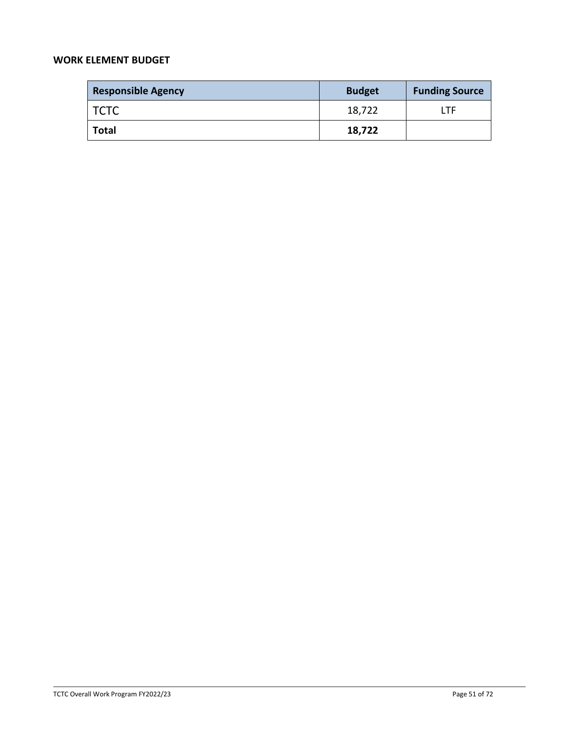**WORK ELEMENT BUDGET**

| Responsible Agency | Budget | Funding Source |
|---|---|---|
| TCTC | 18,722 | LTF |
| **Total** | **18,722** | |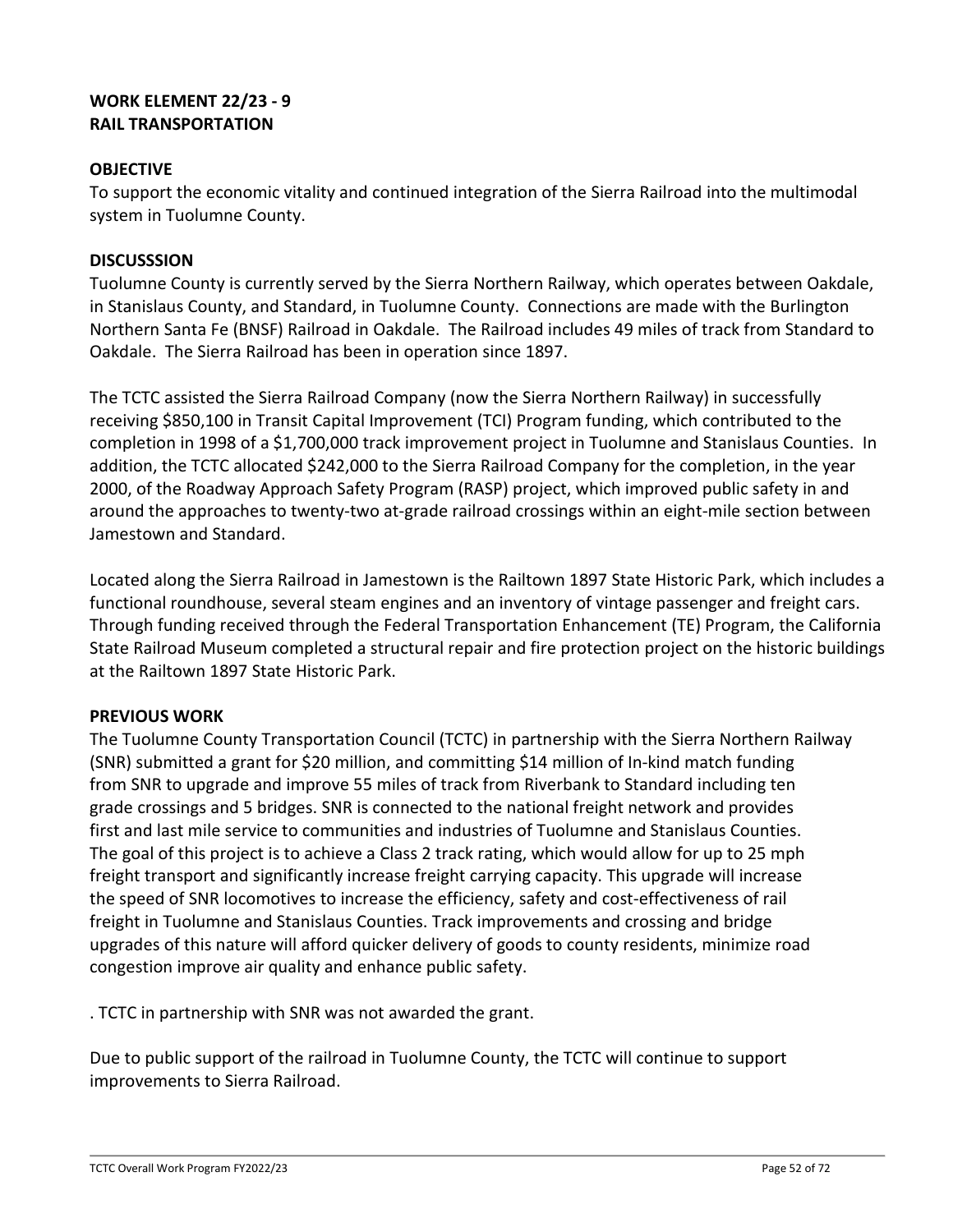## WORK ELEMENT 22/23 - 9
## RAIL TRANSPORTATION

### OBJECTIVE

To support the economic vitality and continued integration of the Sierra Railroad into the multimodal system in Tuolumne County.

### DISCUSSSION

Tuolumne County is currently served by the Sierra Northern Railway, which operates between Oakdale, in Stanislaus County, and Standard, in Tuolumne County. Connections are made with the Burlington Northern Santa Fe (BNSF) Railroad in Oakdale. The Railroad includes 49 miles of track from Standard to Oakdale. The Sierra Railroad has been in operation since 1897.

The TCTC assisted the Sierra Railroad Company (now the Sierra Northern Railway) in successfully receiving $850,100 in Transit Capital Improvement (TCI) Program funding, which contributed to the completion in 1998 of a $1,700,000 track improvement project in Tuolumne and Stanislaus Counties. In addition, the TCTC allocated $242,000 to the Sierra Railroad Company for the completion, in the year 2000, of the Roadway Approach Safety Program (RASP) project, which improved public safety in and around the approaches to twenty-two at-grade railroad crossings within an eight-mile section between Jamestown and Standard.

Located along the Sierra Railroad in Jamestown is the Railtown 1897 State Historic Park, which includes a functional roundhouse, several steam engines and an inventory of vintage passenger and freight cars. Through funding received through the Federal Transportation Enhancement (TE) Program, the California State Railroad Museum completed a structural repair and fire protection project on the historic buildings at the Railtown 1897 State Historic Park.

### PREVIOUS WORK

The Tuolumne County Transportation Council (TCTC) in partnership with the Sierra Northern Railway (SNR) submitted a grant for $20 million, and committing $14 million of In-kind match funding from SNR to upgrade and improve 55 miles of track from Riverbank to Standard including ten grade crossings and 5 bridges. SNR is connected to the national freight network and provides first and last mile service to communities and industries of Tuolumne and Stanislaus Counties. The goal of this project is to achieve a Class 2 track rating, which would allow for up to 25 mph freight transport and significantly increase freight carrying capacity. This upgrade will increase the speed of SNR locomotives to increase the efficiency, safety and cost-effectiveness of rail freight in Tuolumne and Stanislaus Counties. Track improvements and crossing and bridge upgrades of this nature will afford quicker delivery of goods to county residents, minimize road congestion improve air quality and enhance public safety.

. TCTC in partnership with SNR was not awarded the grant.

Due to public support of the railroad in Tuolumne County, the TCTC will continue to support improvements to Sierra Railroad.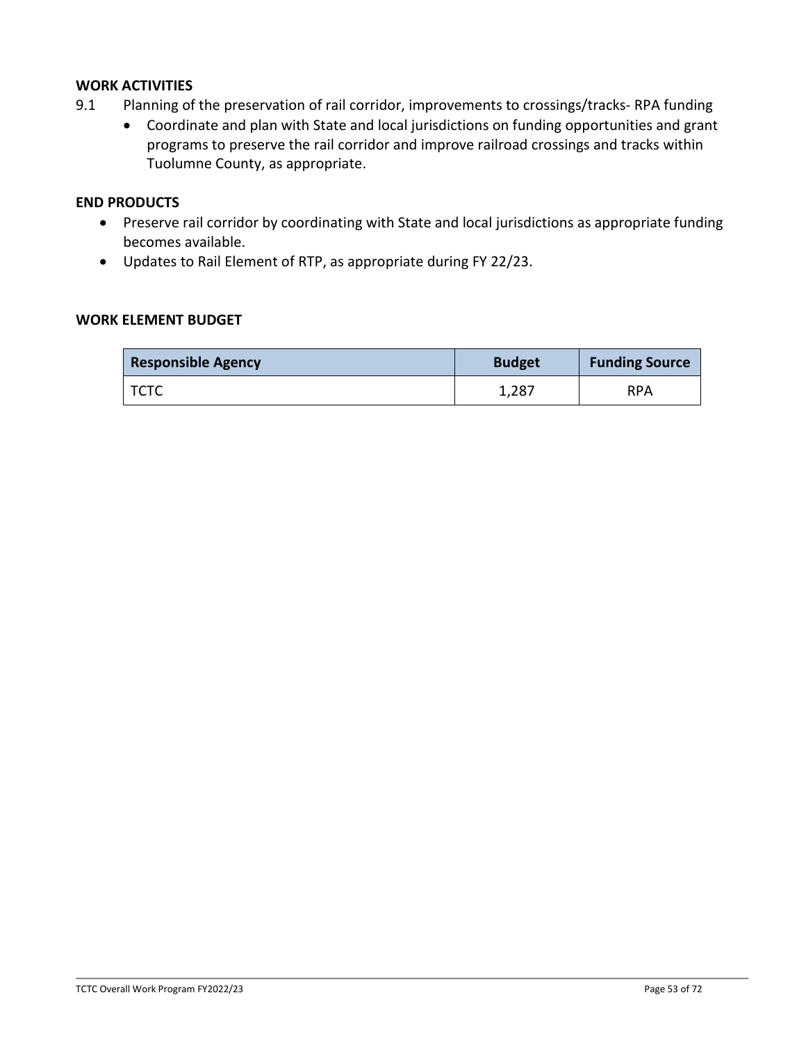### WORK ACTIVITIES

9.1 Planning of the preservation of rail corridor, improvements to crossings/tracks- RPA funding

- Coordinate and plan with State and local jurisdictions on funding opportunities and grant programs to preserve the rail corridor and improve railroad crossings and tracks within Tuolumne County, as appropriate.

### END PRODUCTS

- Preserve rail corridor by coordinating with State and local jurisdictions as appropriate funding becomes available.
- Updates to Rail Element of RTP, as appropriate during FY 22/23.

### WORK ELEMENT BUDGET

| Responsible Agency | Budget | Funding Source |
|---|---|---|
| TCTC | 1,287 | RPA |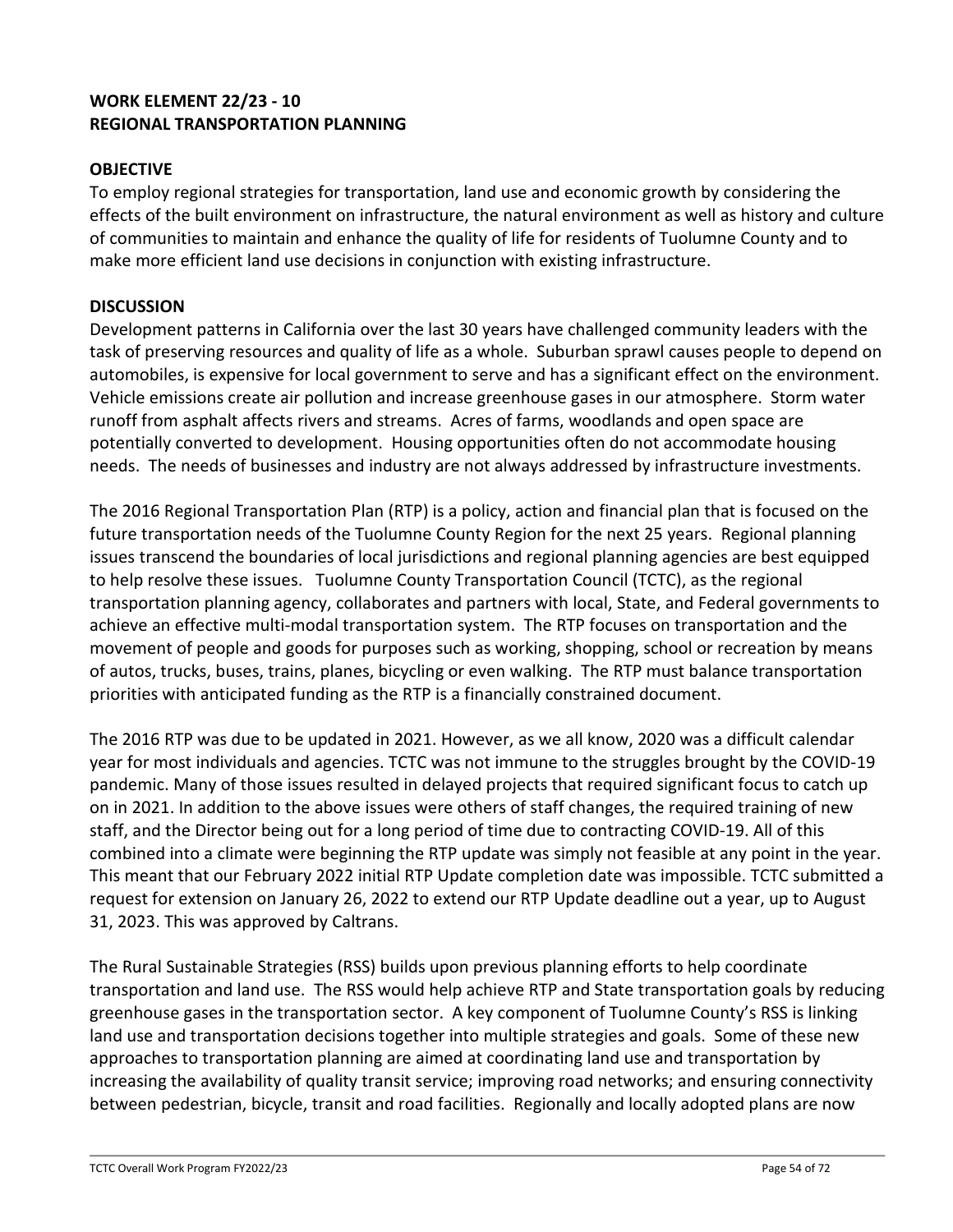## WORK ELEMENT 22/23 - 10
## REGIONAL TRANSPORTATION PLANNING

### OBJECTIVE

To employ regional strategies for transportation, land use and economic growth by considering the effects of the built environment on infrastructure, the natural environment as well as history and culture of communities to maintain and enhance the quality of life for residents of Tuolumne County and to make more efficient land use decisions in conjunction with existing infrastructure.

### DISCUSSION

Development patterns in California over the last 30 years have challenged community leaders with the task of preserving resources and quality of life as a whole. Suburban sprawl causes people to depend on automobiles, is expensive for local government to serve and has a significant effect on the environment. Vehicle emissions create air pollution and increase greenhouse gases in our atmosphere. Storm water runoff from asphalt affects rivers and streams. Acres of farms, woodlands and open space are potentially converted to development. Housing opportunities often do not accommodate housing needs. The needs of businesses and industry are not always addressed by infrastructure investments.

The 2016 Regional Transportation Plan (RTP) is a policy, action and financial plan that is focused on the future transportation needs of the Tuolumne County Region for the next 25 years. Regional planning issues transcend the boundaries of local jurisdictions and regional planning agencies are best equipped to help resolve these issues. Tuolumne County Transportation Council (TCTC), as the regional transportation planning agency, collaborates and partners with local, State, and Federal governments to achieve an effective multi-modal transportation system. The RTP focuses on transportation and the movement of people and goods for purposes such as working, shopping, school or recreation by means of autos, trucks, buses, trains, planes, bicycling or even walking. The RTP must balance transportation priorities with anticipated funding as the RTP is a financially constrained document.

The 2016 RTP was due to be updated in 2021. However, as we all know, 2020 was a difficult calendar year for most individuals and agencies. TCTC was not immune to the struggles brought by the COVID-19 pandemic. Many of those issues resulted in delayed projects that required significant focus to catch up on in 2021. In addition to the above issues were others of staff changes, the required training of new staff, and the Director being out for a long period of time due to contracting COVID-19. All of this combined into a climate were beginning the RTP update was simply not feasible at any point in the year. This meant that our February 2022 initial RTP Update completion date was impossible. TCTC submitted a request for extension on January 26, 2022 to extend our RTP Update deadline out a year, up to August 31, 2023. This was approved by Caltrans.

The Rural Sustainable Strategies (RSS) builds upon previous planning efforts to help coordinate transportation and land use. The RSS would help achieve RTP and State transportation goals by reducing greenhouse gases in the transportation sector. A key component of Tuolumne County's RSS is linking land use and transportation decisions together into multiple strategies and goals. Some of these new approaches to transportation planning are aimed at coordinating land use and transportation by increasing the availability of quality transit service; improving road networks; and ensuring connectivity between pedestrian, bicycle, transit and road facilities. Regionally and locally adopted plans are now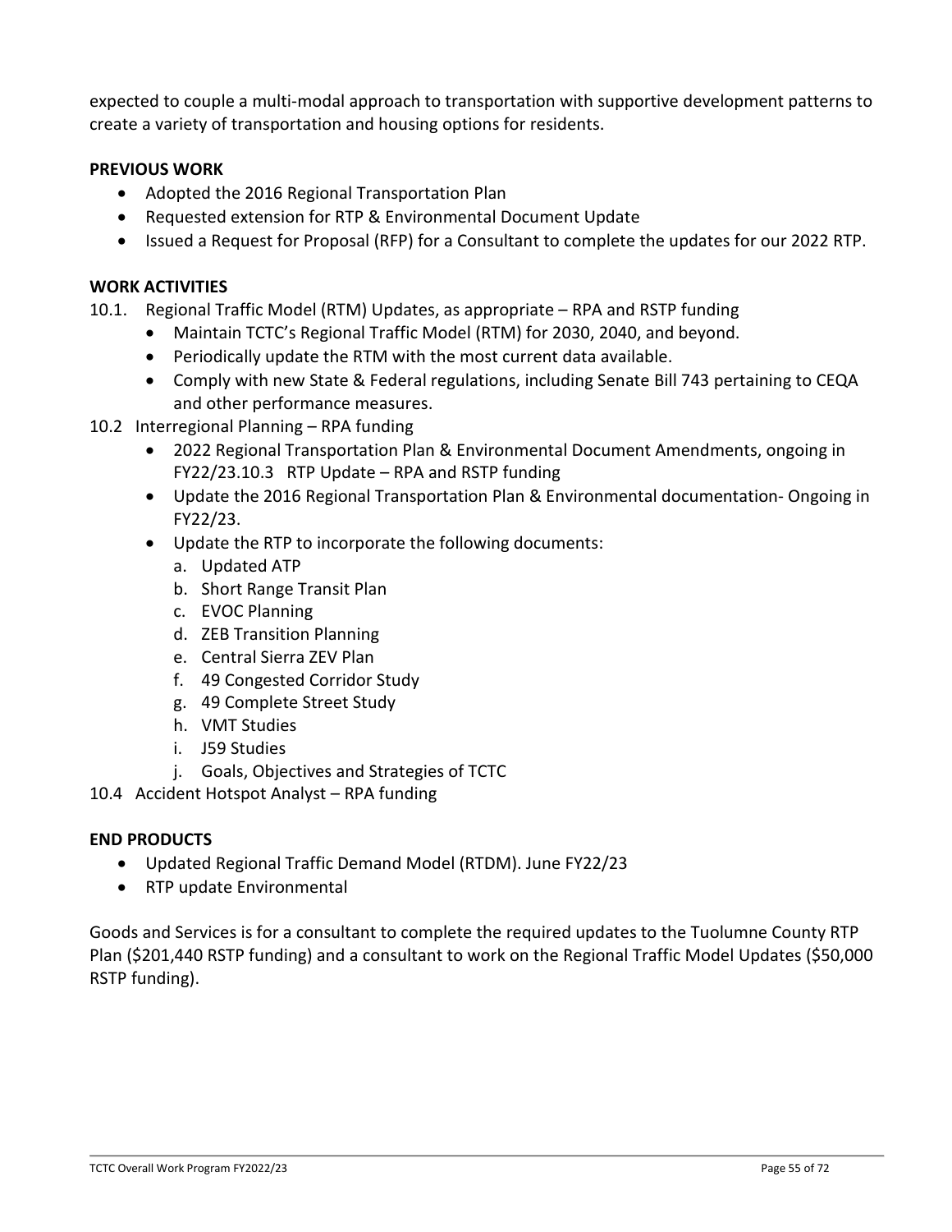expected to couple a multi-modal approach to transportation with supportive development patterns to create a variety of transportation and housing options for residents.

**PREVIOUS WORK**

- Adopted the 2016 Regional Transportation Plan
- Requested extension for RTP & Environmental Document Update
- Issued a Request for Proposal (RFP) for a Consultant to complete the updates for our 2022 RTP.

**WORK ACTIVITIES**

10.1. Regional Traffic Model (RTM) Updates, as appropriate – RPA and RSTP funding

- Maintain TCTC's Regional Traffic Model (RTM) for 2030, 2040, and beyond.
- Periodically update the RTM with the most current data available.
- Comply with new State & Federal regulations, including Senate Bill 743 pertaining to CEQA and other performance measures.

10.2 Interregional Planning – RPA funding

- 2022 Regional Transportation Plan & Environmental Document Amendments, ongoing in FY22/23.10.3 RTP Update – RPA and RSTP funding
- Update the 2016 Regional Transportation Plan & Environmental documentation- Ongoing in FY22/23.
- Update the RTP to incorporate the following documents:
  a. Updated ATP
  b. Short Range Transit Plan
  c. EVOC Planning
  d. ZEB Transition Planning
  e. Central Sierra ZEV Plan
  f. 49 Congested Corridor Study
  g. 49 Complete Street Study
  h. VMT Studies
  i. J59 Studies
  j. Goals, Objectives and Strategies of TCTC

10.4 Accident Hotspot Analyst – RPA funding

**END PRODUCTS**

- Updated Regional Traffic Demand Model (RTDM). June FY22/23
- RTP update Environmental

Goods and Services is for a consultant to complete the required updates to the Tuolumne County RTP Plan ($201,440 RSTP funding) and a consultant to work on the Regional Traffic Model Updates ($50,000 RSTP funding).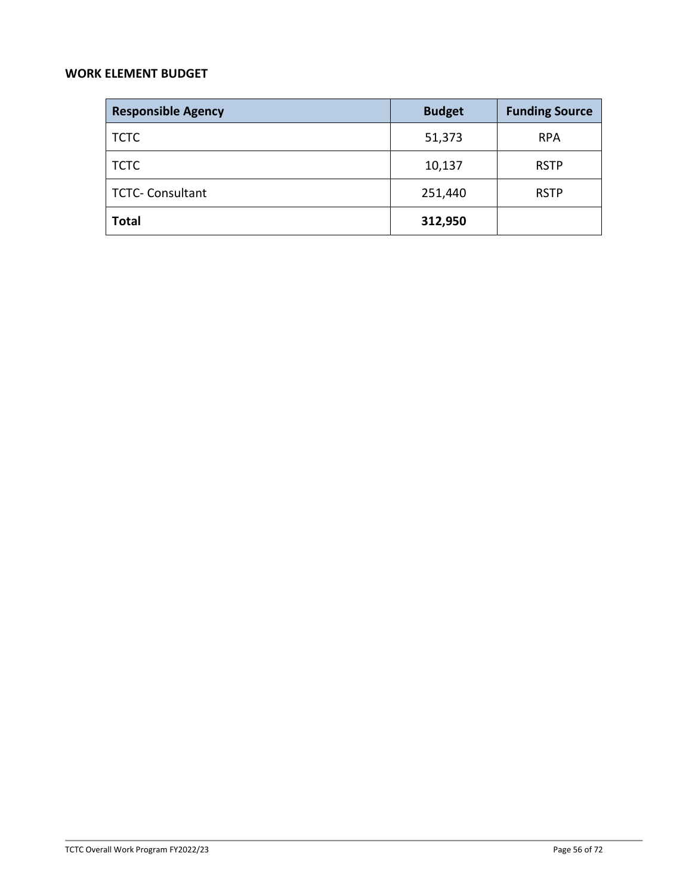## WORK ELEMENT BUDGET

| Responsible Agency | Budget | Funding Source |
| --- | --- | --- |
| TCTC | 51,373 | RPA |
| TCTC | 10,137 | RSTP |
| TCTC- Consultant | 251,440 | RSTP |
| **Total** | **312,950** | |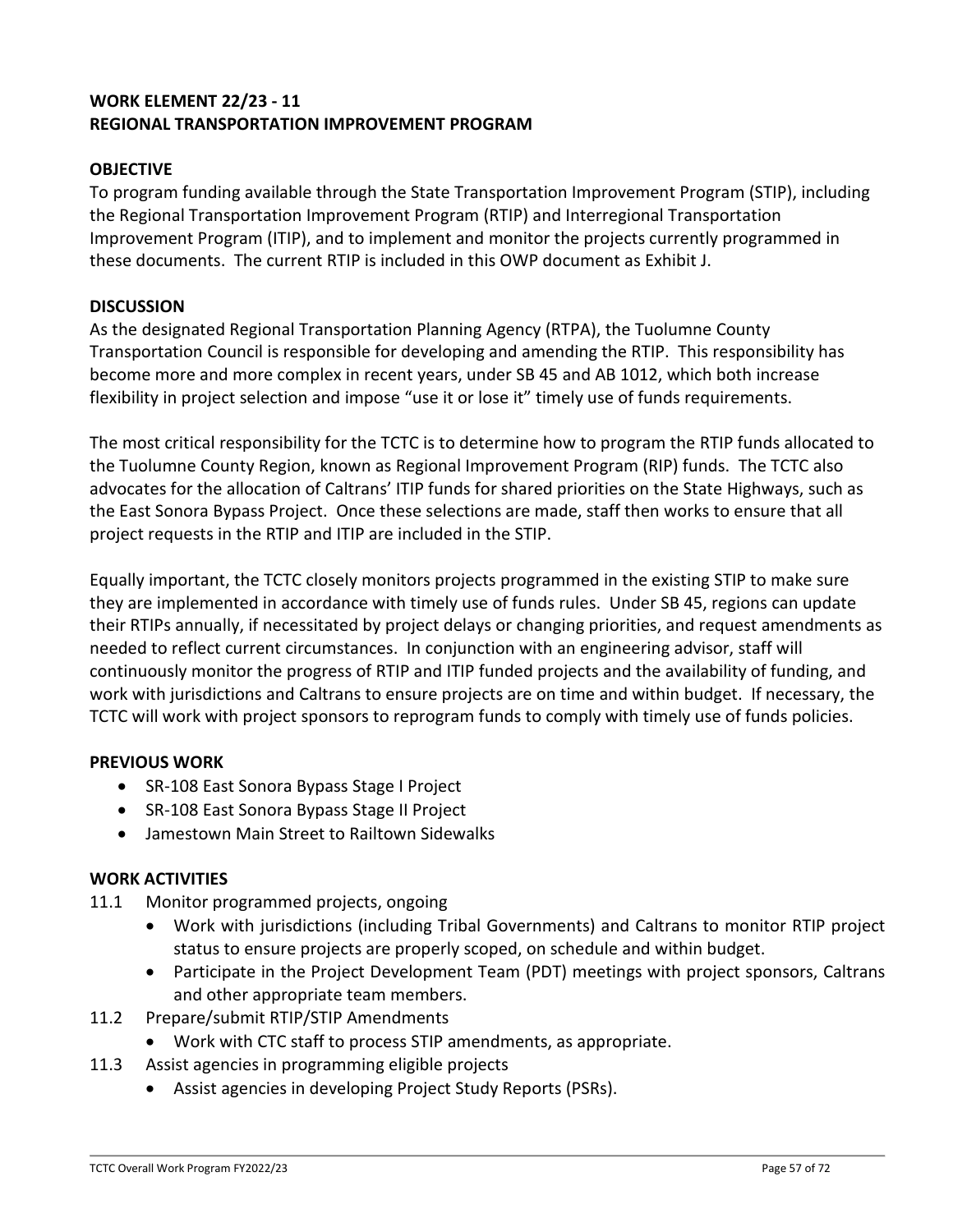## WORK ELEMENT 22/23 - 11
## REGIONAL TRANSPORTATION IMPROVEMENT PROGRAM

### OBJECTIVE

To program funding available through the State Transportation Improvement Program (STIP), including the Regional Transportation Improvement Program (RTIP) and Interregional Transportation Improvement Program (ITIP), and to implement and monitor the projects currently programmed in these documents. The current RTIP is included in this OWP document as Exhibit J.

### DISCUSSION

As the designated Regional Transportation Planning Agency (RTPA), the Tuolumne County Transportation Council is responsible for developing and amending the RTIP. This responsibility has become more and more complex in recent years, under SB 45 and AB 1012, which both increase flexibility in project selection and impose "use it or lose it" timely use of funds requirements.

The most critical responsibility for the TCTC is to determine how to program the RTIP funds allocated to the Tuolumne County Region, known as Regional Improvement Program (RIP) funds. The TCTC also advocates for the allocation of Caltrans' ITIP funds for shared priorities on the State Highways, such as the East Sonora Bypass Project. Once these selections are made, staff then works to ensure that all project requests in the RTIP and ITIP are included in the STIP.

Equally important, the TCTC closely monitors projects programmed in the existing STIP to make sure they are implemented in accordance with timely use of funds rules. Under SB 45, regions can update their RTIPs annually, if necessitated by project delays or changing priorities, and request amendments as needed to reflect current circumstances. In conjunction with an engineering advisor, staff will continuously monitor the progress of RTIP and ITIP funded projects and the availability of funding, and work with jurisdictions and Caltrans to ensure projects are on time and within budget. If necessary, the TCTC will work with project sponsors to reprogram funds to comply with timely use of funds policies.

### PREVIOUS WORK

- SR-108 East Sonora Bypass Stage I Project
- SR-108 East Sonora Bypass Stage II Project
- Jamestown Main Street to Railtown Sidewalks

### WORK ACTIVITIES

11.1 Monitor programmed projects, ongoing
- Work with jurisdictions (including Tribal Governments) and Caltrans to monitor RTIP project status to ensure projects are properly scoped, on schedule and within budget.
- Participate in the Project Development Team (PDT) meetings with project sponsors, Caltrans and other appropriate team members.

11.2 Prepare/submit RTIP/STIP Amendments
- Work with CTC staff to process STIP amendments, as appropriate.

11.3 Assist agencies in programming eligible projects
- Assist agencies in developing Project Study Reports (PSRs).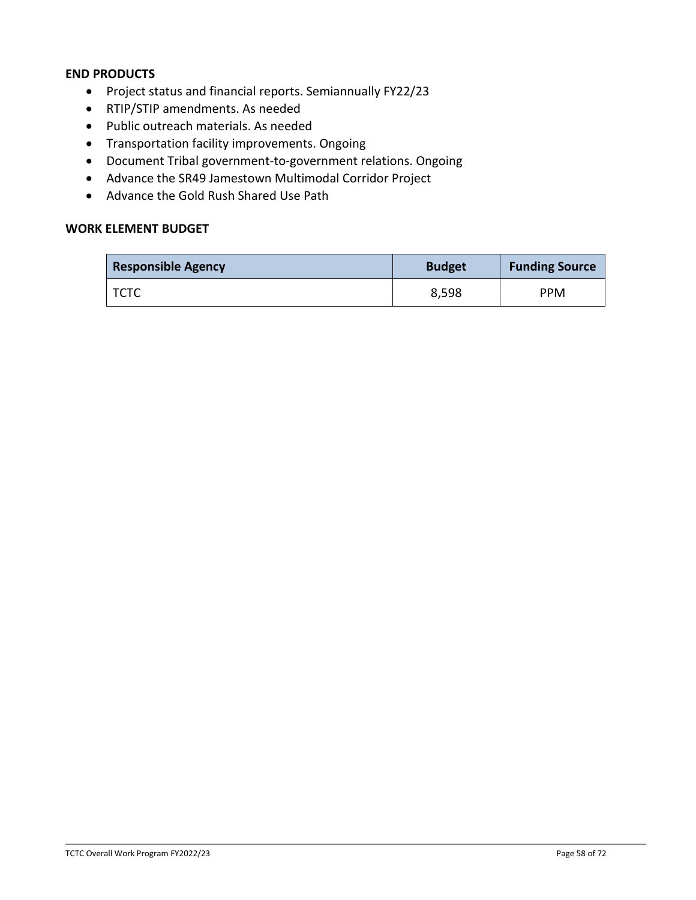**END PRODUCTS**

- Project status and financial reports. Semiannually FY22/23
- RTIP/STIP amendments. As needed
- Public outreach materials. As needed
- Transportation facility improvements. Ongoing
- Document Tribal government-to-government relations. Ongoing
- Advance the SR49 Jamestown Multimodal Corridor Project
- Advance the Gold Rush Shared Use Path

**WORK ELEMENT BUDGET**

| Responsible Agency | Budget | Funding Source |
|---|---|---|
| TCTC | 8,598 | PPM |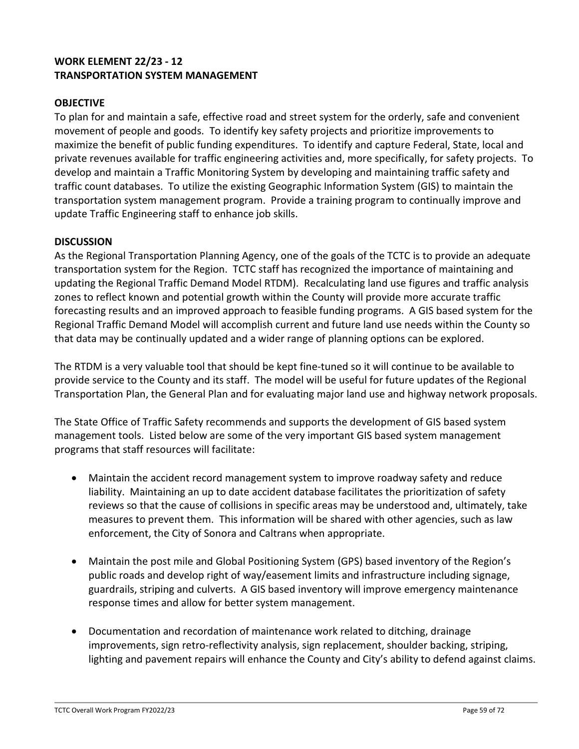## WORK ELEMENT 22/23 - 12
## TRANSPORTATION SYSTEM MANAGEMENT

### OBJECTIVE

To plan for and maintain a safe, effective road and street system for the orderly, safe and convenient movement of people and goods. To identify key safety projects and prioritize improvements to maximize the benefit of public funding expenditures. To identify and capture Federal, State, local and private revenues available for traffic engineering activities and, more specifically, for safety projects. To develop and maintain a Traffic Monitoring System by developing and maintaining traffic safety and traffic count databases. To utilize the existing Geographic Information System (GIS) to maintain the transportation system management program. Provide a training program to continually improve and update Traffic Engineering staff to enhance job skills.

### DISCUSSION

As the Regional Transportation Planning Agency, one of the goals of the TCTC is to provide an adequate transportation system for the Region. TCTC staff has recognized the importance of maintaining and updating the Regional Traffic Demand Model RTDM). Recalculating land use figures and traffic analysis zones to reflect known and potential growth within the County will provide more accurate traffic forecasting results and an improved approach to feasible funding programs. A GIS based system for the Regional Traffic Demand Model will accomplish current and future land use needs within the County so that data may be continually updated and a wider range of planning options can be explored.

The RTDM is a very valuable tool that should be kept fine-tuned so it will continue to be available to provide service to the County and its staff. The model will be useful for future updates of the Regional Transportation Plan, the General Plan and for evaluating major land use and highway network proposals.

The State Office of Traffic Safety recommends and supports the development of GIS based system management tools. Listed below are some of the very important GIS based system management programs that staff resources will facilitate:

- Maintain the accident record management system to improve roadway safety and reduce liability. Maintaining an up to date accident database facilitates the prioritization of safety reviews so that the cause of collisions in specific areas may be understood and, ultimately, take measures to prevent them. This information will be shared with other agencies, such as law enforcement, the City of Sonora and Caltrans when appropriate.

- Maintain the post mile and Global Positioning System (GPS) based inventory of the Region's public roads and develop right of way/easement limits and infrastructure including signage, guardrails, striping and culverts. A GIS based inventory will improve emergency maintenance response times and allow for better system management.

- Documentation and recordation of maintenance work related to ditching, drainage improvements, sign retro-reflectivity analysis, sign replacement, shoulder backing, striping, lighting and pavement repairs will enhance the County and City's ability to defend against claims.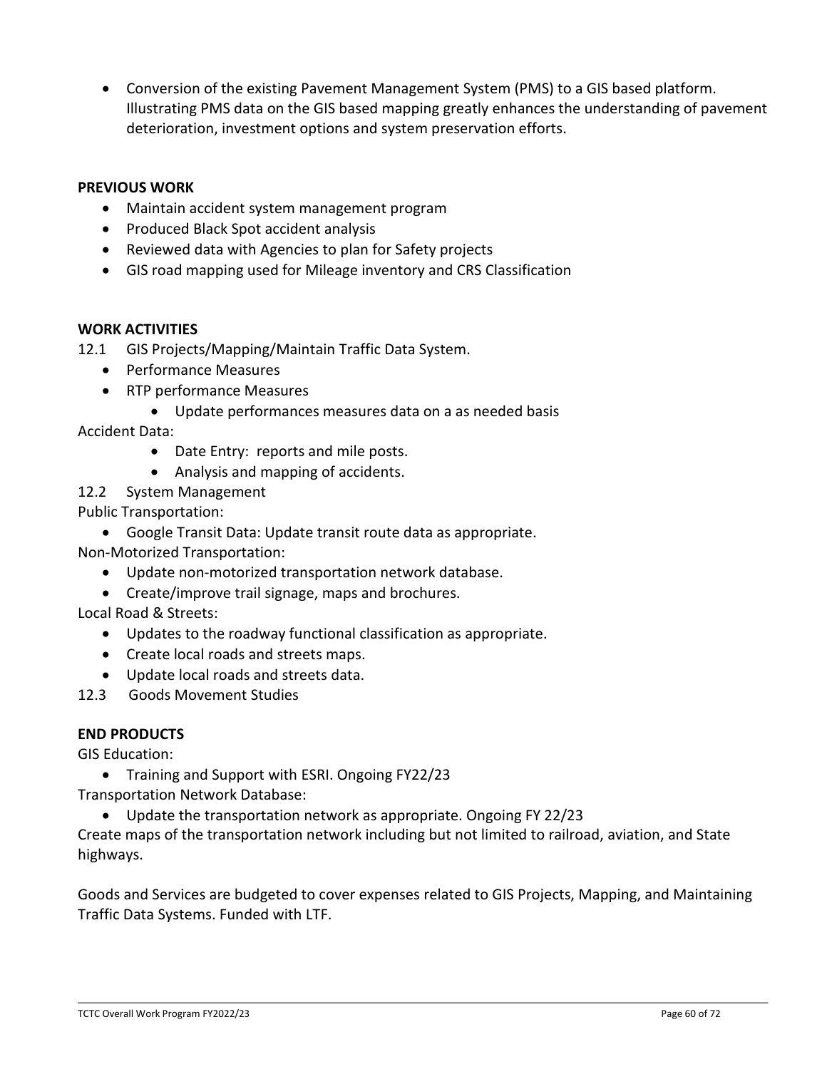- Conversion of the existing Pavement Management System (PMS) to a GIS based platform. Illustrating PMS data on the GIS based mapping greatly enhances the understanding of pavement deterioration, investment options and system preservation efforts.

**PREVIOUS WORK**

- Maintain accident system management program
- Produced Black Spot accident analysis
- Reviewed data with Agencies to plan for Safety projects
- GIS road mapping used for Mileage inventory and CRS Classification

**WORK ACTIVITIES**

12.1 GIS Projects/Mapping/Maintain Traffic Data System.

- Performance Measures
- RTP performance Measures
    - Update performances measures data on a as needed basis

Accident Data:

- Date Entry: reports and mile posts.
- Analysis and mapping of accidents.

12.2 System Management

Public Transportation:

- Google Transit Data: Update transit route data as appropriate.

Non-Motorized Transportation:

- Update non-motorized transportation network database.
- Create/improve trail signage, maps and brochures.

Local Road & Streets:

- Updates to the roadway functional classification as appropriate.
- Create local roads and streets maps.
- Update local roads and streets data.

12.3 Goods Movement Studies

**END PRODUCTS**

GIS Education:

- Training and Support with ESRI. Ongoing FY22/23

Transportation Network Database:

- Update the transportation network as appropriate. Ongoing FY 22/23

Create maps of the transportation network including but not limited to railroad, aviation, and State highways.

Goods and Services are budgeted to cover expenses related to GIS Projects, Mapping, and Maintaining Traffic Data Systems. Funded with LTF.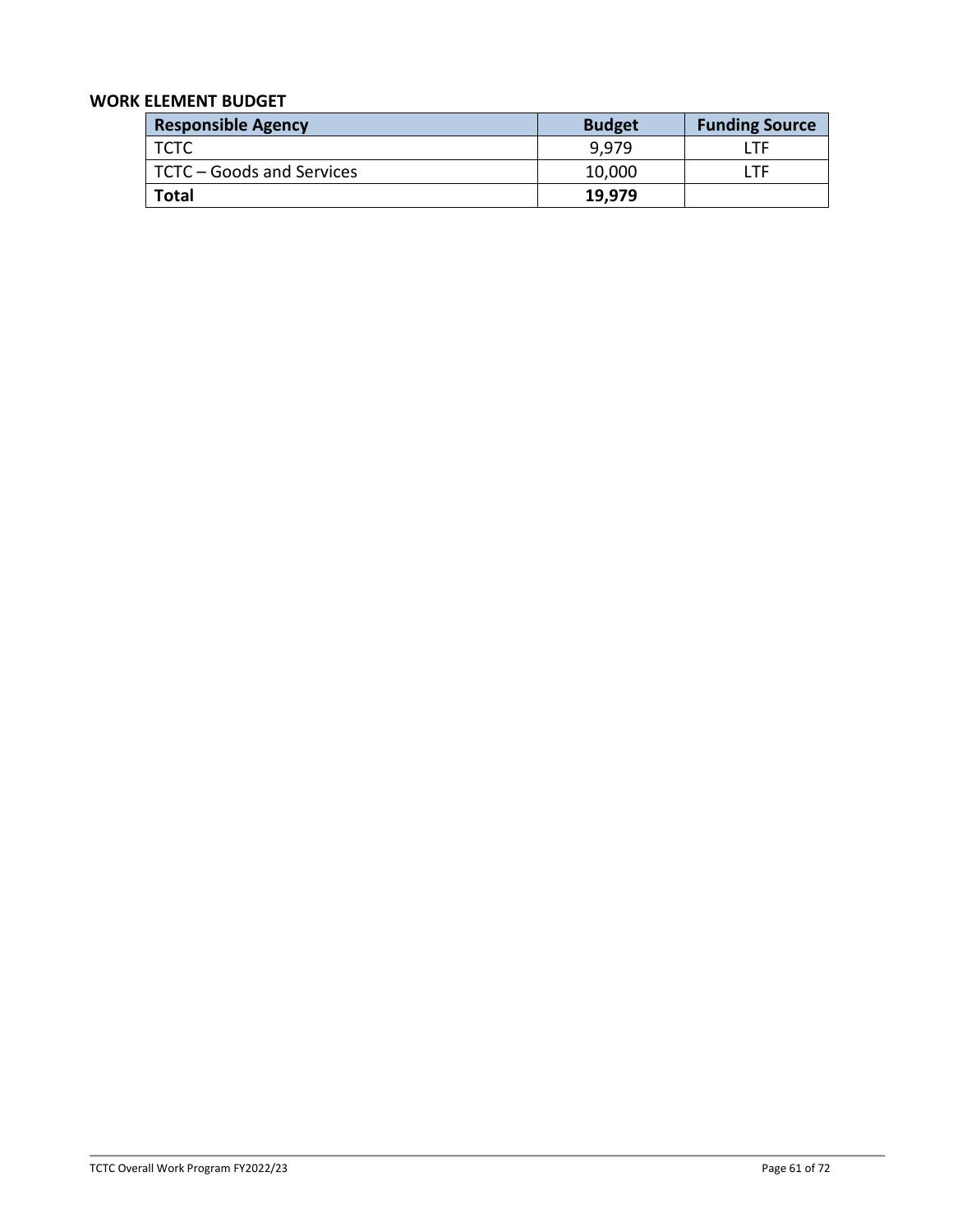**WORK ELEMENT BUDGET**

| **Responsible Agency** | **Budget** | **Funding Source** |
|---|---|---|
| TCTC | 9,979 | LTF |
| TCTC – Goods and Services | 10,000 | LTF |
| **Total** | **19,979** | |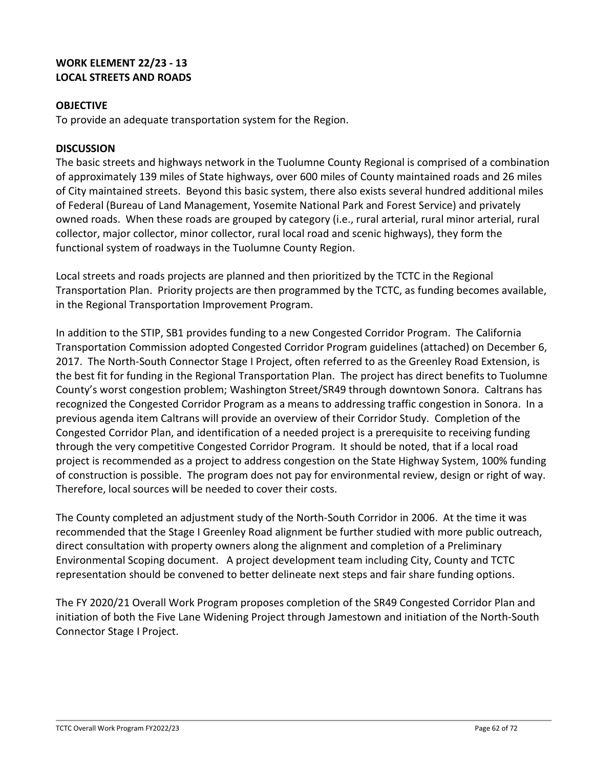**WORK ELEMENT 22/23 - 13**
**LOCAL STREETS AND ROADS**

**OBJECTIVE**

To provide an adequate transportation system for the Region.

**DISCUSSION**

The basic streets and highways network in the Tuolumne County Regional is comprised of a combination of approximately 139 miles of State highways, over 600 miles of County maintained roads and 26 miles of City maintained streets. Beyond this basic system, there also exists several hundred additional miles of Federal (Bureau of Land Management, Yosemite National Park and Forest Service) and privately owned roads. When these roads are grouped by category (i.e., rural arterial, rural minor arterial, rural collector, major collector, minor collector, rural local road and scenic highways), they form the functional system of roadways in the Tuolumne County Region.

Local streets and roads projects are planned and then prioritized by the TCTC in the Regional Transportation Plan. Priority projects are then programmed by the TCTC, as funding becomes available, in the Regional Transportation Improvement Program.

In addition to the STIP, SB1 provides funding to a new Congested Corridor Program. The California Transportation Commission adopted Congested Corridor Program guidelines (attached) on December 6, 2017. The North-South Connector Stage I Project, often referred to as the Greenley Road Extension, is the best fit for funding in the Regional Transportation Plan. The project has direct benefits to Tuolumne County's worst congestion problem; Washington Street/SR49 through downtown Sonora. Caltrans has recognized the Congested Corridor Program as a means to addressing traffic congestion in Sonora. In a previous agenda item Caltrans will provide an overview of their Corridor Study. Completion of the Congested Corridor Plan, and identification of a needed project is a prerequisite to receiving funding through the very competitive Congested Corridor Program. It should be noted, that if a local road project is recommended as a project to address congestion on the State Highway System, 100% funding of construction is possible. The program does not pay for environmental review, design or right of way. Therefore, local sources will be needed to cover their costs.

The County completed an adjustment study of the North-South Corridor in 2006. At the time it was recommended that the Stage I Greenley Road alignment be further studied with more public outreach, direct consultation with property owners along the alignment and completion of a Preliminary Environmental Scoping document. A project development team including City, County and TCTC representation should be convened to better delineate next steps and fair share funding options.

The FY 2020/21 Overall Work Program proposes completion of the SR49 Congested Corridor Plan and initiation of both the Five Lane Widening Project through Jamestown and initiation of the North-South Connector Stage I Project.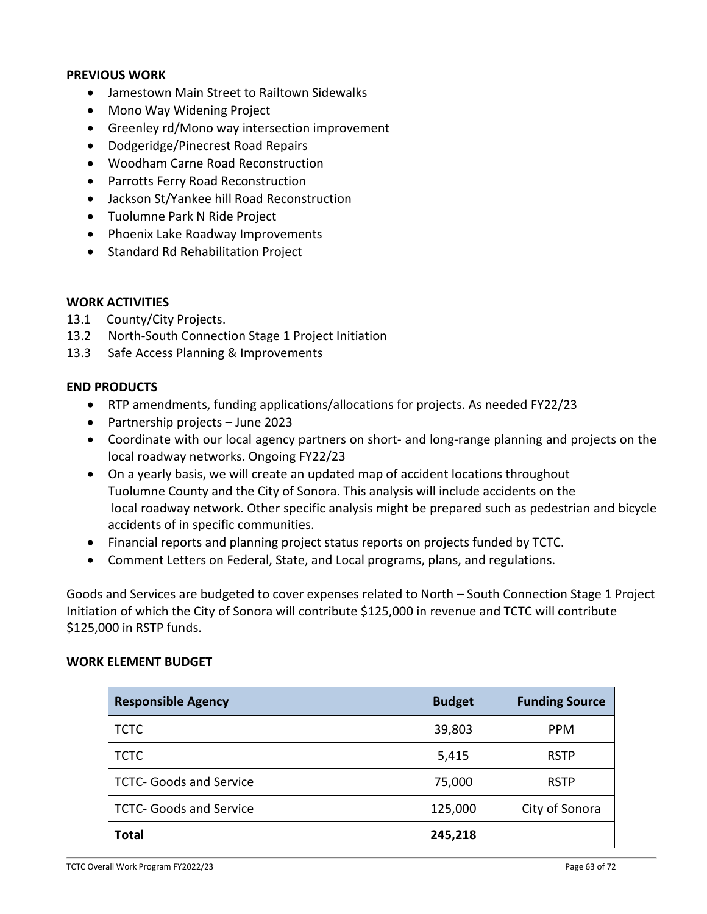**PREVIOUS WORK**

- Jamestown Main Street to Railtown Sidewalks
- Mono Way Widening Project
- Greenley rd/Mono way intersection improvement
- Dodgeridge/Pinecrest Road Repairs
- Woodham Carne Road Reconstruction
- Parrotts Ferry Road Reconstruction
- Jackson St/Yankee hill Road Reconstruction
- Tuolumne Park N Ride Project
- Phoenix Lake Roadway Improvements
- Standard Rd Rehabilitation Project

**WORK ACTIVITIES**

13.1 County/City Projects.
13.2 North-South Connection Stage 1 Project Initiation
13.3 Safe Access Planning & Improvements

**END PRODUCTS**

- RTP amendments, funding applications/allocations for projects. As needed FY22/23
- Partnership projects – June 2023
- Coordinate with our local agency partners on short- and long-range planning and projects on the local roadway networks. Ongoing FY22/23
- On a yearly basis, we will create an updated map of accident locations throughout Tuolumne County and the City of Sonora. This analysis will include accidents on the local roadway network. Other specific analysis might be prepared such as pedestrian and bicycle accidents of in specific communities.
- Financial reports and planning project status reports on projects funded by TCTC.
- Comment Letters on Federal, State, and Local programs, plans, and regulations.

Goods and Services are budgeted to cover expenses related to North – South Connection Stage 1 Project Initiation of which the City of Sonora will contribute $125,000 in revenue and TCTC will contribute $125,000 in RSTP funds.

**WORK ELEMENT BUDGET**

| Responsible Agency | Budget | Funding Source |
|---|---|---|
| TCTC | 39,803 | PPM |
| TCTC | 5,415 | RSTP |
| TCTC- Goods and Service | 75,000 | RSTP |
| TCTC- Goods and Service | 125,000 | City of Sonora |
| **Total** | **245,218** | |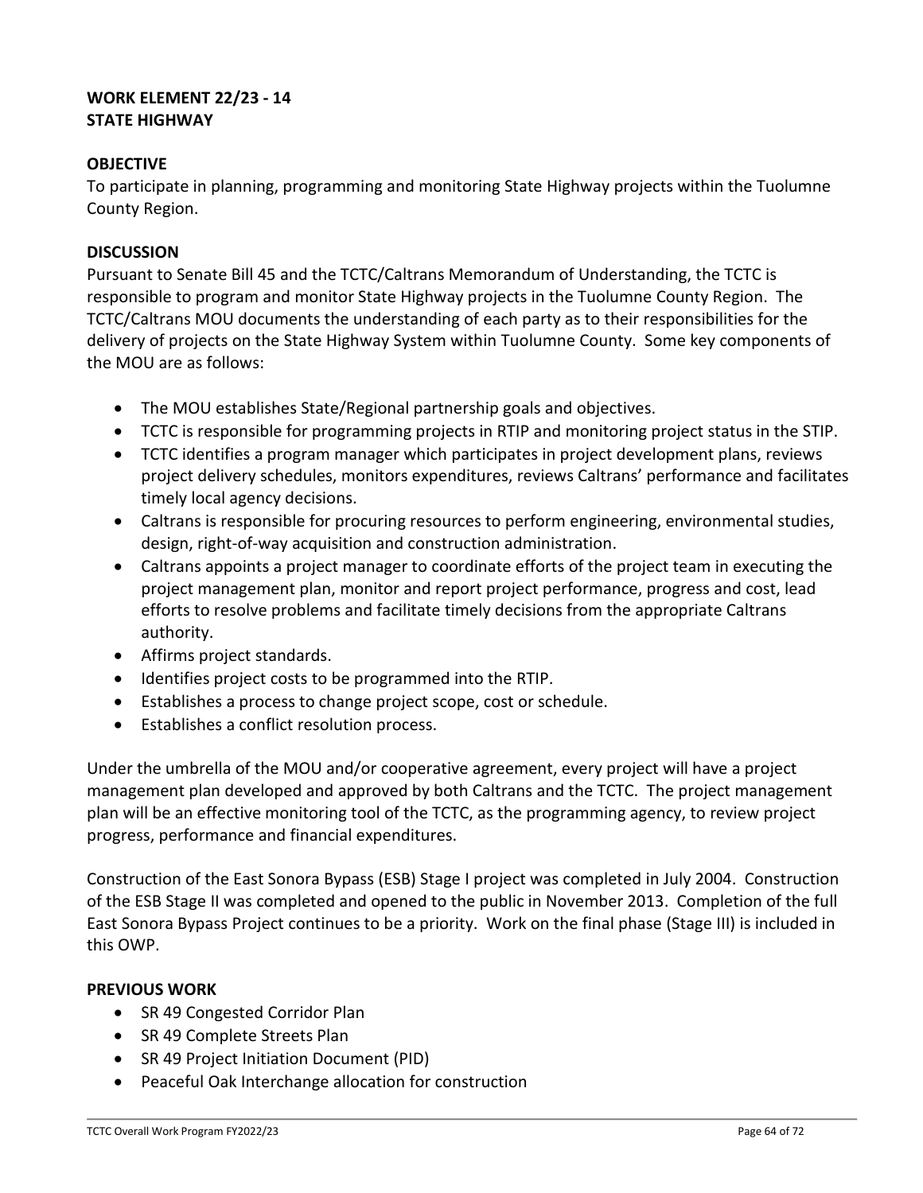## WORK ELEMENT 22/23 - 14
## STATE HIGHWAY

### OBJECTIVE

To participate in planning, programming and monitoring State Highway projects within the Tuolumne County Region.

### DISCUSSION

Pursuant to Senate Bill 45 and the TCTC/Caltrans Memorandum of Understanding, the TCTC is responsible to program and monitor State Highway projects in the Tuolumne County Region. The TCTC/Caltrans MOU documents the understanding of each party as to their responsibilities for the delivery of projects on the State Highway System within Tuolumne County. Some key components of the MOU are as follows:

- The MOU establishes State/Regional partnership goals and objectives.
- TCTC is responsible for programming projects in RTIP and monitoring project status in the STIP.
- TCTC identifies a program manager which participates in project development plans, reviews project delivery schedules, monitors expenditures, reviews Caltrans' performance and facilitates timely local agency decisions.
- Caltrans is responsible for procuring resources to perform engineering, environmental studies, design, right-of-way acquisition and construction administration.
- Caltrans appoints a project manager to coordinate efforts of the project team in executing the project management plan, monitor and report project performance, progress and cost, lead efforts to resolve problems and facilitate timely decisions from the appropriate Caltrans authority.
- Affirms project standards.
- Identifies project costs to be programmed into the RTIP.
- Establishes a process to change project scope, cost or schedule.
- Establishes a conflict resolution process.

Under the umbrella of the MOU and/or cooperative agreement, every project will have a project management plan developed and approved by both Caltrans and the TCTC. The project management plan will be an effective monitoring tool of the TCTC, as the programming agency, to review project progress, performance and financial expenditures.

Construction of the East Sonora Bypass (ESB) Stage I project was completed in July 2004. Construction of the ESB Stage II was completed and opened to the public in November 2013. Completion of the full East Sonora Bypass Project continues to be a priority. Work on the final phase (Stage III) is included in this OWP.

### PREVIOUS WORK

- SR 49 Congested Corridor Plan
- SR 49 Complete Streets Plan
- SR 49 Project Initiation Document (PID)
- Peaceful Oak Interchange allocation for construction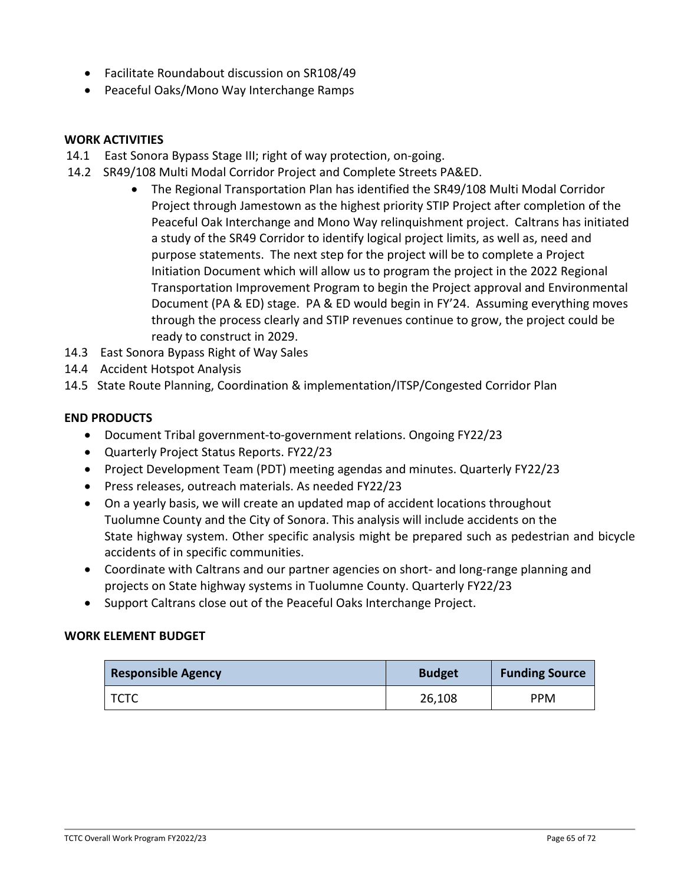- Facilitate Roundabout discussion on SR108/49
- Peaceful Oaks/Mono Way Interchange Ramps

**WORK ACTIVITIES**

14.1 East Sonora Bypass Stage III; right of way protection, on-going.

14.2 SR49/108 Multi Modal Corridor Project and Complete Streets PA&ED.

- The Regional Transportation Plan has identified the SR49/108 Multi Modal Corridor Project through Jamestown as the highest priority STIP Project after completion of the Peaceful Oak Interchange and Mono Way relinquishment project. Caltrans has initiated a study of the SR49 Corridor to identify logical project limits, as well as, need and purpose statements. The next step for the project will be to complete a Project Initiation Document which will allow us to program the project in the 2022 Regional Transportation Improvement Program to begin the Project approval and Environmental Document (PA & ED) stage. PA & ED would begin in FY'24. Assuming everything moves through the process clearly and STIP revenues continue to grow, the project could be ready to construct in 2029.

14.3 East Sonora Bypass Right of Way Sales

14.4 Accident Hotspot Analysis

14.5 State Route Planning, Coordination & implementation/ITSP/Congested Corridor Plan

**END PRODUCTS**

- Document Tribal government-to-government relations. Ongoing FY22/23
- Quarterly Project Status Reports. FY22/23
- Project Development Team (PDT) meeting agendas and minutes. Quarterly FY22/23
- Press releases, outreach materials. As needed FY22/23
- On a yearly basis, we will create an updated map of accident locations throughout Tuolumne County and the City of Sonora. This analysis will include accidents on the State highway system. Other specific analysis might be prepared such as pedestrian and bicycle accidents of in specific communities.
- Coordinate with Caltrans and our partner agencies on short- and long-range planning and projects on State highway systems in Tuolumne County. Quarterly FY22/23
- Support Caltrans close out of the Peaceful Oaks Interchange Project.

**WORK ELEMENT BUDGET**

| Responsible Agency | Budget | Funding Source |
|---|---|---|
| TCTC | 26,108 | PPM |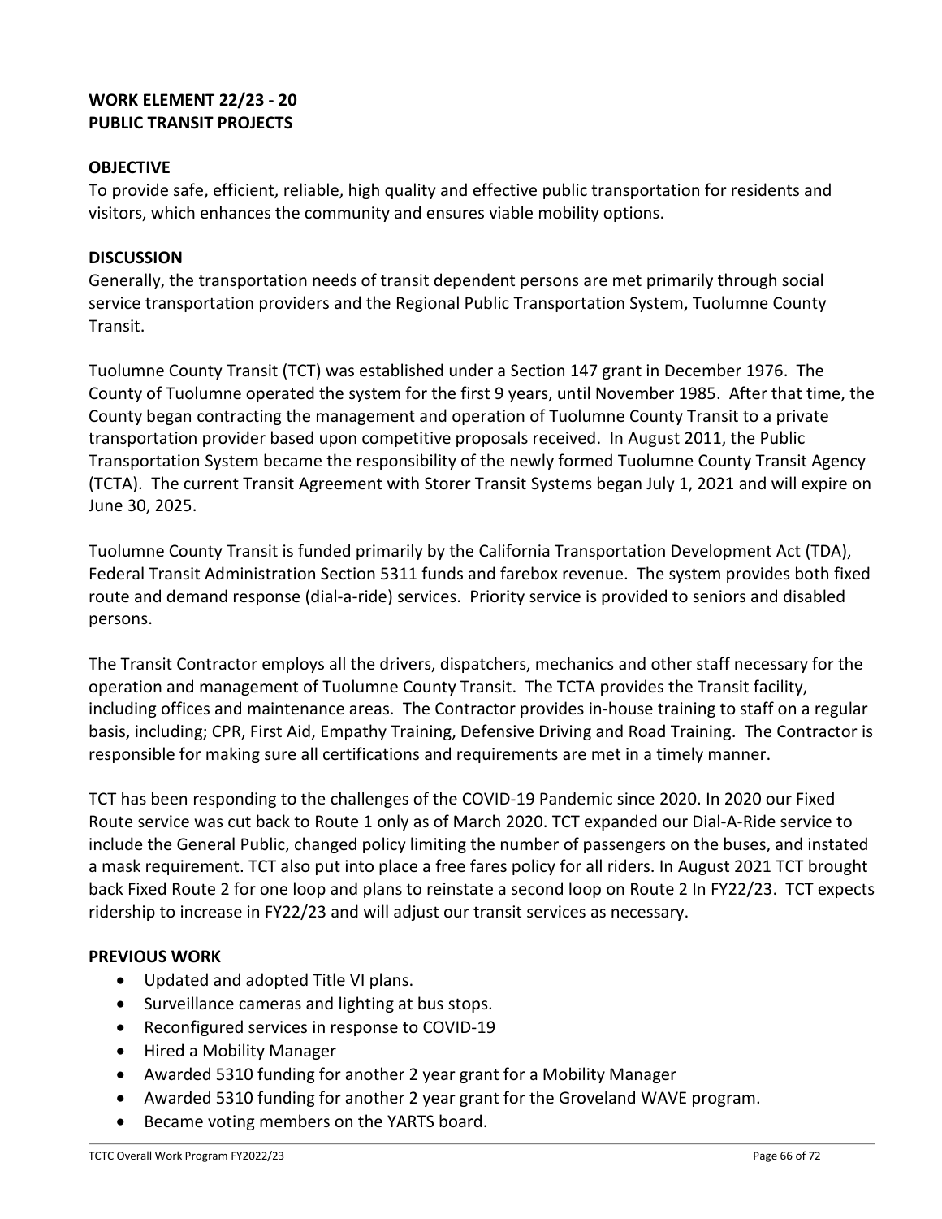## WORK ELEMENT 22/23 - 20
## PUBLIC TRANSIT PROJECTS

### OBJECTIVE

To provide safe, efficient, reliable, high quality and effective public transportation for residents and visitors, which enhances the community and ensures viable mobility options.

### DISCUSSION

Generally, the transportation needs of transit dependent persons are met primarily through social service transportation providers and the Regional Public Transportation System, Tuolumne County Transit.

Tuolumne County Transit (TCT) was established under a Section 147 grant in December 1976. The County of Tuolumne operated the system for the first 9 years, until November 1985. After that time, the County began contracting the management and operation of Tuolumne County Transit to a private transportation provider based upon competitive proposals received. In August 2011, the Public Transportation System became the responsibility of the newly formed Tuolumne County Transit Agency (TCTA). The current Transit Agreement with Storer Transit Systems began July 1, 2021 and will expire on June 30, 2025.

Tuolumne County Transit is funded primarily by the California Transportation Development Act (TDA), Federal Transit Administration Section 5311 funds and farebox revenue. The system provides both fixed route and demand response (dial-a-ride) services. Priority service is provided to seniors and disabled persons.

The Transit Contractor employs all the drivers, dispatchers, mechanics and other staff necessary for the operation and management of Tuolumne County Transit. The TCTA provides the Transit facility, including offices and maintenance areas. The Contractor provides in-house training to staff on a regular basis, including; CPR, First Aid, Empathy Training, Defensive Driving and Road Training. The Contractor is responsible for making sure all certifications and requirements are met in a timely manner.

TCT has been responding to the challenges of the COVID-19 Pandemic since 2020. In 2020 our Fixed Route service was cut back to Route 1 only as of March 2020. TCT expanded our Dial-A-Ride service to include the General Public, changed policy limiting the number of passengers on the buses, and instated a mask requirement. TCT also put into place a free fares policy for all riders. In August 2021 TCT brought back Fixed Route 2 for one loop and plans to reinstate a second loop on Route 2 In FY22/23. TCT expects ridership to increase in FY22/23 and will adjust our transit services as necessary.

### PREVIOUS WORK

- Updated and adopted Title VI plans.
- Surveillance cameras and lighting at bus stops.
- Reconfigured services in response to COVID-19
- Hired a Mobility Manager
- Awarded 5310 funding for another 2 year grant for a Mobility Manager
- Awarded 5310 funding for another 2 year grant for the Groveland WAVE program.
- Became voting members on the YARTS board.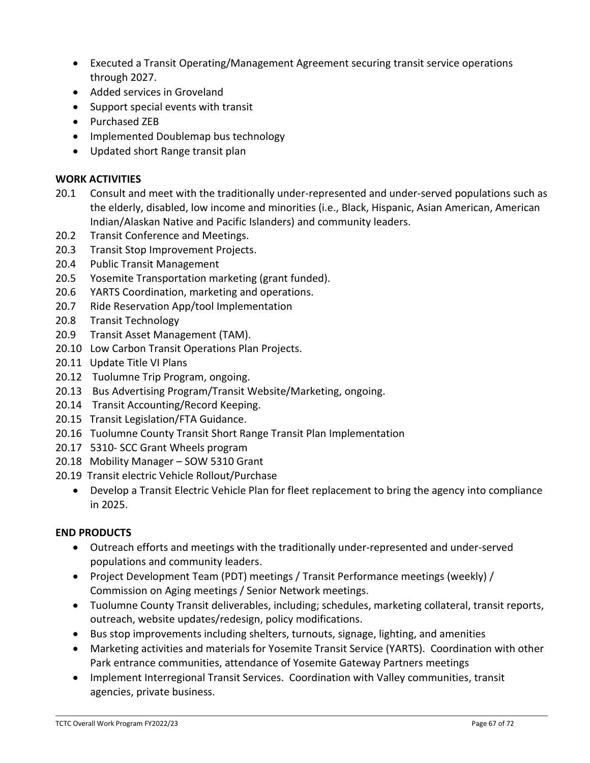- Executed a Transit Operating/Management Agreement securing transit service operations through 2027.
- Added services in Groveland
- Support special events with transit
- Purchased ZEB
- Implemented Doublemap bus technology
- Updated short Range transit plan

**WORK ACTIVITIES**

20.1 Consult and meet with the traditionally under-represented and under-served populations such as the elderly, disabled, low income and minorities (i.e., Black, Hispanic, Asian American, American Indian/Alaskan Native and Pacific Islanders) and community leaders.

20.2 Transit Conference and Meetings.

20.3 Transit Stop Improvement Projects.

20.4 Public Transit Management

20.5 Yosemite Transportation marketing (grant funded).

20.6 YARTS Coordination, marketing and operations.

20.7 Ride Reservation App/tool Implementation

20.8 Transit Technology

20.9 Transit Asset Management (TAM).

20.10 Low Carbon Transit Operations Plan Projects.

20.11 Update Title VI Plans

20.12 Tuolumne Trip Program, ongoing.

20.13 Bus Advertising Program/Transit Website/Marketing, ongoing.

20.14 Transit Accounting/Record Keeping.

20.15 Transit Legislation/FTA Guidance.

20.16 Tuolumne County Transit Short Range Transit Plan Implementation

20.17 5310- SCC Grant Wheels program

20.18 Mobility Manager – SOW 5310 Grant

20.19 Transit electric Vehicle Rollout/Purchase

- Develop a Transit Electric Vehicle Plan for fleet replacement to bring the agency into compliance in 2025.

**END PRODUCTS**

- Outreach efforts and meetings with the traditionally under-represented and under-served populations and community leaders.
- Project Development Team (PDT) meetings / Transit Performance meetings (weekly) / Commission on Aging meetings / Senior Network meetings.
- Tuolumne County Transit deliverables, including; schedules, marketing collateral, transit reports, outreach, website updates/redesign, policy modifications.
- Bus stop improvements including shelters, turnouts, signage, lighting, and amenities
- Marketing activities and materials for Yosemite Transit Service (YARTS). Coordination with other Park entrance communities, attendance of Yosemite Gateway Partners meetings
- Implement Interregional Transit Services. Coordination with Valley communities, transit agencies, private business.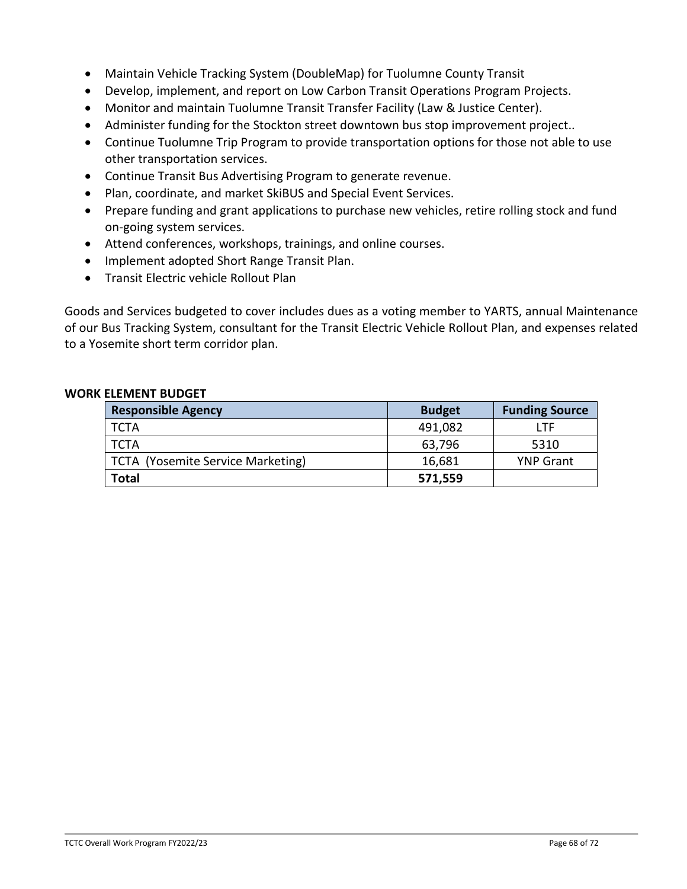- Maintain Vehicle Tracking System (DoubleMap) for Tuolumne County Transit
- Develop, implement, and report on Low Carbon Transit Operations Program Projects.
- Monitor and maintain Tuolumne Transit Transfer Facility (Law & Justice Center).
- Administer funding for the Stockton street downtown bus stop improvement project..
- Continue Tuolumne Trip Program to provide transportation options for those not able to use other transportation services.
- Continue Transit Bus Advertising Program to generate revenue.
- Plan, coordinate, and market SkiBUS and Special Event Services.
- Prepare funding and grant applications to purchase new vehicles, retire rolling stock and fund on-going system services.
- Attend conferences, workshops, trainings, and online courses.
- Implement adopted Short Range Transit Plan.
- Transit Electric vehicle Rollout Plan

Goods and Services budgeted to cover includes dues as a voting member to YARTS, annual Maintenance of our Bus Tracking System, consultant for the Transit Electric Vehicle Rollout Plan, and expenses related to a Yosemite short term corridor plan.

**WORK ELEMENT BUDGET**

| Responsible Agency | Budget | Funding Source |
|---|---|---|
| TCTA | 491,082 | LTF |
| TCTA | 63,796 | 5310 |
| TCTA (Yosemite Service Marketing) | 16,681 | YNP Grant |
| **Total** | **571,559** | |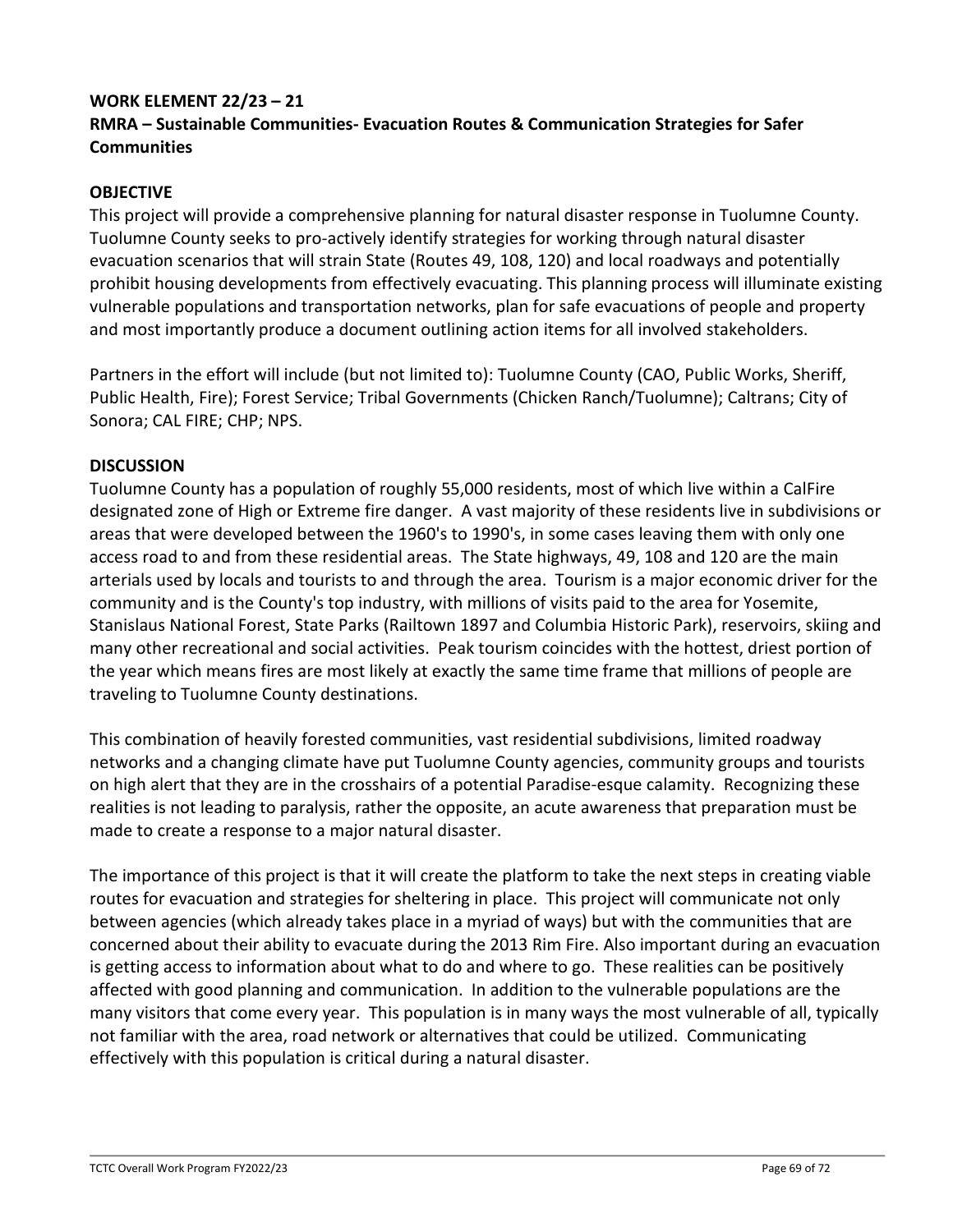## WORK ELEMENT 22/23 – 21
## RMRA – Sustainable Communities- Evacuation Routes & Communication Strategies for Safer Communities

### OBJECTIVE

This project will provide a comprehensive planning for natural disaster response in Tuolumne County. Tuolumne County seeks to pro-actively identify strategies for working through natural disaster evacuation scenarios that will strain State (Routes 49, 108, 120) and local roadways and potentially prohibit housing developments from effectively evacuating. This planning process will illuminate existing vulnerable populations and transportation networks, plan for safe evacuations of people and property and most importantly produce a document outlining action items for all involved stakeholders.

Partners in the effort will include (but not limited to): Tuolumne County (CAO, Public Works, Sheriff, Public Health, Fire); Forest Service; Tribal Governments (Chicken Ranch/Tuolumne); Caltrans; City of Sonora; CAL FIRE; CHP; NPS.

### DISCUSSION

Tuolumne County has a population of roughly 55,000 residents, most of which live within a CalFire designated zone of High or Extreme fire danger. A vast majority of these residents live in subdivisions or areas that were developed between the 1960's to 1990's, in some cases leaving them with only one access road to and from these residential areas. The State highways, 49, 108 and 120 are the main arterials used by locals and tourists to and through the area. Tourism is a major economic driver for the community and is the County's top industry, with millions of visits paid to the area for Yosemite, Stanislaus National Forest, State Parks (Railtown 1897 and Columbia Historic Park), reservoirs, skiing and many other recreational and social activities. Peak tourism coincides with the hottest, driest portion of the year which means fires are most likely at exactly the same time frame that millions of people are traveling to Tuolumne County destinations.

This combination of heavily forested communities, vast residential subdivisions, limited roadway networks and a changing climate have put Tuolumne County agencies, community groups and tourists on high alert that they are in the crosshairs of a potential Paradise-esque calamity. Recognizing these realities is not leading to paralysis, rather the opposite, an acute awareness that preparation must be made to create a response to a major natural disaster.

The importance of this project is that it will create the platform to take the next steps in creating viable routes for evacuation and strategies for sheltering in place. This project will communicate not only between agencies (which already takes place in a myriad of ways) but with the communities that are concerned about their ability to evacuate during the 2013 Rim Fire. Also important during an evacuation is getting access to information about what to do and where to go. These realities can be positively affected with good planning and communication. In addition to the vulnerable populations are the many visitors that come every year. This population is in many ways the most vulnerable of all, typically not familiar with the area, road network or alternatives that could be utilized. Communicating effectively with this population is critical during a natural disaster.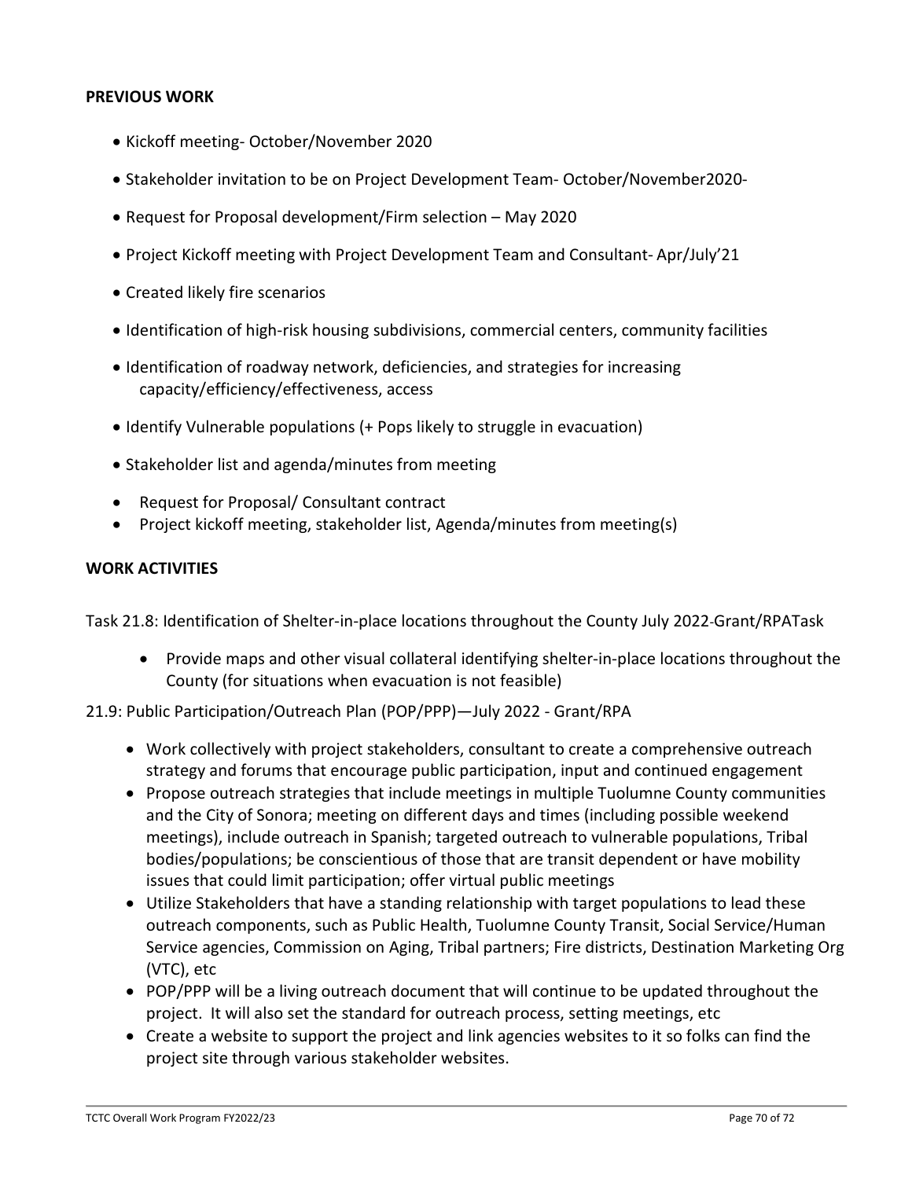## PREVIOUS WORK

- Kickoff meeting- October/November 2020
- Stakeholder invitation to be on Project Development Team- October/November2020-
- Request for Proposal development/Firm selection – May 2020
- Project Kickoff meeting with Project Development Team and Consultant- Apr/July'21
- Created likely fire scenarios
- Identification of high-risk housing subdivisions, commercial centers, community facilities
- Identification of roadway network, deficiencies, and strategies for increasing capacity/efficiency/effectiveness, access
- Identify Vulnerable populations (+ Pops likely to struggle in evacuation)
- Stakeholder list and agenda/minutes from meeting
- Request for Proposal/ Consultant contract
- Project kickoff meeting, stakeholder list, Agenda/minutes from meeting(s)

## WORK ACTIVITIES

Task 21.8: Identification of Shelter-in-place locations throughout the County July 2022-Grant/RPATask

- Provide maps and other visual collateral identifying shelter-in-place locations throughout the County (for situations when evacuation is not feasible)

21.9: Public Participation/Outreach Plan (POP/PPP)—July 2022 - Grant/RPA

- Work collectively with project stakeholders, consultant to create a comprehensive outreach strategy and forums that encourage public participation, input and continued engagement
- Propose outreach strategies that include meetings in multiple Tuolumne County communities and the City of Sonora; meeting on different days and times (including possible weekend meetings), include outreach in Spanish; targeted outreach to vulnerable populations, Tribal bodies/populations; be conscientious of those that are transit dependent or have mobility issues that could limit participation; offer virtual public meetings
- Utilize Stakeholders that have a standing relationship with target populations to lead these outreach components, such as Public Health, Tuolumne County Transit, Social Service/Human Service agencies, Commission on Aging, Tribal partners; Fire districts, Destination Marketing Org (VTC), etc
- POP/PPP will be a living outreach document that will continue to be updated throughout the project. It will also set the standard for outreach process, setting meetings, etc
- Create a website to support the project and link agencies websites to it so folks can find the project site through various stakeholder websites.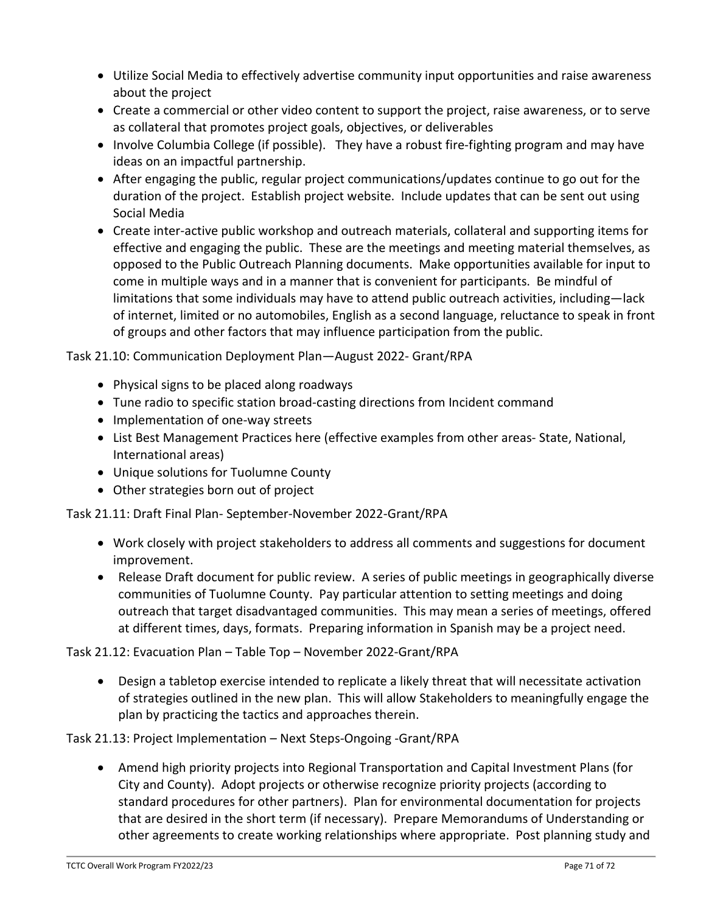- Utilize Social Media to effectively advertise community input opportunities and raise awareness about the project
- Create a commercial or other video content to support the project, raise awareness, or to serve as collateral that promotes project goals, objectives, or deliverables
- Involve Columbia College (if possible). They have a robust fire-fighting program and may have ideas on an impactful partnership.
- After engaging the public, regular project communications/updates continue to go out for the duration of the project. Establish project website. Include updates that can be sent out using Social Media
- Create inter-active public workshop and outreach materials, collateral and supporting items for effective and engaging the public. These are the meetings and meeting material themselves, as opposed to the Public Outreach Planning documents. Make opportunities available for input to come in multiple ways and in a manner that is convenient for participants. Be mindful of limitations that some individuals may have to attend public outreach activities, including—lack of internet, limited or no automobiles, English as a second language, reluctance to speak in front of groups and other factors that may influence participation from the public.

Task 21.10: Communication Deployment Plan—August 2022- Grant/RPA

- Physical signs to be placed along roadways
- Tune radio to specific station broad-casting directions from Incident command
- Implementation of one-way streets
- List Best Management Practices here (effective examples from other areas- State, National, International areas)
- Unique solutions for Tuolumne County
- Other strategies born out of project

Task 21.11: Draft Final Plan- September-November 2022-Grant/RPA

- Work closely with project stakeholders to address all comments and suggestions for document improvement.
- Release Draft document for public review. A series of public meetings in geographically diverse communities of Tuolumne County. Pay particular attention to setting meetings and doing outreach that target disadvantaged communities. This may mean a series of meetings, offered at different times, days, formats. Preparing information in Spanish may be a project need.

Task 21.12: Evacuation Plan – Table Top – November 2022-Grant/RPA

- Design a tabletop exercise intended to replicate a likely threat that will necessitate activation of strategies outlined in the new plan. This will allow Stakeholders to meaningfully engage the plan by practicing the tactics and approaches therein.

Task 21.13: Project Implementation – Next Steps-Ongoing -Grant/RPA

- Amend high priority projects into Regional Transportation and Capital Investment Plans (for City and County). Adopt projects or otherwise recognize priority projects (according to standard procedures for other partners). Plan for environmental documentation for projects that are desired in the short term (if necessary). Prepare Memorandums of Understanding or other agreements to create working relationships where appropriate. Post planning study and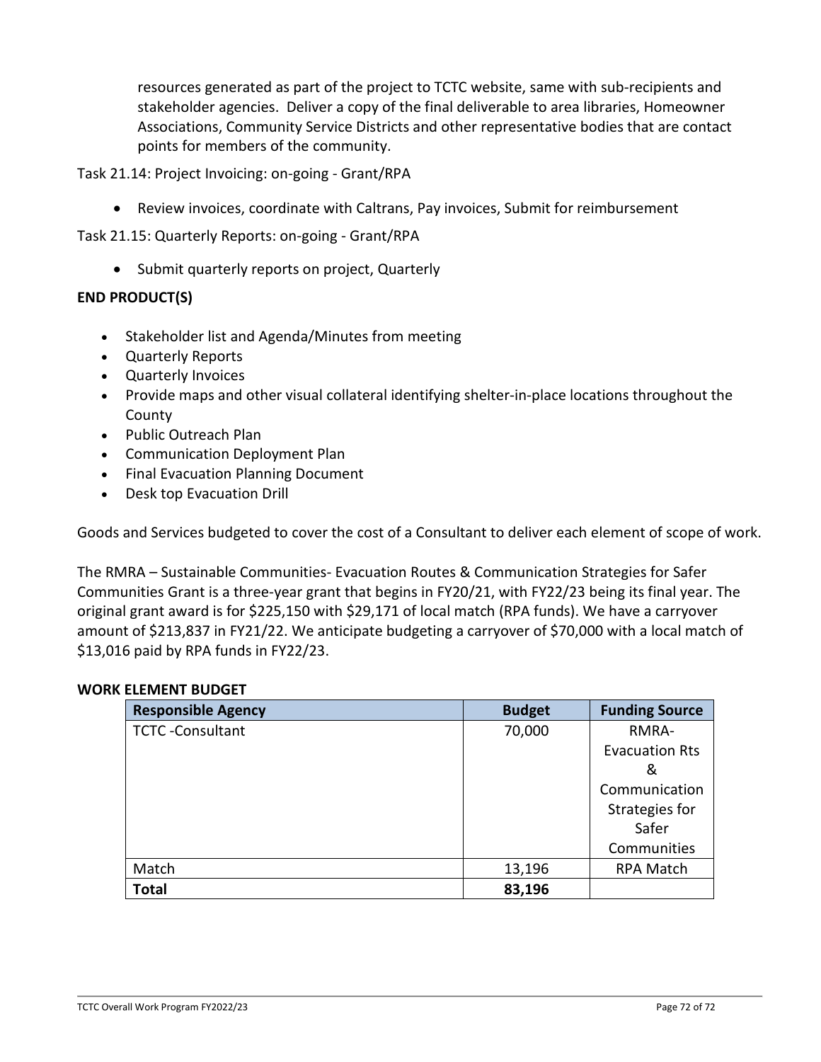resources generated as part of the project to TCTC website, same with sub-recipients and stakeholder agencies. Deliver a copy of the final deliverable to area libraries, Homeowner Associations, Community Service Districts and other representative bodies that are contact points for members of the community.

Task 21.14: Project Invoicing: on-going - Grant/RPA

- Review invoices, coordinate with Caltrans, Pay invoices, Submit for reimbursement

Task 21.15: Quarterly Reports: on-going - Grant/RPA

- Submit quarterly reports on project, Quarterly

**END PRODUCT(S)**

- Stakeholder list and Agenda/Minutes from meeting
- Quarterly Reports
- Quarterly Invoices
- Provide maps and other visual collateral identifying shelter-in-place locations throughout the County
- Public Outreach Plan
- Communication Deployment Plan
- Final Evacuation Planning Document
- Desk top Evacuation Drill

Goods and Services budgeted to cover the cost of a Consultant to deliver each element of scope of work.

The RMRA – Sustainable Communities- Evacuation Routes & Communication Strategies for Safer Communities Grant is a three-year grant that begins in FY20/21, with FY22/23 being its final year. The original grant award is for $225,150 with $29,171 of local match (RPA funds). We have a carryover amount of $213,837 in FY21/22. We anticipate budgeting a carryover of $70,000 with a local match of $13,016 paid by RPA funds in FY22/23.

**WORK ELEMENT BUDGET**

| Responsible Agency | Budget | Funding Source |
|---|---|---|
| TCTC -Consultant | 70,000 | RMRA-Evacuation Rts & Communication Strategies for Safer Communities |
| Match | 13,196 | RPA Match |
| **Total** | **83,196** | |